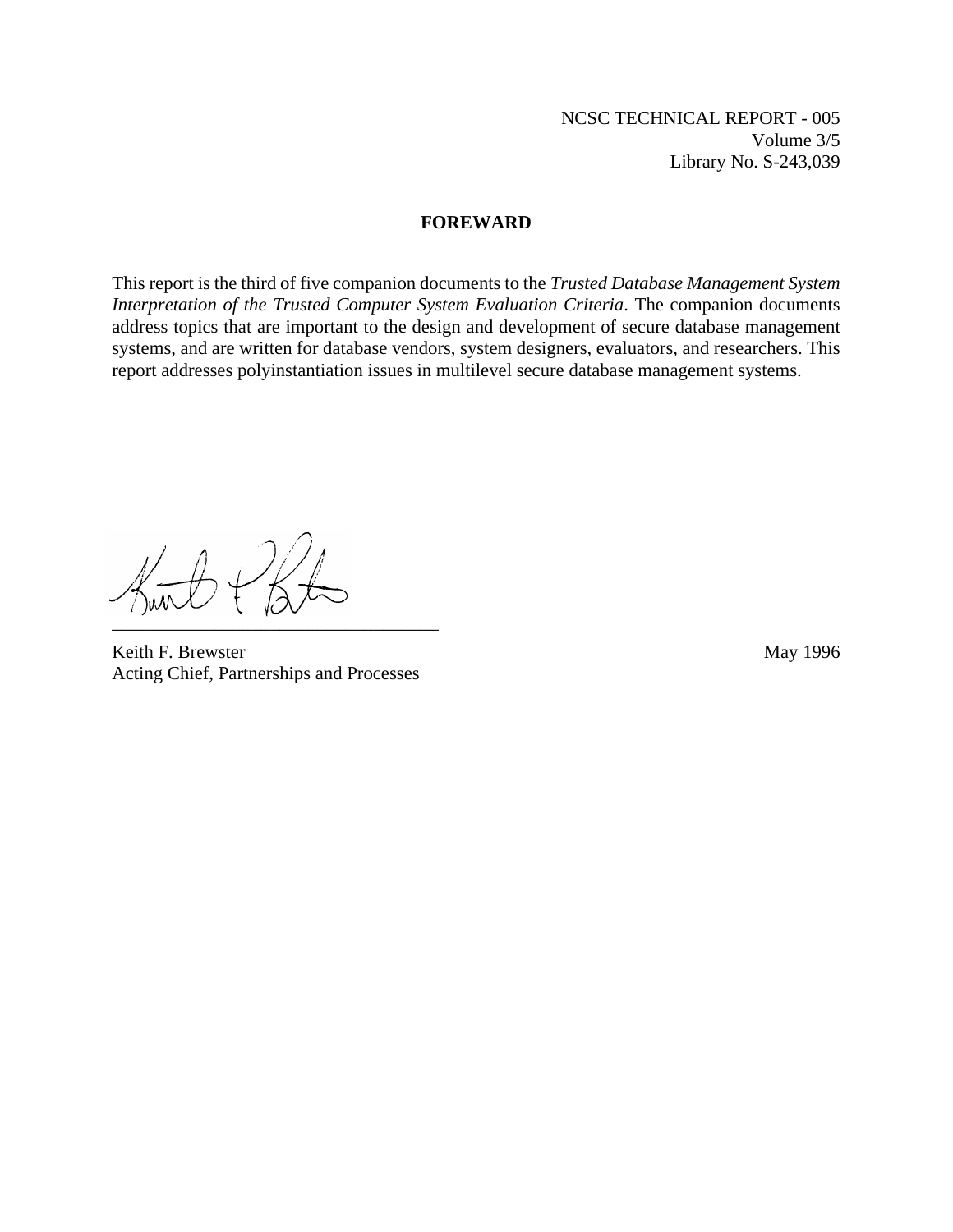NCSC TECHNICAL REPORT - 005
Volume 3/5
Library No. S-243,039

## FOREWARD

This report is the third of five companion documents to the *Trusted Database Management System Interpretation of the Trusted Computer System Evaluation Criteria*. The companion documents address topics that are important to the design and development of secure database management systems, and are written for database vendors, system designers, evaluators, and researchers. This report addresses polyinstantiation issues in multilevel secure database management systems.

Keith F. Brewster
Acting Chief, Partnerships and Processes

May 1996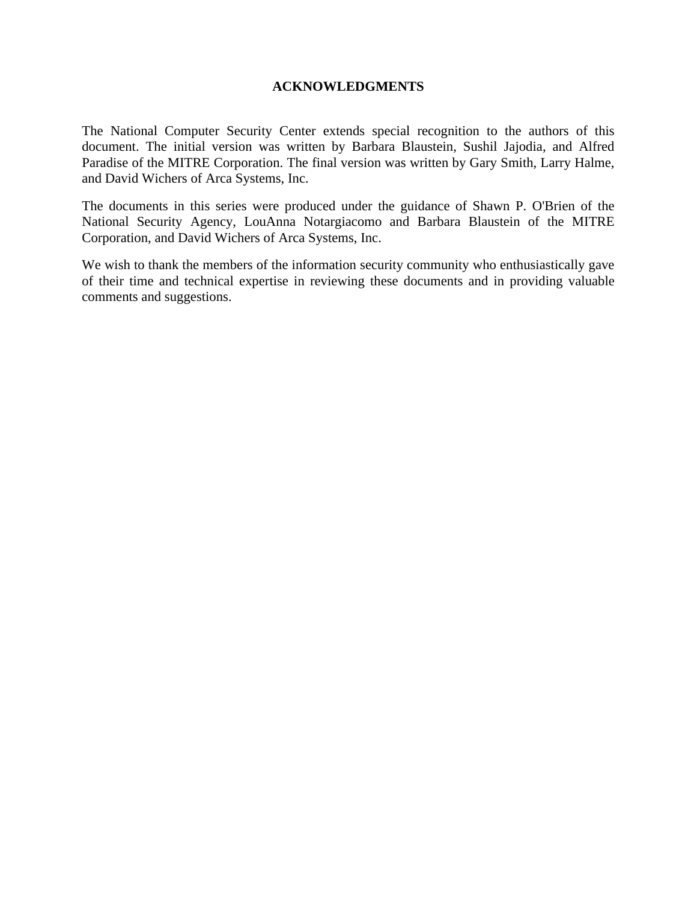## ACKNOWLEDGMENTS

The National Computer Security Center extends special recognition to the authors of this document. The initial version was written by Barbara Blaustein, Sushil Jajodia, and Alfred Paradise of the MITRE Corporation. The final version was written by Gary Smith, Larry Halme, and David Wichers of Arca Systems, Inc.

The documents in this series were produced under the guidance of Shawn P. O'Brien of the National Security Agency, LouAnna Notargiacomo and Barbara Blaustein of the MITRE Corporation, and David Wichers of Arca Systems, Inc.

We wish to thank the members of the information security community who enthusiastically gave of their time and technical expertise in reviewing these documents and in providing valuable comments and suggestions.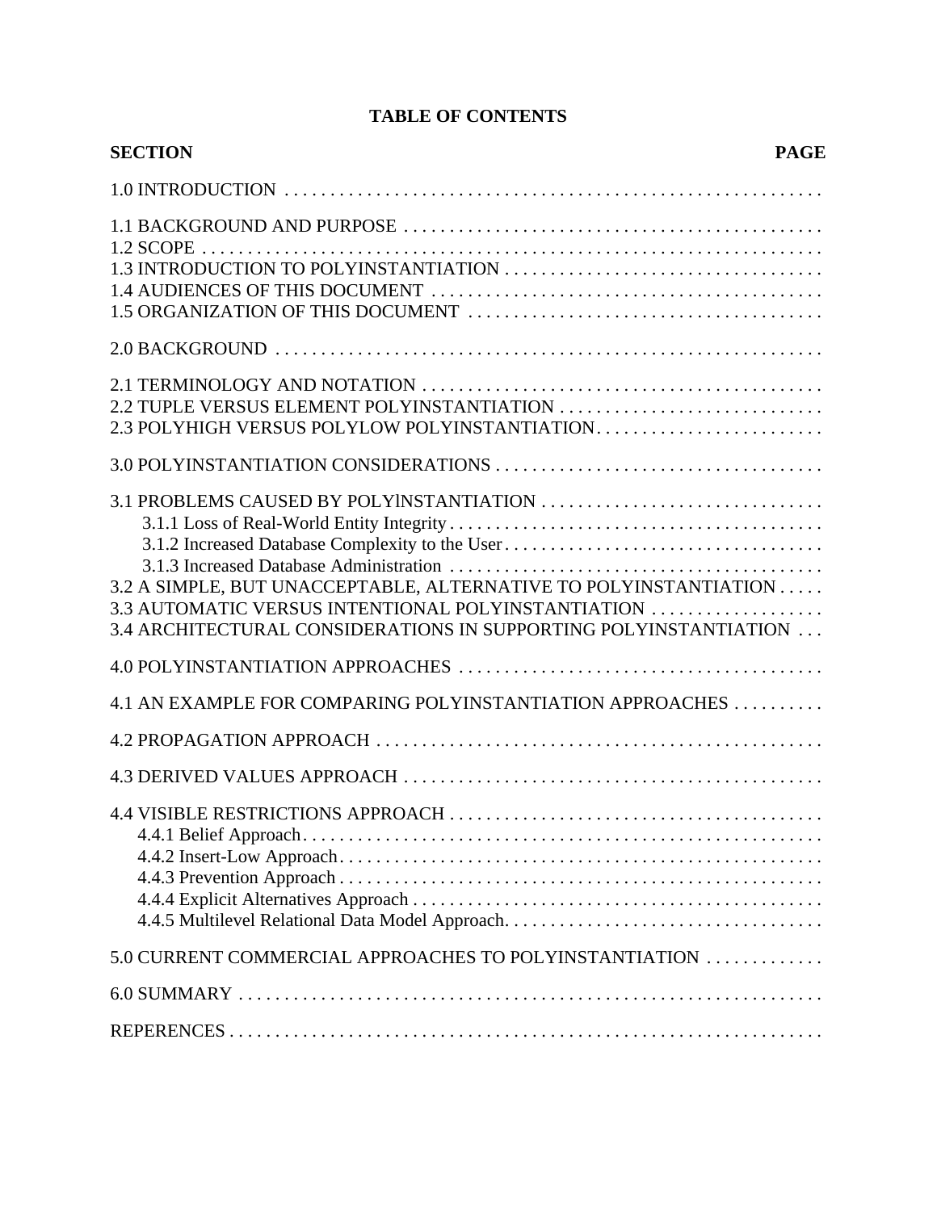**TABLE OF CONTENTS**

**SECTION** **PAGE**

1.0 INTRODUCTION . . . . . . . . . . . . . . . . . . . . . . . . . . . . . . . . . . . . . . . . . . . . . . . . . . . . . . . . . . .

1.1 BACKGROUND AND PURPOSE . . . . . . . . . . . . . . . . . . . . . . . . . . . . . . . . . . . . . . . . . . . . .
1.2 SCOPE . . . . . . . . . . . . . . . . . . . . . . . . . . . . . . . . . . . . . . . . . . . . . . . . . . . . . . . . . . . . . . . . . .
1.3 INTRODUCTION TO POLYINSTANTIATION . . . . . . . . . . . . . . . . . . . . . . . . . . . . . . . . . .
1.4 AUDIENCES OF THIS DOCUMENT . . . . . . . . . . . . . . . . . . . . . . . . . . . . . . . . . . . . . . . . . .
1.5 ORGANIZATION OF THIS DOCUMENT . . . . . . . . . . . . . . . . . . . . . . . . . . . . . . . . . . . . . .

2.0 BACKGROUND . . . . . . . . . . . . . . . . . . . . . . . . . . . . . . . . . . . . . . . . . . . . . . . . . . . . . . . . . . .

2.1 TERMINOLOGY AND NOTATION . . . . . . . . . . . . . . . . . . . . . . . . . . . . . . . . . . . . . . . . . . .
2.2 TUPLE VERSUS ELEMENT POLYINSTANTIATION . . . . . . . . . . . . . . . . . . . . . . . . . . . .
2.3 POLYHIGH VERSUS POLYLOW POLYINSTANTIATION. . . . . . . . . . . . . . . . . . . . . . . . .

3.0 POLYINSTANTIATION CONSIDERATIONS . . . . . . . . . . . . . . . . . . . . . . . . . . . . . . . . . . .

3.1 PROBLEMS CAUSED BY POLYlNSTANTIATION . . . . . . . . . . . . . . . . . . . . . . . . . . . . . . .
- 3.1.1 Loss of Real-World Entity Integrity . . . . . . . . . . . . . . . . . . . . . . . . . . . . . . . . . . . . . . . .
- 3.1.2 Increased Database Complexity to the User . . . . . . . . . . . . . . . . . . . . . . . . . . . . . . . . . .
- 3.1.3 Increased Database Administration . . . . . . . . . . . . . . . . . . . . . . . . . . . . . . . . . . . . . . . .

3.2 A SIMPLE, BUT UNACCEPTABLE, ALTERNATIVE TO POLYINSTANTIATION . . . . .
3.3 AUTOMATIC VERSUS INTENTIONAL POLYINSTANTIATION . . . . . . . . . . . . . . . . . . .
3.4 ARCHITECTURAL CONSIDERATIONS IN SUPPORTING POLYINSTANTIATION . . .

4.0 POLYINSTANTIATION APPROACHES . . . . . . . . . . . . . . . . . . . . . . . . . . . . . . . . . . . . . . .

4.1 AN EXAMPLE FOR COMPARING POLYINSTANTIATION APPROACHES . . . . . . . . . .

4.2 PROPAGATION APPROACH . . . . . . . . . . . . . . . . . . . . . . . . . . . . . . . . . . . . . . . . . . . . . . . . .

4.3 DERIVED VALUES APPROACH . . . . . . . . . . . . . . . . . . . . . . . . . . . . . . . . . . . . . . . . . . . . . .

4.4 VISIBLE RESTRICTIONS APPROACH . . . . . . . . . . . . . . . . . . . . . . . . . . . . . . . . . . . . . . . . .
- 4.4.1 Belief Approach . . . . . . . . . . . . . . . . . . . . . . . . . . . . . . . . . . . . . . . . . . . . . . . . . . . . . . . .
- 4.4.2 Insert-Low Approach . . . . . . . . . . . . . . . . . . . . . . . . . . . . . . . . . . . . . . . . . . . . . . . . . . . .
- 4.4.3 Prevention Approach . . . . . . . . . . . . . . . . . . . . . . . . . . . . . . . . . . . . . . . . . . . . . . . . . . . .
- 4.4.4 Explicit Alternatives Approach . . . . . . . . . . . . . . . . . . . . . . . . . . . . . . . . . . . . . . . . . . . . .
- 4.4.5 Multilevel Relational Data Model Approach. . . . . . . . . . . . . . . . . . . . . . . . . . . . . . . . . . .

5.0 CURRENT COMMERCIAL APPROACHES TO POLYINSTANTIATION . . . . . . . . . . . . .

6.0 SUMMARY . . . . . . . . . . . . . . . . . . . . . . . . . . . . . . . . . . . . . . . . . . . . . . . . . . . . . . . . . . . . . . . .

REPERENCES . . . . . . . . . . . . . . . . . . . . . . . . . . . . . . . . . . . . . . . . . . . . . . . . . . . . . . . . . . . . . . . . .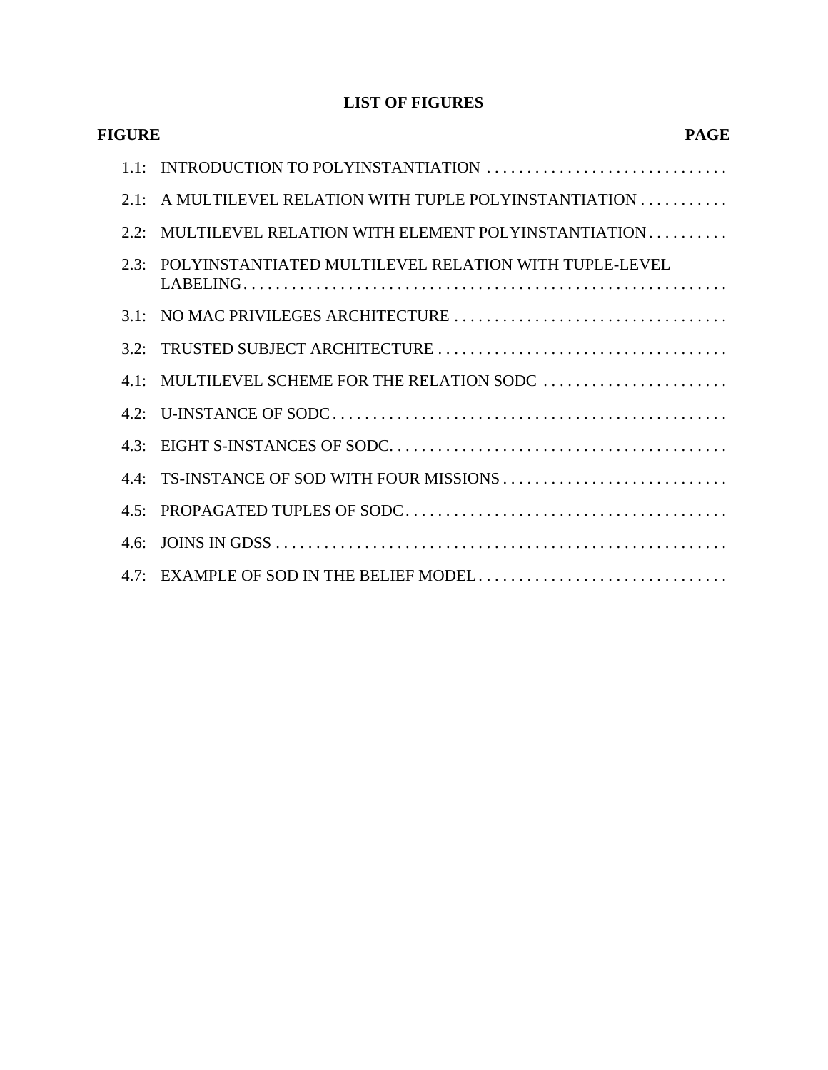# LIST OF FIGURES

**FIGURE** **PAGE**

1.1: INTRODUCTION TO POLYINSTANTIATION . . . . . . . . . . . . . . . . . . . . . . . . . . . . . .

2.1: A MULTILEVEL RELATION WITH TUPLE POLYINSTANTIATION . . . . . . . . . . .

2.2: MULTILEVEL RELATION WITH ELEMENT POLYINSTANTIATION . . . . . . . . . .

2.3: POLYINSTANTIATED MULTILEVEL RELATION WITH TUPLE-LEVEL LABELING. . . . . . . . . . . . . . . . . . . . . . . . . . . . . . . . . . . . . . . . . . . . . . . . . . . . . . . . . . . .

3.1: NO MAC PRIVILEGES ARCHITECTURE . . . . . . . . . . . . . . . . . . . . . . . . . . . . . . . . . .

3.2: TRUSTED SUBJECT ARCHITECTURE . . . . . . . . . . . . . . . . . . . . . . . . . . . . . . . . . . . .

4.1: MULTILEVEL SCHEME FOR THE RELATION SODC . . . . . . . . . . . . . . . . . . . . . . .

4.2: U-INSTANCE OF SODC . . . . . . . . . . . . . . . . . . . . . . . . . . . . . . . . . . . . . . . . . . . . . . . . .

4.3: EIGHT S-INSTANCES OF SODC. . . . . . . . . . . . . . . . . . . . . . . . . . . . . . . . . . . . . . . . . .

4.4: TS-INSTANCE OF SOD WITH FOUR MISSIONS . . . . . . . . . . . . . . . . . . . . . . . . . . . .

4.5: PROPAGATED TUPLES OF SODC. . . . . . . . . . . . . . . . . . . . . . . . . . . . . . . . . . . . . . . .

4.6: JOINS IN GDSS . . . . . . . . . . . . . . . . . . . . . . . . . . . . . . . . . . . . . . . . . . . . . . . . . . . . . . .

4.7: EXAMPLE OF SOD IN THE BELIEF MODEL . . . . . . . . . . . . . . . . . . . . . . . . . . . . . . .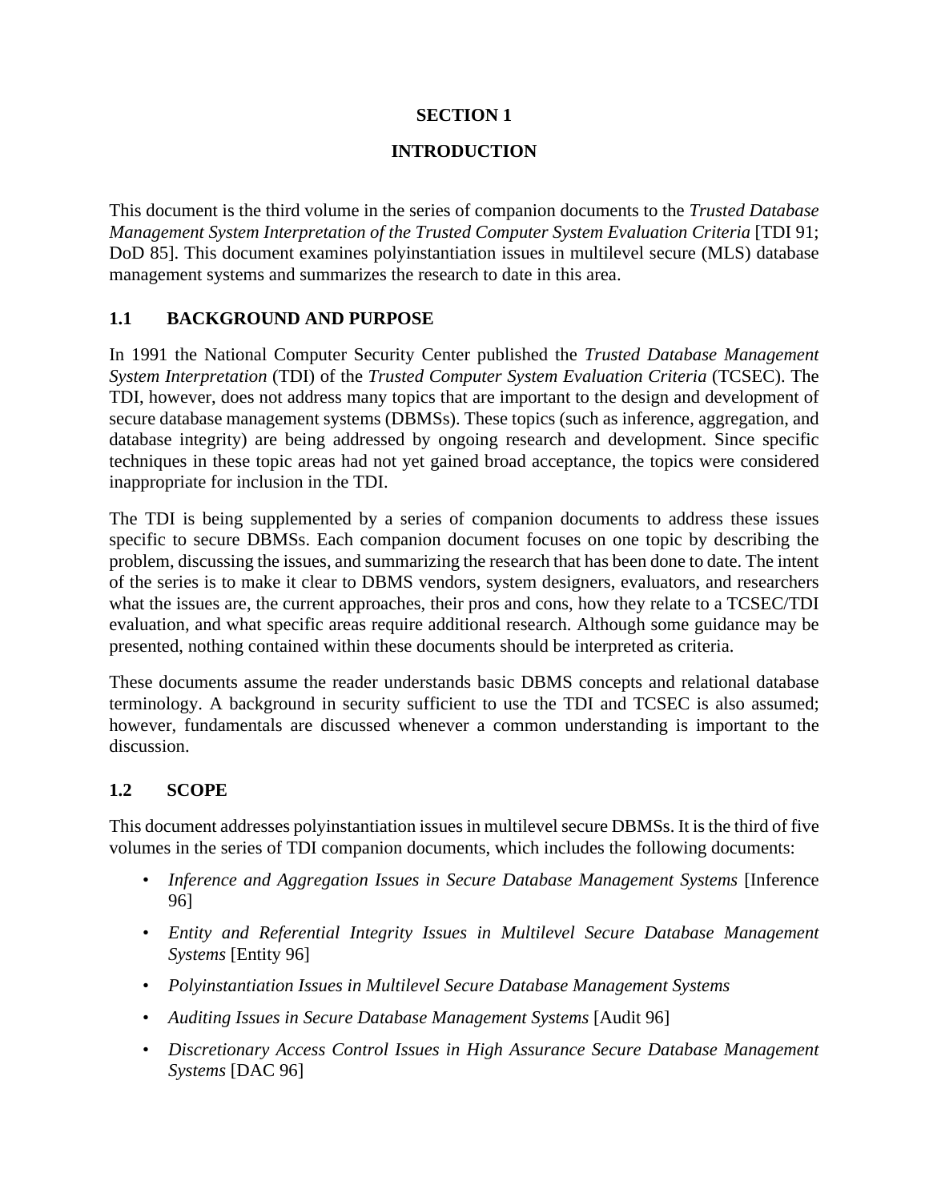# SECTION 1

# INTRODUCTION

This document is the third volume in the series of companion documents to the *Trusted Database Management System Interpretation of the Trusted Computer System Evaluation Criteria* [TDI 91; DoD 85]. This document examines polyinstantiation issues in multilevel secure (MLS) database management systems and summarizes the research to date in this area.

## 1.1 BACKGROUND AND PURPOSE

In 1991 the National Computer Security Center published the *Trusted Database Management System Interpretation* (TDI) of the *Trusted Computer System Evaluation Criteria* (TCSEC). The TDI, however, does not address many topics that are important to the design and development of secure database management systems (DBMSs). These topics (such as inference, aggregation, and database integrity) are being addressed by ongoing research and development. Since specific techniques in these topic areas had not yet gained broad acceptance, the topics were considered inappropriate for inclusion in the TDI.

The TDI is being supplemented by a series of companion documents to address these issues specific to secure DBMSs. Each companion document focuses on one topic by describing the problem, discussing the issues, and summarizing the research that has been done to date. The intent of the series is to make it clear to DBMS vendors, system designers, evaluators, and researchers what the issues are, the current approaches, their pros and cons, how they relate to a TCSEC/TDI evaluation, and what specific areas require additional research. Although some guidance may be presented, nothing contained within these documents should be interpreted as criteria.

These documents assume the reader understands basic DBMS concepts and relational database terminology. A background in security sufficient to use the TDI and TCSEC is also assumed; however, fundamentals are discussed whenever a common understanding is important to the discussion.

## 1.2 SCOPE

This document addresses polyinstantiation issues in multilevel secure DBMSs. It is the third of five volumes in the series of TDI companion documents, which includes the following documents:

- *Inference and Aggregation Issues in Secure Database Management Systems* [Inference 96]
- *Entity and Referential Integrity Issues in Multilevel Secure Database Management Systems* [Entity 96]
- *Polyinstantiation Issues in Multilevel Secure Database Management Systems*
- *Auditing Issues in Secure Database Management Systems* [Audit 96]
- *Discretionary Access Control Issues in High Assurance Secure Database Management Systems* [DAC 96]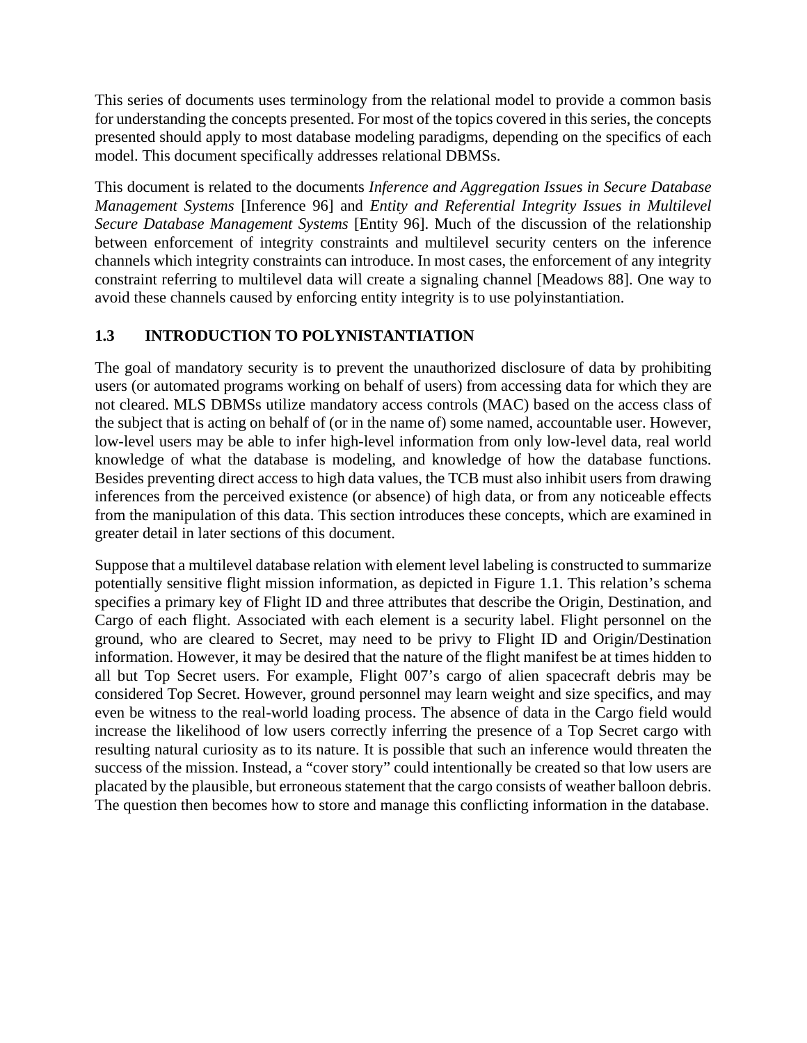This series of documents uses terminology from the relational model to provide a common basis for understanding the concepts presented. For most of the topics covered in this series, the concepts presented should apply to most database modeling paradigms, depending on the specifics of each model. This document specifically addresses relational DBMSs.

This document is related to the documents *Inference and Aggregation Issues in Secure Database Management Systems* [Inference 96] and *Entity and Referential Integrity Issues in Multilevel Secure Database Management Systems* [Entity 96]. Much of the discussion of the relationship between enforcement of integrity constraints and multilevel security centers on the inference channels which integrity constraints can introduce. In most cases, the enforcement of any integrity constraint referring to multilevel data will create a signaling channel [Meadows 88]. One way to avoid these channels caused by enforcing entity integrity is to use polyinstantiation.

### 1.3 INTRODUCTION TO POLYNISTANTIATION

The goal of mandatory security is to prevent the unauthorized disclosure of data by prohibiting users (or automated programs working on behalf of users) from accessing data for which they are not cleared. MLS DBMSs utilize mandatory access controls (MAC) based on the access class of the subject that is acting on behalf of (or in the name of) some named, accountable user. However, low-level users may be able to infer high-level information from only low-level data, real world knowledge of what the database is modeling, and knowledge of how the database functions. Besides preventing direct access to high data values, the TCB must also inhibit users from drawing inferences from the perceived existence (or absence) of high data, or from any noticeable effects from the manipulation of this data. This section introduces these concepts, which are examined in greater detail in later sections of this document.

Suppose that a multilevel database relation with element level labeling is constructed to summarize potentially sensitive flight mission information, as depicted in Figure 1.1. This relation's schema specifies a primary key of Flight ID and three attributes that describe the Origin, Destination, and Cargo of each flight. Associated with each element is a security label. Flight personnel on the ground, who are cleared to Secret, may need to be privy to Flight ID and Origin/Destination information. However, it may be desired that the nature of the flight manifest be at times hidden to all but Top Secret users. For example, Flight 007's cargo of alien spacecraft debris may be considered Top Secret. However, ground personnel may learn weight and size specifics, and may even be witness to the real-world loading process. The absence of data in the Cargo field would increase the likelihood of low users correctly inferring the presence of a Top Secret cargo with resulting natural curiosity as to its nature. It is possible that such an inference would threaten the success of the mission. Instead, a "cover story" could intentionally be created so that low users are placated by the plausible, but erroneous statement that the cargo consists of weather balloon debris. The question then becomes how to store and manage this conflicting information in the database.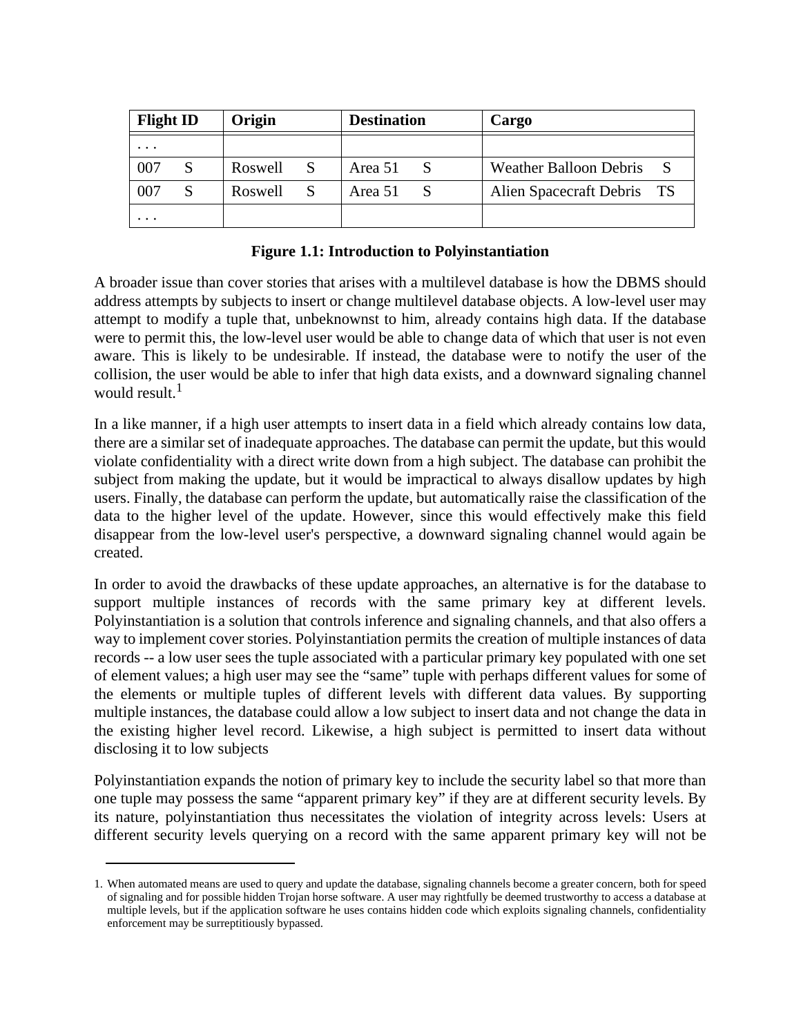| Flight ID | Origin | Destination | Cargo |
| --- | --- | --- | --- |
| . . . | | | |
| 007 S | Roswell S | Area 51 S | Weather Balloon Debris S |
| 007 S | Roswell S | Area 51 S | Alien Spacecraft Debris TS |
| . . . | | | |

**Figure 1.1: Introduction to Polyinstantiation**

A broader issue than cover stories that arises with a multilevel database is how the DBMS should address attempts by subjects to insert or change multilevel database objects. A low-level user may attempt to modify a tuple that, unbeknownst to him, already contains high data. If the database were to permit this, the low-level user would be able to change data of which that user is not even aware. This is likely to be undesirable. If instead, the database were to notify the user of the collision, the user would be able to infer that high data exists, and a downward signaling channel would result.[1]

In a like manner, if a high user attempts to insert data in a field which already contains low data, there are a similar set of inadequate approaches. The database can permit the update, but this would violate confidentiality with a direct write down from a high subject. The database can prohibit the subject from making the update, but it would be impractical to always disallow updates by high users. Finally, the database can perform the update, but automatically raise the classification of the data to the higher level of the update. However, since this would effectively make this field disappear from the low-level user's perspective, a downward signaling channel would again be created.

In order to avoid the drawbacks of these update approaches, an alternative is for the database to support multiple instances of records with the same primary key at different levels. Polyinstantiation is a solution that controls inference and signaling channels, and that also offers a way to implement cover stories. Polyinstantiation permits the creation of multiple instances of data records -- a low user sees the tuple associated with a particular primary key populated with one set of element values; a high user may see the "same" tuple with perhaps different values for some of the elements or multiple tuples of different levels with different data values. By supporting multiple instances, the database could allow a low subject to insert data and not change the data in the existing higher level record. Likewise, a high subject is permitted to insert data without disclosing it to low subjects

Polyinstantiation expands the notion of primary key to include the security label so that more than one tuple may possess the same "apparent primary key" if they are at different security levels. By its nature, polyinstantiation thus necessitates the violation of integrity across levels: Users at different security levels querying on a record with the same apparent primary key will not be

---

1. When automated means are used to query and update the database, signaling channels become a greater concern, both for speed of signaling and for possible hidden Trojan horse software. A user may rightfully be deemed trustworthy to access a database at multiple levels, but if the application software he uses contains hidden code which exploits signaling channels, confidentiality enforcement may be surreptitiously bypassed.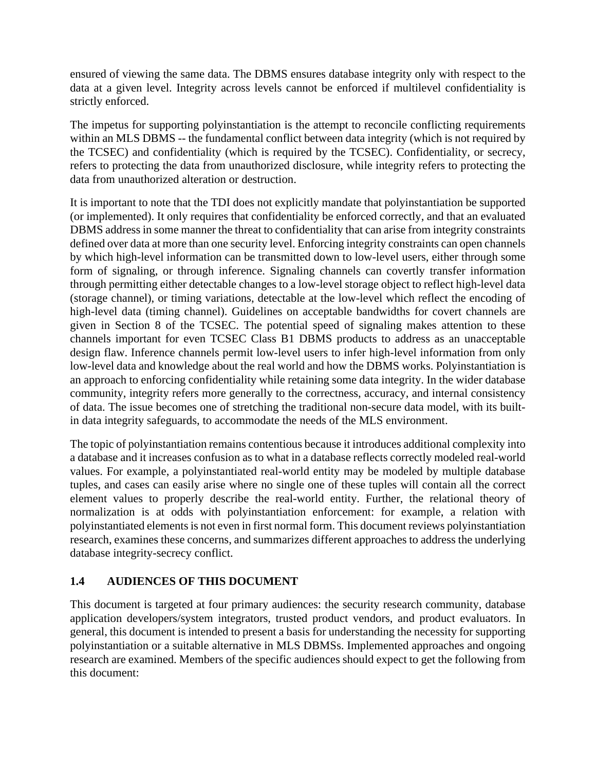ensured of viewing the same data. The DBMS ensures database integrity only with respect to the data at a given level. Integrity across levels cannot be enforced if multilevel confidentiality is strictly enforced.

The impetus for supporting polyinstantiation is the attempt to reconcile conflicting requirements within an MLS DBMS -- the fundamental conflict between data integrity (which is not required by the TCSEC) and confidentiality (which is required by the TCSEC). Confidentiality, or secrecy, refers to protecting the data from unauthorized disclosure, while integrity refers to protecting the data from unauthorized alteration or destruction.

It is important to note that the TDI does not explicitly mandate that polyinstantiation be supported (or implemented). It only requires that confidentiality be enforced correctly, and that an evaluated DBMS address in some manner the threat to confidentiality that can arise from integrity constraints defined over data at more than one security level. Enforcing integrity constraints can open channels by which high-level information can be transmitted down to low-level users, either through some form of signaling, or through inference. Signaling channels can covertly transfer information through permitting either detectable changes to a low-level storage object to reflect high-level data (storage channel), or timing variations, detectable at the low-level which reflect the encoding of high-level data (timing channel). Guidelines on acceptable bandwidths for covert channels are given in Section 8 of the TCSEC. The potential speed of signaling makes attention to these channels important for even TCSEC Class B1 DBMS products to address as an unacceptable design flaw. Inference channels permit low-level users to infer high-level information from only low-level data and knowledge about the real world and how the DBMS works. Polyinstantiation is an approach to enforcing confidentiality while retaining some data integrity. In the wider database community, integrity refers more generally to the correctness, accuracy, and internal consistency of data. The issue becomes one of stretching the traditional non-secure data model, with its built-in data integrity safeguards, to accommodate the needs of the MLS environment.

The topic of polyinstantiation remains contentious because it introduces additional complexity into a database and it increases confusion as to what in a database reflects correctly modeled real-world values. For example, a polyinstantiated real-world entity may be modeled by multiple database tuples, and cases can easily arise where no single one of these tuples will contain all the correct element values to properly describe the real-world entity. Further, the relational theory of normalization is at odds with polyinstantiation enforcement: for example, a relation with polyinstantiated elements is not even in first normal form. This document reviews polyinstantiation research, examines these concerns, and summarizes different approaches to address the underlying database integrity-secrecy conflict.

### 1.4 AUDIENCES OF THIS DOCUMENT

This document is targeted at four primary audiences: the security research community, database application developers/system integrators, trusted product vendors, and product evaluators. In general, this document is intended to present a basis for understanding the necessity for supporting polyinstantiation or a suitable alternative in MLS DBMSs. Implemented approaches and ongoing research are examined. Members of the specific audiences should expect to get the following from this document: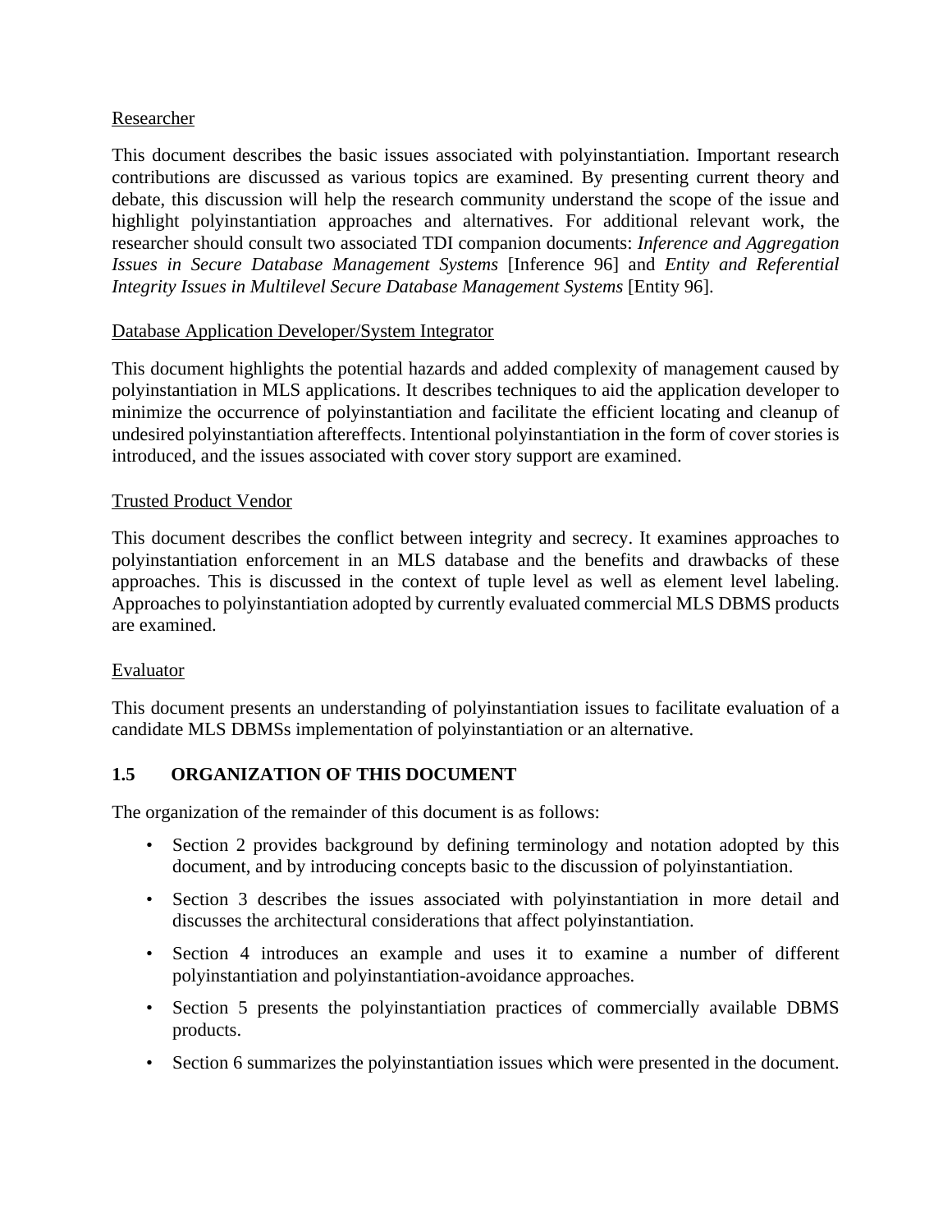Researcher

This document describes the basic issues associated with polyinstantiation. Important research contributions are discussed as various topics are examined. By presenting current theory and debate, this discussion will help the research community understand the scope of the issue and highlight polyinstantiation approaches and alternatives. For additional relevant work, the researcher should consult two associated TDI companion documents: *Inference and Aggregation Issues in Secure Database Management Systems* [Inference 96] and *Entity and Referential Integrity Issues in Multilevel Secure Database Management Systems* [Entity 96].

Database Application Developer/System Integrator

This document highlights the potential hazards and added complexity of management caused by polyinstantiation in MLS applications. It describes techniques to aid the application developer to minimize the occurrence of polyinstantiation and facilitate the efficient locating and cleanup of undesired polyinstantiation aftereffects. Intentional polyinstantiation in the form of cover stories is introduced, and the issues associated with cover story support are examined.

Trusted Product Vendor

This document describes the conflict between integrity and secrecy. It examines approaches to polyinstantiation enforcement in an MLS database and the benefits and drawbacks of these approaches. This is discussed in the context of tuple level as well as element level labeling. Approaches to polyinstantiation adopted by currently evaluated commercial MLS DBMS products are examined.

Evaluator

This document presents an understanding of polyinstantiation issues to facilitate evaluation of a candidate MLS DBMSs implementation of polyinstantiation or an alternative.

## 1.5 ORGANIZATION OF THIS DOCUMENT

The organization of the remainder of this document is as follows:

- Section 2 provides background by defining terminology and notation adopted by this document, and by introducing concepts basic to the discussion of polyinstantiation.
- Section 3 describes the issues associated with polyinstantiation in more detail and discusses the architectural considerations that affect polyinstantiation.
- Section 4 introduces an example and uses it to examine a number of different polyinstantiation and polyinstantiation-avoidance approaches.
- Section 5 presents the polyinstantiation practices of commercially available DBMS products.
- Section 6 summarizes the polyinstantiation issues which were presented in the document.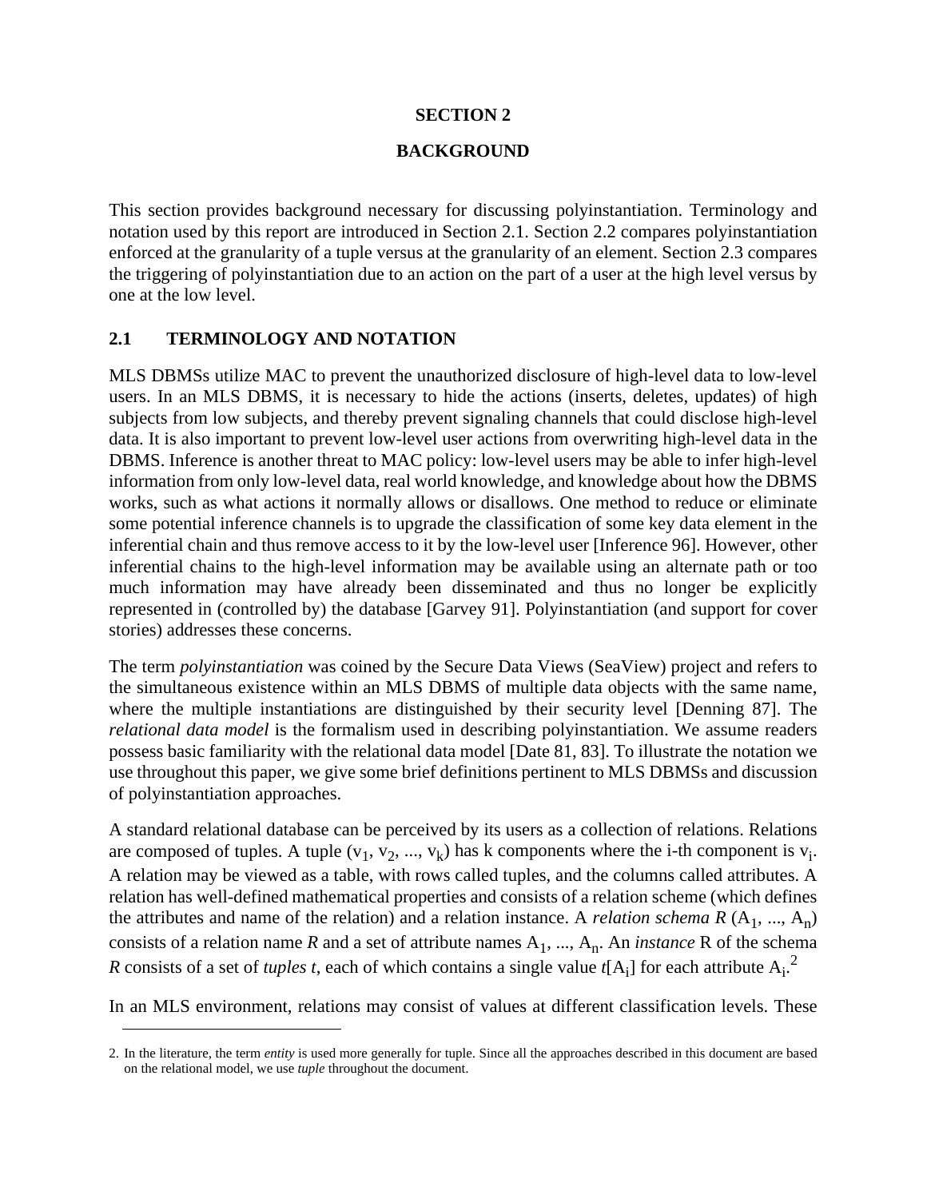# SECTION 2

# BACKGROUND

This section provides background necessary for discussing polyinstantiation. Terminology and notation used by this report are introduced in Section 2.1. Section 2.2 compares polyinstantiation enforced at the granularity of a tuple versus at the granularity of an element. Section 2.3 compares the triggering of polyinstantiation due to an action on the part of a user at the high level versus by one at the low level.

## 2.1 TERMINOLOGY AND NOTATION

MLS DBMSs utilize MAC to prevent the unauthorized disclosure of high-level data to low-level users. In an MLS DBMS, it is necessary to hide the actions (inserts, deletes, updates) of high subjects from low subjects, and thereby prevent signaling channels that could disclose high-level data. It is also important to prevent low-level user actions from overwriting high-level data in the DBMS. Inference is another threat to MAC policy: low-level users may be able to infer high-level information from only low-level data, real world knowledge, and knowledge about how the DBMS works, such as what actions it normally allows or disallows. One method to reduce or eliminate some potential inference channels is to upgrade the classification of some key data element in the inferential chain and thus remove access to it by the low-level user [Inference 96]. However, other inferential chains to the high-level information may be available using an alternate path or too much information may have already been disseminated and thus no longer be explicitly represented in (controlled by) the database [Garvey 91]. Polyinstantiation (and support for cover stories) addresses these concerns.

The term *polyinstantiation* was coined by the Secure Data Views (SeaView) project and refers to the simultaneous existence within an MLS DBMS of multiple data objects with the same name, where the multiple instantiations are distinguished by their security level [Denning 87]. The *relational data model* is the formalism used in describing polyinstantiation. We assume readers possess basic familiarity with the relational data model [Date 81, 83]. To illustrate the notation we use throughout this paper, we give some brief definitions pertinent to MLS DBMSs and discussion of polyinstantiation approaches.

A standard relational database can be perceived by its users as a collection of relations. Relations are composed of tuples. A tuple ($v_1$, $v_2$, ..., $v_k$) has k components where the i-th component is $v_i$. A relation may be viewed as a table, with rows called tuples, and the columns called attributes. A relation has well-defined mathematical properties and consists of a relation scheme (which defines the attributes and name of the relation) and a relation instance. A *relation schema R* ($A_1$, ..., $A_n$) consists of a relation name *R* and a set of attribute names $A_1$, ..., $A_n$. An *instance* R of the schema *R* consists of a set of *tuples t*, each of which contains a single value $t[A_i]$ for each attribute $A_i$.[2]

In an MLS environment, relations may consist of values at different classification levels. These

2. In the literature, the term *entity* is used more generally for tuple. Since all the approaches described in this document are based on the relational model, we use *tuple* throughout the document.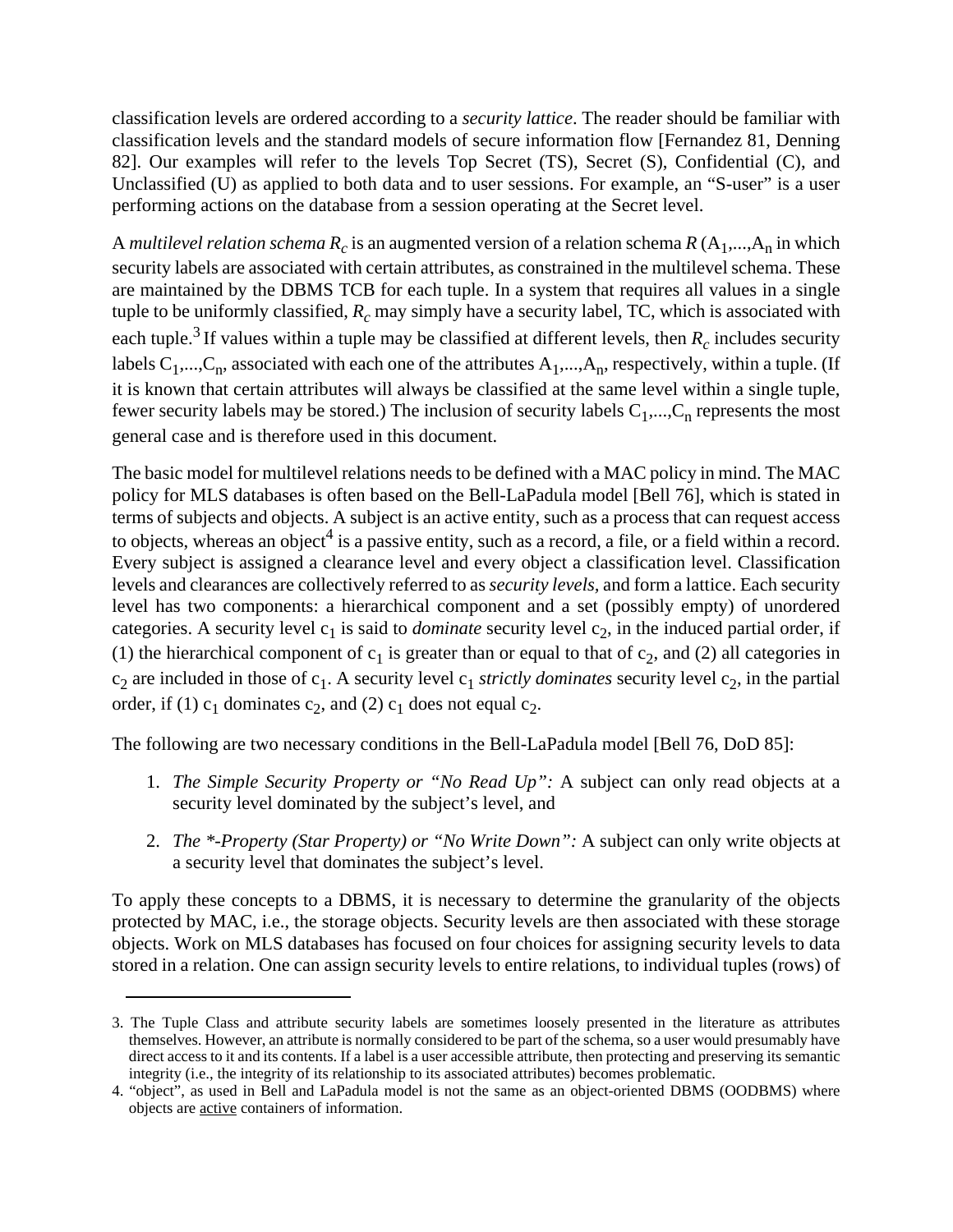classification levels are ordered according to a *security lattice*. The reader should be familiar with classification levels and the standard models of secure information flow [Fernandez 81, Denning 82]. Our examples will refer to the levels Top Secret (TS), Secret (S), Confidential (C), and Unclassified (U) as applied to both data and to user sessions. For example, an "S-user" is a user performing actions on the database from a session operating at the Secret level.

A *multilevel relation schema* $R_c$ is an augmented version of a relation schema $R$ ($A_1$,...,$A_n$ in which security labels are associated with certain attributes, as constrained in the multilevel schema. These are maintained by the DBMS TCB for each tuple. In a system that requires all values in a single tuple to be uniformly classified, $R_c$ may simply have a security label, TC, which is associated with each tuple.[3] If values within a tuple may be classified at different levels, then $R_c$ includes security labels $C_1$,...,$C_n$, associated with each one of the attributes $A_1$,...,$A_n$, respectively, within a tuple. (If it is known that certain attributes will always be classified at the same level within a single tuple, fewer security labels may be stored.) The inclusion of security labels $C_1$,...,$C_n$ represents the most general case and is therefore used in this document.

The basic model for multilevel relations needs to be defined with a MAC policy in mind. The MAC policy for MLS databases is often based on the Bell-LaPadula model [Bell 76], which is stated in terms of subjects and objects. A subject is an active entity, such as a process that can request access to objects, whereas an object[4] is a passive entity, such as a record, a file, or a field within a record. Every subject is assigned a clearance level and every object a classification level. Classification levels and clearances are collectively referred to as *security levels,* and form a lattice. Each security level has two components: a hierarchical component and a set (possibly empty) of unordered categories. A security level $c_1$ is said to *dominate* security level $c_2$, in the induced partial order, if (1) the hierarchical component of $c_1$ is greater than or equal to that of $c_2$, and (2) all categories in $c_2$ are included in those of $c_1$. A security level $c_1$ *strictly dominates* security level $c_2$, in the partial order, if (1) $c_1$ dominates $c_2$, and (2) $c_1$ does not equal $c_2$.

The following are two necessary conditions in the Bell-LaPadula model [Bell 76, DoD 85]:

1. *The Simple Security Property or "No Read Up":* A subject can only read objects at a security level dominated by the subject's level, and
2. *The *-Property (Star Property) or "No Write Down":* A subject can only write objects at a security level that dominates the subject's level.

To apply these concepts to a DBMS, it is necessary to determine the granularity of the objects protected by MAC, i.e., the storage objects. Security levels are then associated with these storage objects. Work on MLS databases has focused on four choices for assigning security levels to data stored in a relation. One can assign security levels to entire relations, to individual tuples (rows) of

---

3. The Tuple Class and attribute security labels are sometimes loosely presented in the literature as attributes themselves. However, an attribute is normally considered to be part of the schema, so a user would presumably have direct access to it and its contents. If a label is a user accessible attribute, then protecting and preserving its semantic integrity (i.e., the integrity of its relationship to its associated attributes) becomes problematic.

4. "object", as used in Bell and LaPadula model is not the same as an object-oriented DBMS (OODBMS) where objects are <u>active</u> containers of information.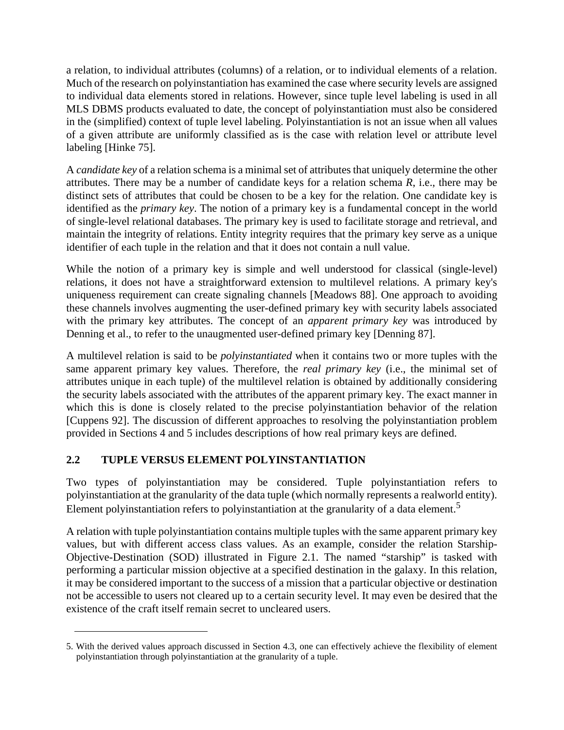a relation, to individual attributes (columns) of a relation, or to individual elements of a relation. Much of the research on polyinstantiation has examined the case where security levels are assigned to individual data elements stored in relations. However, since tuple level labeling is used in all MLS DBMS products evaluated to date, the concept of polyinstantiation must also be considered in the (simplified) context of tuple level labeling. Polyinstantiation is not an issue when all values of a given attribute are uniformly classified as is the case with relation level or attribute level labeling [Hinke 75].

A *candidate key* of a relation schema is a minimal set of attributes that uniquely determine the other attributes. There may be a number of candidate keys for a relation schema *R*, i.e., there may be distinct sets of attributes that could be chosen to be a key for the relation. One candidate key is identified as the *primary key*. The notion of a primary key is a fundamental concept in the world of single-level relational databases. The primary key is used to facilitate storage and retrieval, and maintain the integrity of relations. Entity integrity requires that the primary key serve as a unique identifier of each tuple in the relation and that it does not contain a null value.

While the notion of a primary key is simple and well understood for classical (single-level) relations, it does not have a straightforward extension to multilevel relations. A primary key's uniqueness requirement can create signaling channels [Meadows 88]. One approach to avoiding these channels involves augmenting the user-defined primary key with security labels associated with the primary key attributes. The concept of an *apparent primary key* was introduced by Denning et al., to refer to the unaugmented user-defined primary key [Denning 87].

A multilevel relation is said to be *polyinstantiated* when it contains two or more tuples with the same apparent primary key values. Therefore, the *real primary key* (i.e., the minimal set of attributes unique in each tuple) of the multilevel relation is obtained by additionally considering the security labels associated with the attributes of the apparent primary key. The exact manner in which this is done is closely related to the precise polyinstantiation behavior of the relation [Cuppens 92]. The discussion of different approaches to resolving the polyinstantiation problem provided in Sections 4 and 5 includes descriptions of how real primary keys are defined.

## 2.2 TUPLE VERSUS ELEMENT POLYINSTANTIATION

Two types of polyinstantiation may be considered. Tuple polyinstantiation refers to polyinstantiation at the granularity of the data tuple (which normally represents a realworld entity). Element polyinstantiation refers to polyinstantiation at the granularity of a data element.[5]

A relation with tuple polyinstantiation contains multiple tuples with the same apparent primary key values, but with different access class values. As an example, consider the relation Starship-Objective-Destination (SOD) illustrated in Figure 2.1. The named "starship" is tasked with performing a particular mission objective at a specified destination in the galaxy. In this relation, it may be considered important to the success of a mission that a particular objective or destination not be accessible to users not cleared up to a certain security level. It may even be desired that the existence of the craft itself remain secret to uncleared users.

---

5. With the derived values approach discussed in Section 4.3, one can effectively achieve the flexibility of element polyinstantiation through polyinstantiation at the granularity of a tuple.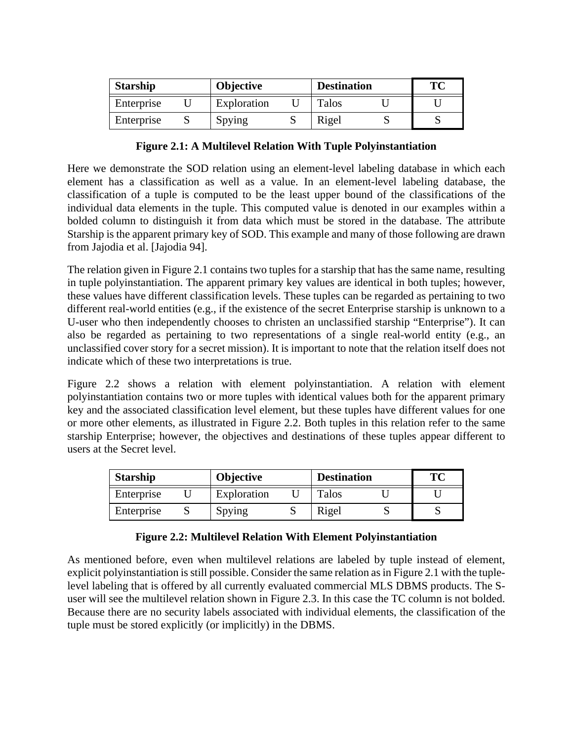| Starship | | Objective | | Destination | | TC |
|---|---|---|---|---|---|---|
| Enterprise | U | Exploration | U | Talos | U | U |
| Enterprise | S | Spying | S | Rigel | S | S |

**Figure 2.1: A Multilevel Relation With Tuple Polyinstantiation**

Here we demonstrate the SOD relation using an element-level labeling database in which each element has a classification as well as a value. In an element-level labeling database, the classification of a tuple is computed to be the least upper bound of the classifications of the individual data elements in the tuple. This computed value is denoted in our examples within a bolded column to distinguish it from data which must be stored in the database. The attribute Starship is the apparent primary key of SOD. This example and many of those following are drawn from Jajodia et al. [Jajodia 94].

The relation given in Figure 2.1 contains two tuples for a starship that has the same name, resulting in tuple polyinstantiation. The apparent primary key values are identical in both tuples; however, these values have different classification levels. These tuples can be regarded as pertaining to two different real-world entities (e.g., if the existence of the secret Enterprise starship is unknown to a U-user who then independently chooses to christen an unclassified starship "Enterprise"). It can also be regarded as pertaining to two representations of a single real-world entity (e.g., an unclassified cover story for a secret mission). It is important to note that the relation itself does not indicate which of these two interpretations is true.

Figure 2.2 shows a relation with element polyinstantiation. A relation with element polyinstantiation contains two or more tuples with identical values both for the apparent primary key and the associated classification level element, but these tuples have different values for one or more other elements, as illustrated in Figure 2.2. Both tuples in this relation refer to the same starship Enterprise; however, the objectives and destinations of these tuples appear different to users at the Secret level.

| Starship | | Objective | | Destination | | TC |
|---|---|---|---|---|---|---|
| Enterprise | U | Exploration | U | Talos | U | U |
| Enterprise | S | Spying | S | Rigel | S | S |

**Figure 2.2: Multilevel Relation With Element Polyinstantiation**

As mentioned before, even when multilevel relations are labeled by tuple instead of element, explicit polyinstantiation is still possible. Consider the same relation as in Figure 2.1 with the tuple-level labeling that is offered by all currently evaluated commercial MLS DBMS products. The S-user will see the multilevel relation shown in Figure 2.3. In this case the TC column is not bolded. Because there are no security labels associated with individual elements, the classification of the tuple must be stored explicitly (or implicitly) in the DBMS.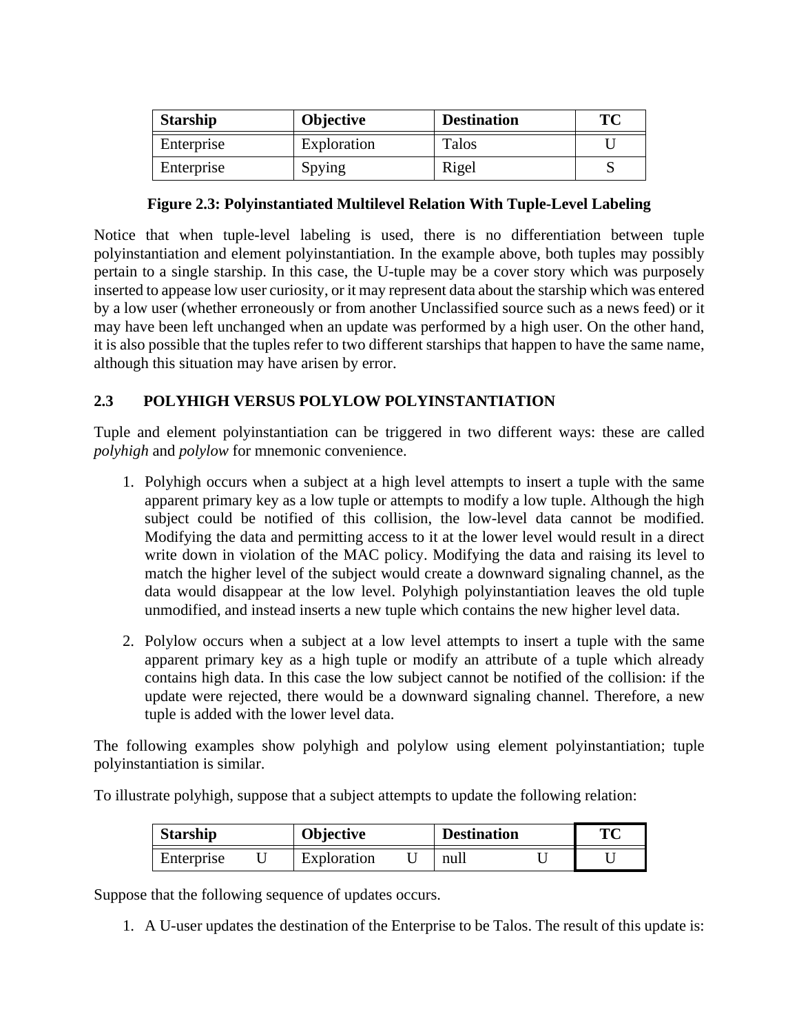| Starship | Objective | Destination | TC |
|---|---|---|---|
| Enterprise | Exploration | Talos | U |
| Enterprise | Spying | Rigel | S |

**Figure 2.3: Polyinstantiated Multilevel Relation With Tuple-Level Labeling**

Notice that when tuple-level labeling is used, there is no differentiation between tuple polyinstantiation and element polyinstantiation. In the example above, both tuples may possibly pertain to a single starship. In this case, the U-tuple may be a cover story which was purposely inserted to appease low user curiosity, or it may represent data about the starship which was entered by a low user (whether erroneously or from another Unclassified source such as a news feed) or it may have been left unchanged when an update was performed by a high user. On the other hand, it is also possible that the tuples refer to two different starships that happen to have the same name, although this situation may have arisen by error.

## 2.3 POLYHIGH VERSUS POLYLOW POLYINSTANTIATION

Tuple and element polyinstantiation can be triggered in two different ways: these are called *polyhigh* and *polylow* for mnemonic convenience.

1. Polyhigh occurs when a subject at a high level attempts to insert a tuple with the same apparent primary key as a low tuple or attempts to modify a low tuple. Although the high subject could be notified of this collision, the low-level data cannot be modified. Modifying the data and permitting access to it at the lower level would result in a direct write down in violation of the MAC policy. Modifying the data and raising its level to match the higher level of the subject would create a downward signaling channel, as the data would disappear at the low level. Polyhigh polyinstantiation leaves the old tuple unmodified, and instead inserts a new tuple which contains the new higher level data.

2. Polylow occurs when a subject at a low level attempts to insert a tuple with the same apparent primary key as a high tuple or modify an attribute of a tuple which already contains high data. In this case the low subject cannot be notified of the collision: if the update were rejected, there would be a downward signaling channel. Therefore, a new tuple is added with the lower level data.

The following examples show polyhigh and polylow using element polyinstantiation; tuple polyinstantiation is similar.

To illustrate polyhigh, suppose that a subject attempts to update the following relation:

| Starship | | Objective | | Destination | | TC |
|---|---|---|---|---|---|---|
| Enterprise | U | Exploration | U | null | U | U |

Suppose that the following sequence of updates occurs.

1. A U-user updates the destination of the Enterprise to be Talos. The result of this update is: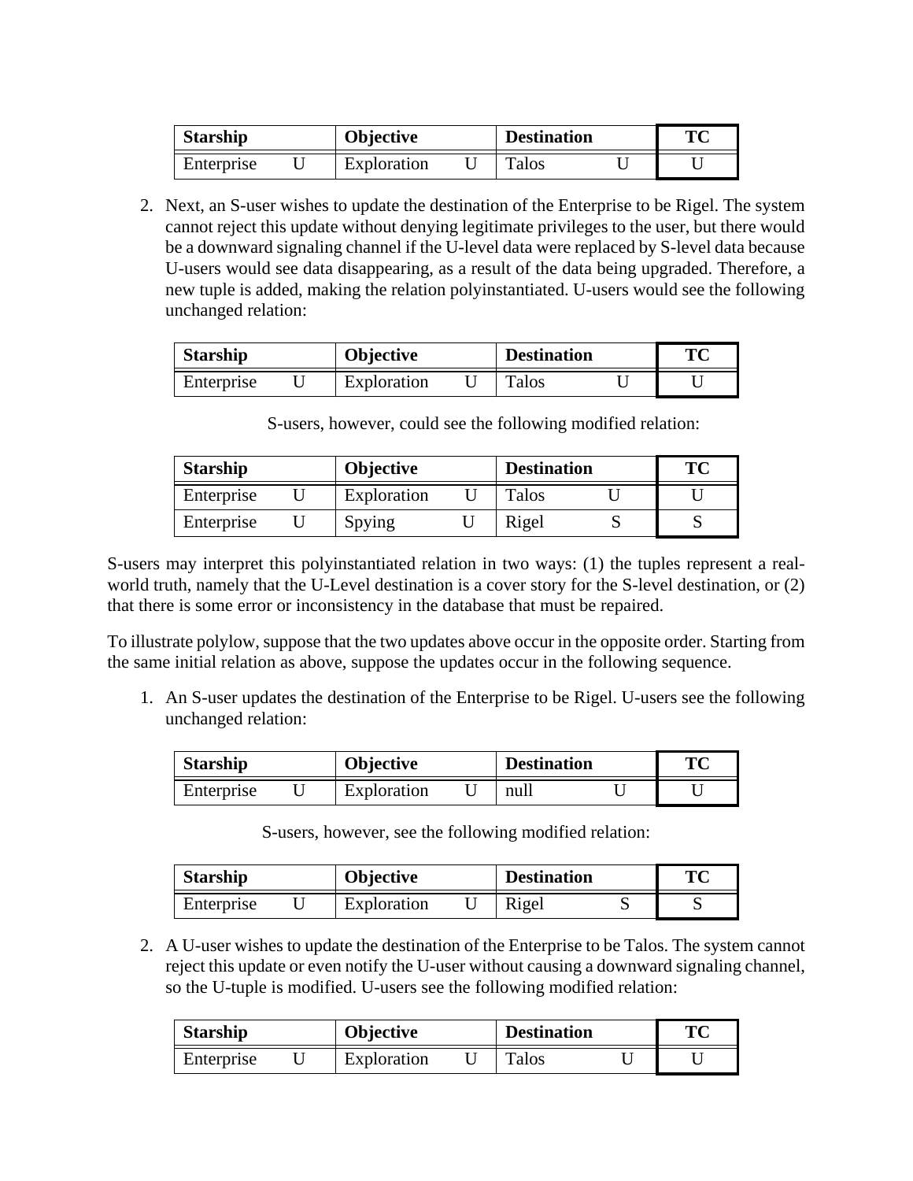| Starship | | Objective | | Destination | | TC |
|---|---|---|---|---|---|---|
| Enterprise | U | Exploration | U | Talos | U | U |

2. Next, an S-user wishes to update the destination of the Enterprise to be Rigel. The system cannot reject this update without denying legitimate privileges to the user, but there would be a downward signaling channel if the U-level data were replaced by S-level data because U-users would see data disappearing, as a result of the data being upgraded. Therefore, a new tuple is added, making the relation polyinstantiated. U-users would see the following unchanged relation:

| Starship | | Objective | | Destination | | TC |
|---|---|---|---|---|---|---|
| Enterprise | U | Exploration | U | Talos | U | U |

S-users, however, could see the following modified relation:

| Starship | | Objective | | Destination | | TC |
|---|---|---|---|---|---|---|
| Enterprise | U | Exploration | U | Talos | U | U |
| Enterprise | U | Spying | U | Rigel | S | S |

S-users may interpret this polyinstantiated relation in two ways: (1) the tuples represent a real-world truth, namely that the U-Level destination is a cover story for the S-level destination, or (2) that there is some error or inconsistency in the database that must be repaired.

To illustrate polylow, suppose that the two updates above occur in the opposite order. Starting from the same initial relation as above, suppose the updates occur in the following sequence.

1. An S-user updates the destination of the Enterprise to be Rigel. U-users see the following unchanged relation:

| Starship | | Objective | | Destination | | TC |
|---|---|---|---|---|---|---|
| Enterprise | U | Exploration | U | null | U | U |

S-users, however, see the following modified relation:

| Starship | | Objective | | Destination | | TC |
|---|---|---|---|---|---|---|
| Enterprise | U | Exploration | U | Rigel | S | S |

2. A U-user wishes to update the destination of the Enterprise to be Talos. The system cannot reject this update or even notify the U-user without causing a downward signaling channel, so the U-tuple is modified. U-users see the following modified relation:

| Starship | | Objective | | Destination | | TC |
|---|---|---|---|---|---|---|
| Enterprise | U | Exploration | U | Talos | U | U |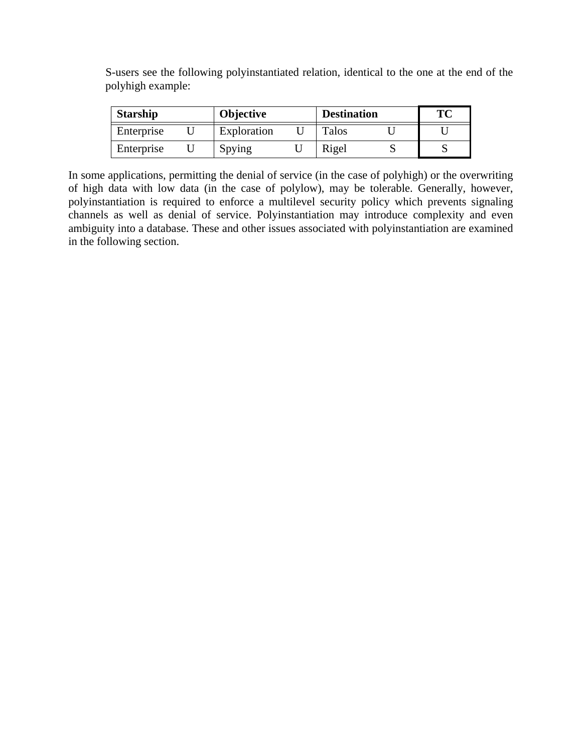S-users see the following polyinstantiated relation, identical to the one at the end of the polyhigh example:

| Starship | | Objective | | Destination | | TC |
|---|---|---|---|---|---|---|
| Enterprise | U | Exploration | U | Talos | U | U |
| Enterprise | U | Spying | U | Rigel | S | S |

In some applications, permitting the denial of service (in the case of polyhigh) or the overwriting of high data with low data (in the case of polylow), may be tolerable. Generally, however, polyinstantiation is required to enforce a multilevel security policy which prevents signaling channels as well as denial of service. Polyinstantiation may introduce complexity and even ambiguity into a database. These and other issues associated with polyinstantiation are examined in the following section.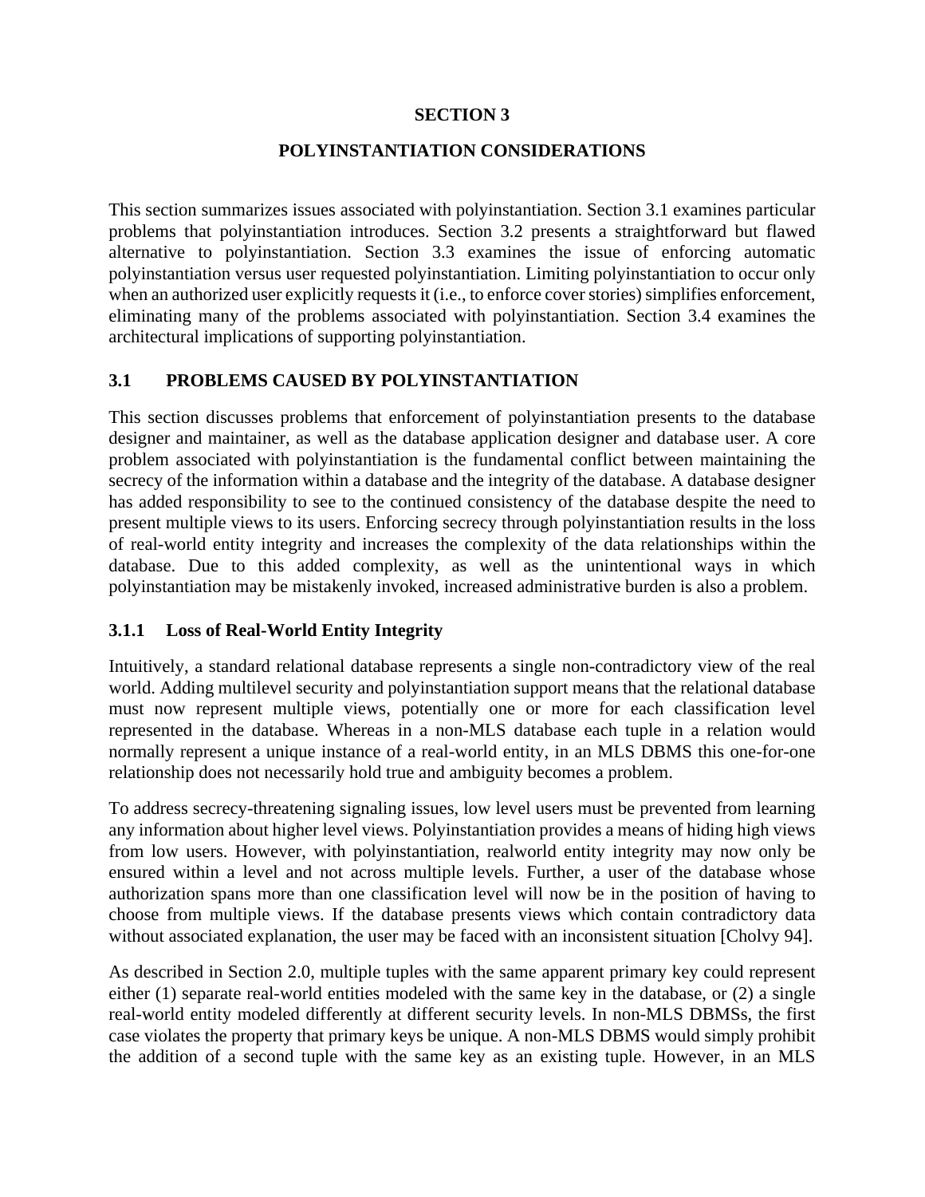# SECTION 3

# POLYINSTANTIATION CONSIDERATIONS

This section summarizes issues associated with polyinstantiation. Section 3.1 examines particular problems that polyinstantiation introduces. Section 3.2 presents a straightforward but flawed alternative to polyinstantiation. Section 3.3 examines the issue of enforcing automatic polyinstantiation versus user requested polyinstantiation. Limiting polyinstantiation to occur only when an authorized user explicitly requests it (i.e., to enforce cover stories) simplifies enforcement, eliminating many of the problems associated with polyinstantiation. Section 3.4 examines the architectural implications of supporting polyinstantiation.

## 3.1 PROBLEMS CAUSED BY POLYINSTANTIATION

This section discusses problems that enforcement of polyinstantiation presents to the database designer and maintainer, as well as the database application designer and database user. A core problem associated with polyinstantiation is the fundamental conflict between maintaining the secrecy of the information within a database and the integrity of the database. A database designer has added responsibility to see to the continued consistency of the database despite the need to present multiple views to its users. Enforcing secrecy through polyinstantiation results in the loss of real-world entity integrity and increases the complexity of the data relationships within the database. Due to this added complexity, as well as the unintentional ways in which polyinstantiation may be mistakenly invoked, increased administrative burden is also a problem.

### 3.1.1 Loss of Real-World Entity Integrity

Intuitively, a standard relational database represents a single non-contradictory view of the real world. Adding multilevel security and polyinstantiation support means that the relational database must now represent multiple views, potentially one or more for each classification level represented in the database. Whereas in a non-MLS database each tuple in a relation would normally represent a unique instance of a real-world entity, in an MLS DBMS this one-for-one relationship does not necessarily hold true and ambiguity becomes a problem.

To address secrecy-threatening signaling issues, low level users must be prevented from learning any information about higher level views. Polyinstantiation provides a means of hiding high views from low users. However, with polyinstantiation, realworld entity integrity may now only be ensured within a level and not across multiple levels. Further, a user of the database whose authorization spans more than one classification level will now be in the position of having to choose from multiple views. If the database presents views which contain contradictory data without associated explanation, the user may be faced with an inconsistent situation [Cholvy 94].

As described in Section 2.0, multiple tuples with the same apparent primary key could represent either (1) separate real-world entities modeled with the same key in the database, or (2) a single real-world entity modeled differently at different security levels. In non-MLS DBMSs, the first case violates the property that primary keys be unique. A non-MLS DBMS would simply prohibit the addition of a second tuple with the same key as an existing tuple. However, in an MLS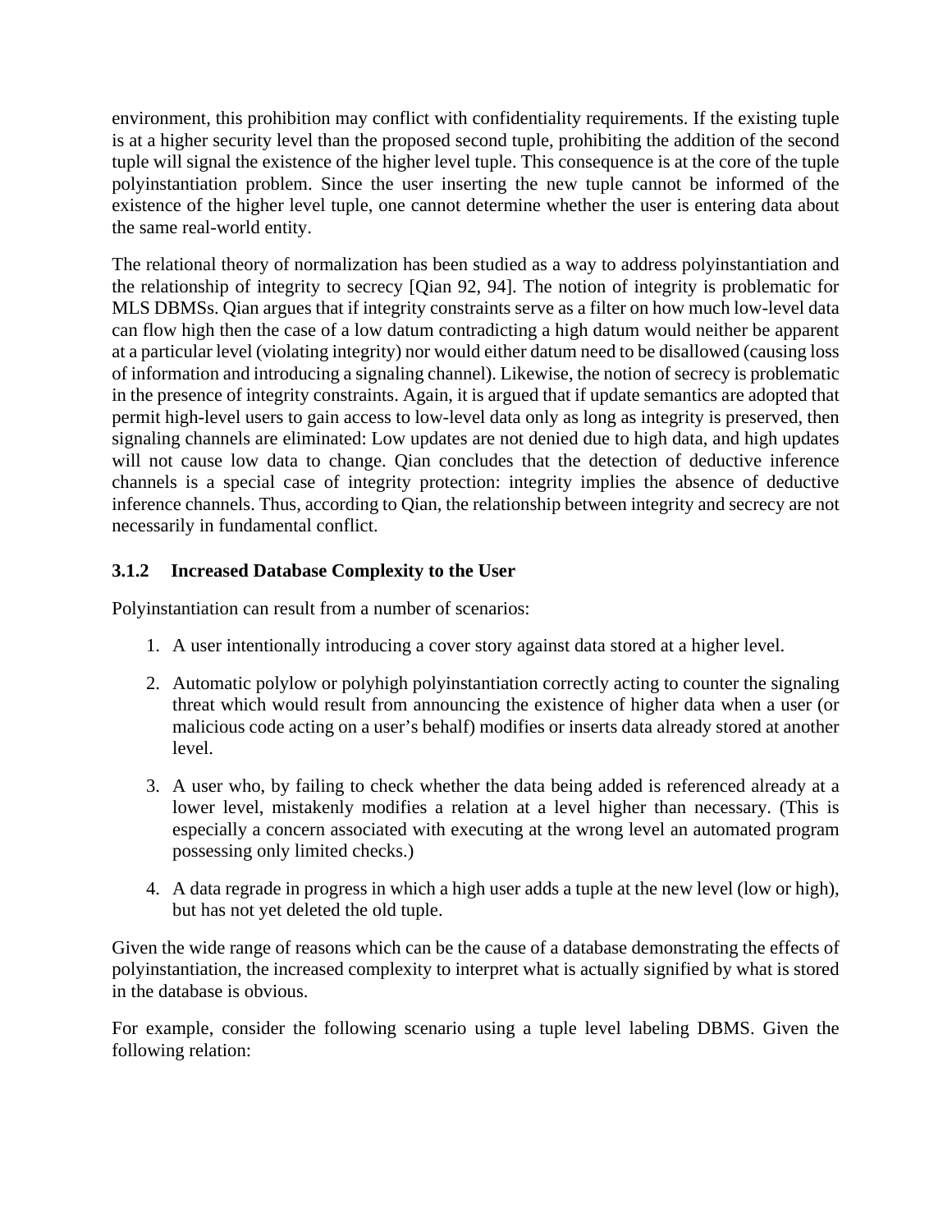environment, this prohibition may conflict with confidentiality requirements. If the existing tuple is at a higher security level than the proposed second tuple, prohibiting the addition of the second tuple will signal the existence of the higher level tuple. This consequence is at the core of the tuple polyinstantiation problem. Since the user inserting the new tuple cannot be informed of the existence of the higher level tuple, one cannot determine whether the user is entering data about the same real-world entity.

The relational theory of normalization has been studied as a way to address polyinstantiation and the relationship of integrity to secrecy [Qian 92, 94]. The notion of integrity is problematic for MLS DBMSs. Qian argues that if integrity constraints serve as a filter on how much low-level data can flow high then the case of a low datum contradicting a high datum would neither be apparent at a particular level (violating integrity) nor would either datum need to be disallowed (causing loss of information and introducing a signaling channel). Likewise, the notion of secrecy is problematic in the presence of integrity constraints. Again, it is argued that if update semantics are adopted that permit high-level users to gain access to low-level data only as long as integrity is preserved, then signaling channels are eliminated: Low updates are not denied due to high data, and high updates will not cause low data to change. Qian concludes that the detection of deductive inference channels is a special case of integrity protection: integrity implies the absence of deductive inference channels. Thus, according to Qian, the relationship between integrity and secrecy are not necessarily in fundamental conflict.

### 3.1.2 Increased Database Complexity to the User

Polyinstantiation can result from a number of scenarios:

1. A user intentionally introducing a cover story against data stored at a higher level.

2. Automatic polylow or polyhigh polyinstantiation correctly acting to counter the signaling threat which would result from announcing the existence of higher data when a user (or malicious code acting on a user's behalf) modifies or inserts data already stored at another level.

3. A user who, by failing to check whether the data being added is referenced already at a lower level, mistakenly modifies a relation at a level higher than necessary. (This is especially a concern associated with executing at the wrong level an automated program possessing only limited checks.)

4. A data regrade in progress in which a high user adds a tuple at the new level (low or high), but has not yet deleted the old tuple.

Given the wide range of reasons which can be the cause of a database demonstrating the effects of polyinstantiation, the increased complexity to interpret what is actually signified by what is stored in the database is obvious.

For example, consider the following scenario using a tuple level labeling DBMS. Given the following relation: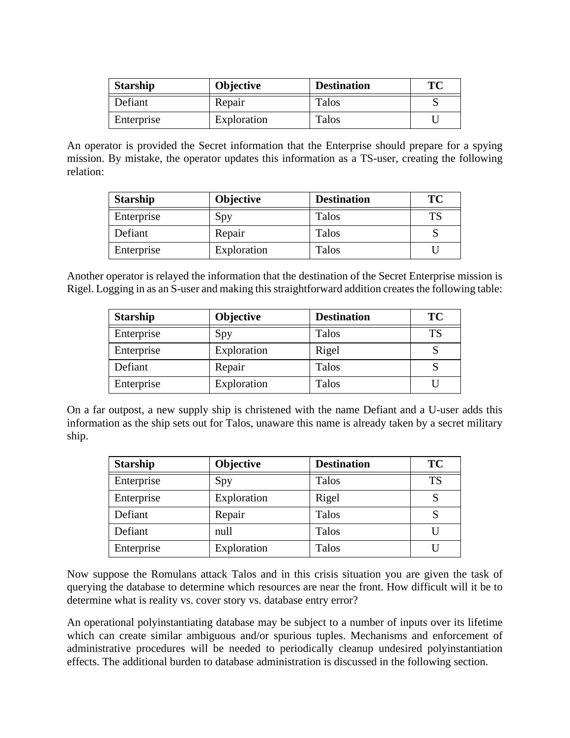| Starship | Objective | Destination | TC |
|---|---|---|---|
| Defiant | Repair | Talos | S |
| Enterprise | Exploration | Talos | U |

An operator is provided the Secret information that the Enterprise should prepare for a spying mission. By mistake, the operator updates this information as a TS-user, creating the following relation:

| Starship | Objective | Destination | TC |
|---|---|---|---|
| Enterprise | Spy | Talos | TS |
| Defiant | Repair | Talos | S |
| Enterprise | Exploration | Talos | U |

Another operator is relayed the information that the destination of the Secret Enterprise mission is Rigel. Logging in as an S-user and making this straightforward addition creates the following table:

| Starship | Objective | Destination | TC |
|---|---|---|---|
| Enterprise | Spy | Talos | TS |
| Enterprise | Exploration | Rigel | S |
| Defiant | Repair | Talos | S |
| Enterprise | Exploration | Talos | U |

On a far outpost, a new supply ship is christened with the name Defiant and a U-user adds this information as the ship sets out for Talos, unaware this name is already taken by a secret military ship.

| Starship | Objective | Destination | TC |
|---|---|---|---|
| Enterprise | Spy | Talos | TS |
| Enterprise | Exploration | Rigel | S |
| Defiant | Repair | Talos | S |
| Defiant | null | Talos | U |
| Enterprise | Exploration | Talos | U |

Now suppose the Romulans attack Talos and in this crisis situation you are given the task of querying the database to determine which resources are near the front. How difficult will it be to determine what is reality vs. cover story vs. database entry error?

An operational polyinstantiating database may be subject to a number of inputs over its lifetime which can create similar ambiguous and/or spurious tuples. Mechanisms and enforcement of administrative procedures will be needed to periodically cleanup undesired polyinstantiation effects. The additional burden to database administration is discussed in the following section.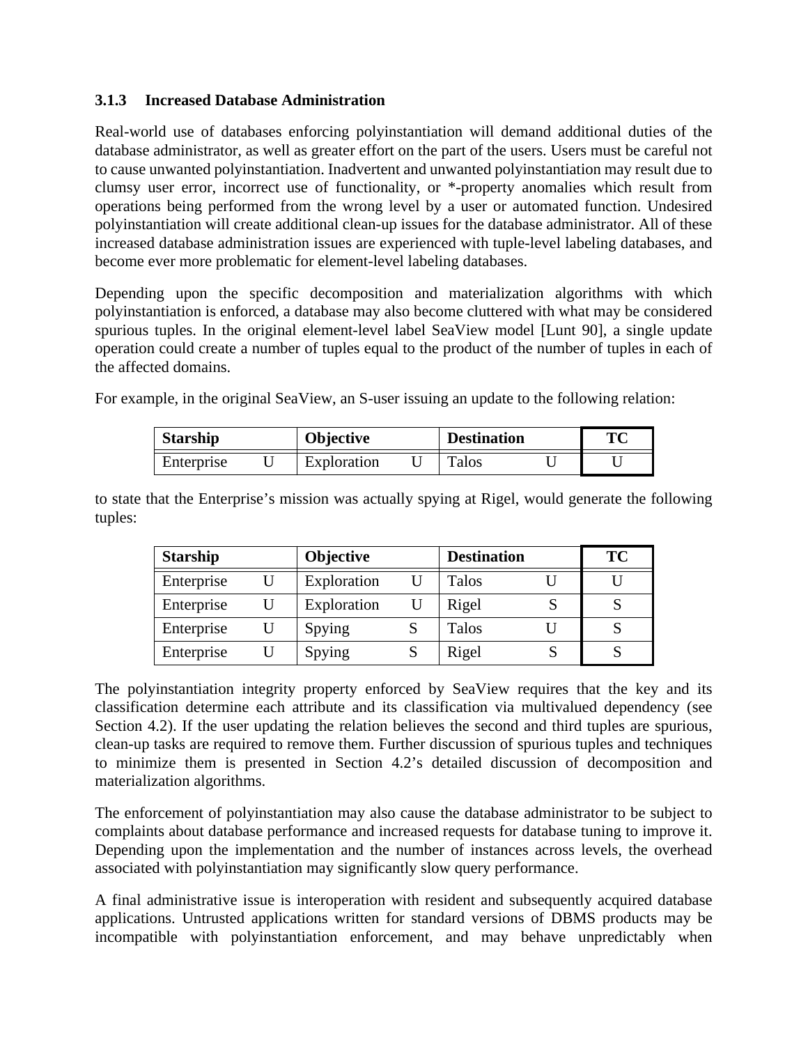### 3.1.3 Increased Database Administration

Real-world use of databases enforcing polyinstantiation will demand additional duties of the database administrator, as well as greater effort on the part of the users. Users must be careful not to cause unwanted polyinstantiation. Inadvertent and unwanted polyinstantiation may result due to clumsy user error, incorrect use of functionality, or *-property anomalies which result from operations being performed from the wrong level by a user or automated function. Undesired polyinstantiation will create additional clean-up issues for the database administrator. All of these increased database administration issues are experienced with tuple-level labeling databases, and become ever more problematic for element-level labeling databases.

Depending upon the specific decomposition and materialization algorithms with which polyinstantiation is enforced, a database may also become cluttered with what may be considered spurious tuples. In the original element-level label SeaView model [Lunt 90], a single update operation could create a number of tuples equal to the product of the number of tuples in each of the affected domains.

For example, in the original SeaView, an S-user issuing an update to the following relation:

| Starship | | Objective | | Destination | | TC |
|---|---|---|---|---|---|---|
| Enterprise | U | Exploration | U | Talos | U | U |

to state that the Enterprise's mission was actually spying at Rigel, would generate the following tuples:

| Starship | | Objective | | Destination | | TC |
|---|---|---|---|---|---|---|
| Enterprise | U | Exploration | U | Talos | U | U |
| Enterprise | U | Exploration | U | Rigel | S | S |
| Enterprise | U | Spying | S | Talos | U | S |
| Enterprise | U | Spying | S | Rigel | S | S |

The polyinstantiation integrity property enforced by SeaView requires that the key and its classification determine each attribute and its classification via multivalued dependency (see Section 4.2). If the user updating the relation believes the second and third tuples are spurious, clean-up tasks are required to remove them. Further discussion of spurious tuples and techniques to minimize them is presented in Section 4.2's detailed discussion of decomposition and materialization algorithms.

The enforcement of polyinstantiation may also cause the database administrator to be subject to complaints about database performance and increased requests for database tuning to improve it. Depending upon the implementation and the number of instances across levels, the overhead associated with polyinstantiation may significantly slow query performance.

A final administrative issue is interoperation with resident and subsequently acquired database applications. Untrusted applications written for standard versions of DBMS products may be incompatible with polyinstantiation enforcement, and may behave unpredictably when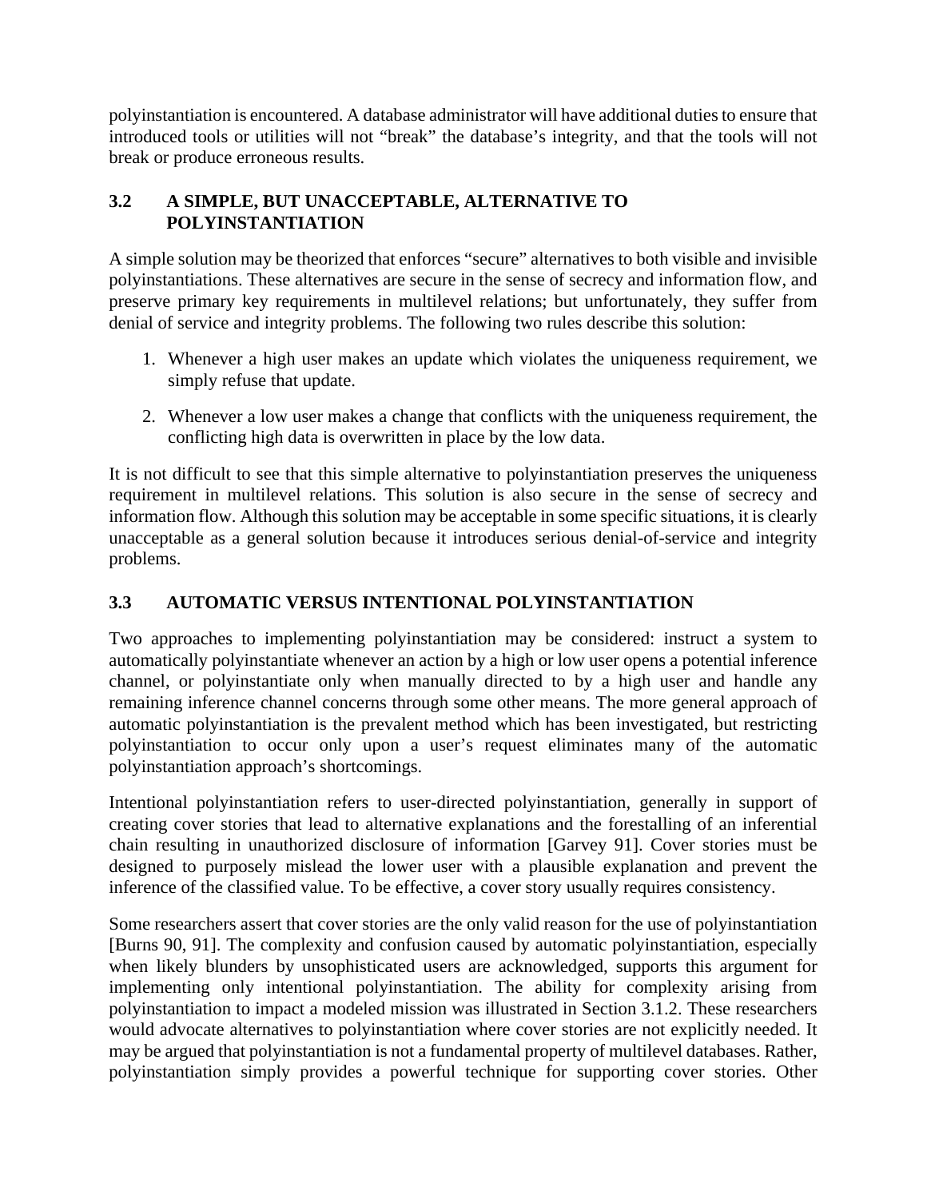polyinstantiation is encountered. A database administrator will have additional duties to ensure that introduced tools or utilities will not "break" the database's integrity, and that the tools will not break or produce erroneous results.

### 3.2 A SIMPLE, BUT UNACCEPTABLE, ALTERNATIVE TO POLYINSTANTIATION

A simple solution may be theorized that enforces "secure" alternatives to both visible and invisible polyinstantiations. These alternatives are secure in the sense of secrecy and information flow, and preserve primary key requirements in multilevel relations; but unfortunately, they suffer from denial of service and integrity problems. The following two rules describe this solution:

1. Whenever a high user makes an update which violates the uniqueness requirement, we simply refuse that update.

2. Whenever a low user makes a change that conflicts with the uniqueness requirement, the conflicting high data is overwritten in place by the low data.

It is not difficult to see that this simple alternative to polyinstantiation preserves the uniqueness requirement in multilevel relations. This solution is also secure in the sense of secrecy and information flow. Although this solution may be acceptable in some specific situations, it is clearly unacceptable as a general solution because it introduces serious denial-of-service and integrity problems.

### 3.3 AUTOMATIC VERSUS INTENTIONAL POLYINSTANTIATION

Two approaches to implementing polyinstantiation may be considered: instruct a system to automatically polyinstantiate whenever an action by a high or low user opens a potential inference channel, or polyinstantiate only when manually directed to by a high user and handle any remaining inference channel concerns through some other means. The more general approach of automatic polyinstantiation is the prevalent method which has been investigated, but restricting polyinstantiation to occur only upon a user's request eliminates many of the automatic polyinstantiation approach's shortcomings.

Intentional polyinstantiation refers to user-directed polyinstantiation, generally in support of creating cover stories that lead to alternative explanations and the forestalling of an inferential chain resulting in unauthorized disclosure of information [Garvey 91]. Cover stories must be designed to purposely mislead the lower user with a plausible explanation and prevent the inference of the classified value. To be effective, a cover story usually requires consistency.

Some researchers assert that cover stories are the only valid reason for the use of polyinstantiation [Burns 90, 91]. The complexity and confusion caused by automatic polyinstantiation, especially when likely blunders by unsophisticated users are acknowledged, supports this argument for implementing only intentional polyinstantiation. The ability for complexity arising from polyinstantiation to impact a modeled mission was illustrated in Section 3.1.2. These researchers would advocate alternatives to polyinstantiation where cover stories are not explicitly needed. It may be argued that polyinstantiation is not a fundamental property of multilevel databases. Rather, polyinstantiation simply provides a powerful technique for supporting cover stories. Other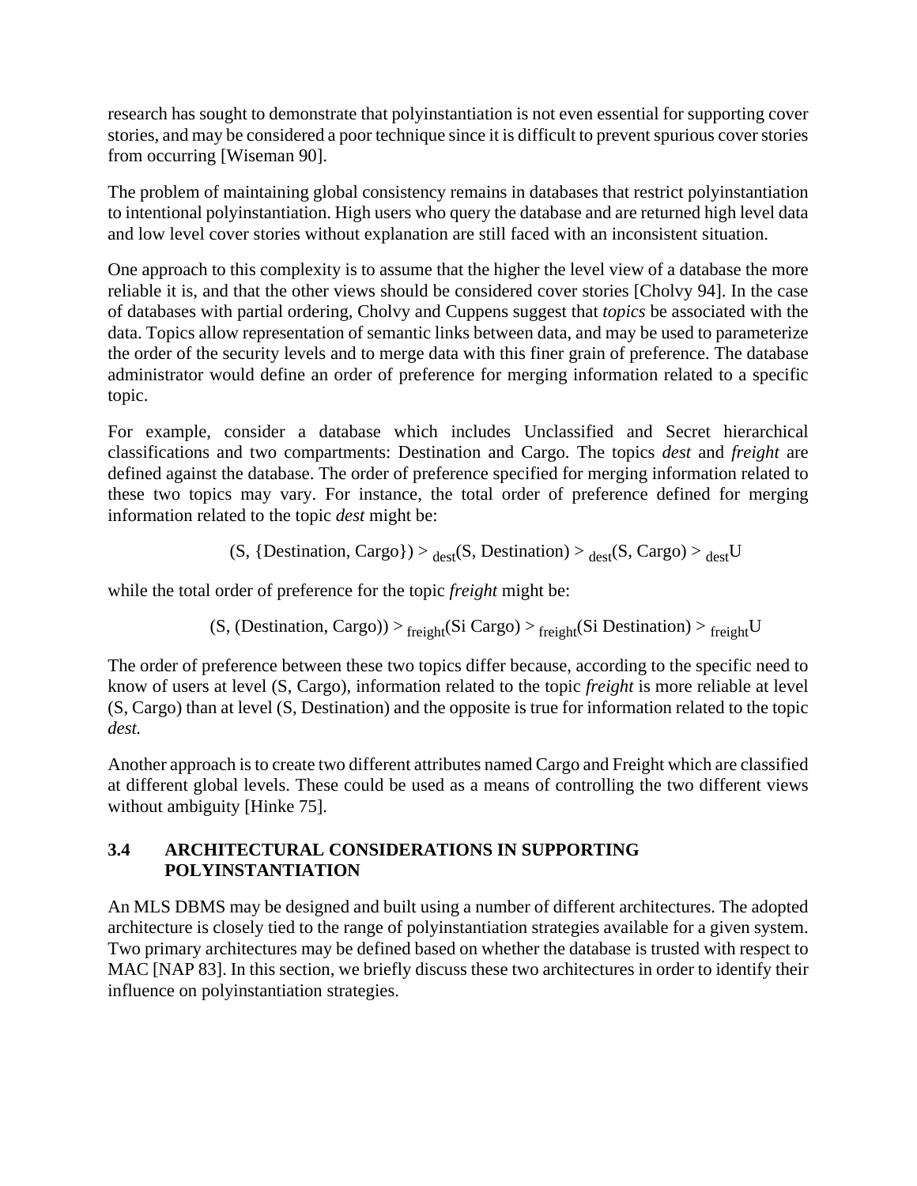research has sought to demonstrate that polyinstantiation is not even essential for supporting cover stories, and may be considered a poor technique since it is difficult to prevent spurious cover stories from occurring [Wiseman 90].

The problem of maintaining global consistency remains in databases that restrict polyinstantiation to intentional polyinstantiation. High users who query the database and are returned high level data and low level cover stories without explanation are still faced with an inconsistent situation.

One approach to this complexity is to assume that the higher the level view of a database the more reliable it is, and that the other views should be considered cover stories [Cholvy 94]. In the case of databases with partial ordering, Cholvy and Cuppens suggest that *topics* be associated with the data. Topics allow representation of semantic links between data, and may be used to parameterize the order of the security levels and to merge data with this finer grain of preference. The database administrator would define an order of preference for merging information related to a specific topic.

For example, consider a database which includes Unclassified and Secret hierarchical classifications and two compartments: Destination and Cargo. The topics *dest* and *freight* are defined against the database. The order of preference specified for merging information related to these two topics may vary. For instance, the total order of preference defined for merging information related to the topic *dest* might be:

$$(\text{S}, \{\text{Destination}, \text{Cargo}\}) >_{\text{dest}} (\text{S}, \text{Destination}) >_{\text{dest}} (\text{S}, \text{Cargo}) >_{\text{dest}} \text{U}$$

while the total order of preference for the topic *freight* might be:

$$(\text{S}, (\text{Destination}, \text{Cargo})) >_{\text{freight}} (\text{Si Cargo}) >_{\text{freight}} (\text{Si Destination}) >_{\text{freight}} \text{U}$$

The order of preference between these two topics differ because, according to the specific need to know of users at level (S, Cargo), information related to the topic *freight* is more reliable at level (S, Cargo) than at level (S, Destination) and the opposite is true for information related to the topic *dest.*

Another approach is to create two different attributes named Cargo and Freight which are classified at different global levels. These could be used as a means of controlling the two different views without ambiguity [Hinke 75].

### 3.4 ARCHITECTURAL CONSIDERATIONS IN SUPPORTING POLYINSTANTIATION

An MLS DBMS may be designed and built using a number of different architectures. The adopted architecture is closely tied to the range of polyinstantiation strategies available for a given system. Two primary architectures may be defined based on whether the database is trusted with respect to MAC [NAP 83]. In this section, we briefly discuss these two architectures in order to identify their influence on polyinstantiation strategies.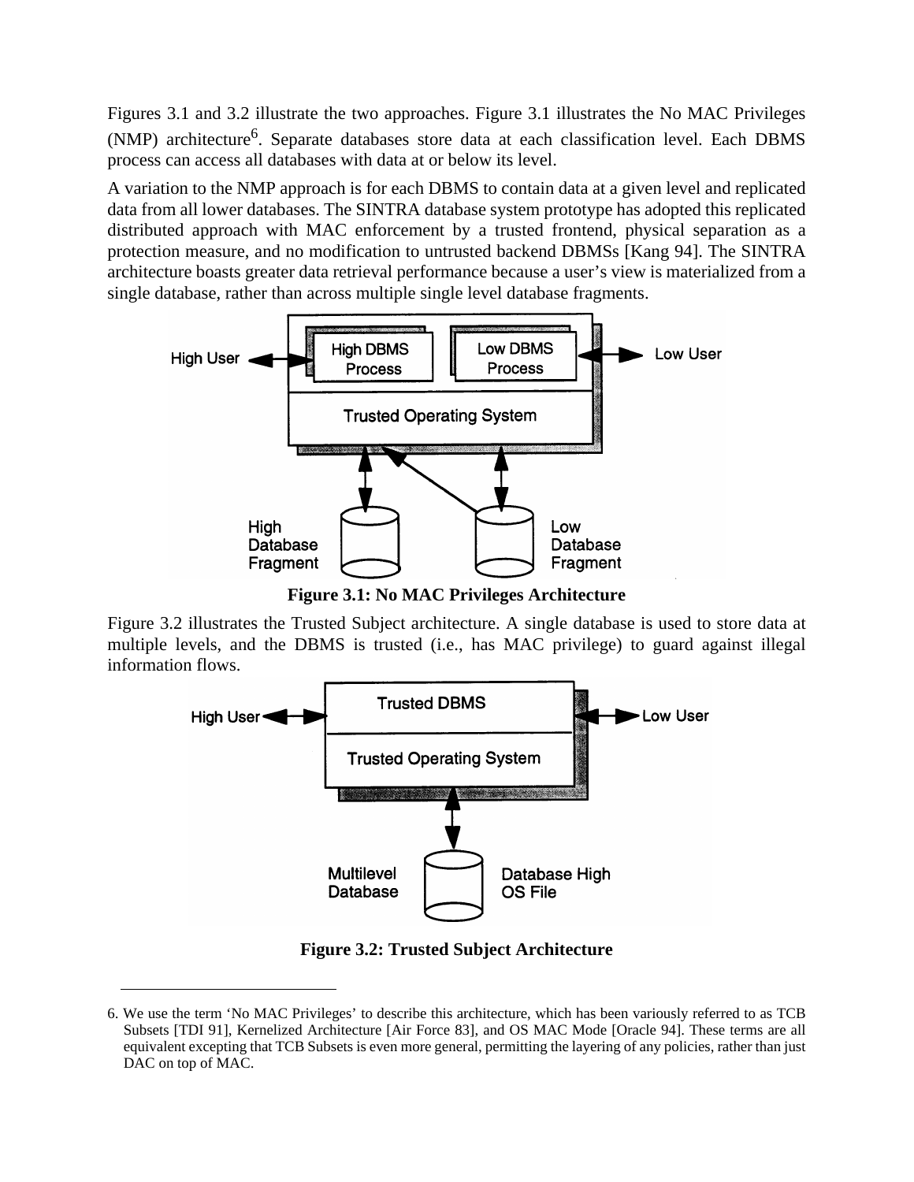Figures 3.1 and 3.2 illustrate the two approaches. Figure 3.1 illustrates the No MAC Privileges (NMP) architecture[6]. Separate databases store data at each classification level. Each DBMS process can access all databases with data at or below its level.

A variation to the NMP approach is for each DBMS to contain data at a given level and replicated data from all lower databases. The SINTRA database system prototype has adopted this replicated distributed approach with MAC enforcement by a trusted frontend, physical separation as a protection measure, and no modification to untrusted backend DBMSs [Kang 94]. The SINTRA architecture boasts greater data retrieval performance because a user's view is materialized from a single database, rather than across multiple single level database fragments.

**Figure 3.1: No MAC Privileges Architecture**

Figure 3.2 illustrates the Trusted Subject architecture. A single database is used to store data at multiple levels, and the DBMS is trusted (i.e., has MAC privilege) to guard against illegal information flows.

**Figure 3.2: Trusted Subject Architecture**

---

6. We use the term 'No MAC Privileges' to describe this architecture, which has been variously referred to as TCB Subsets [TDI 91], Kernelized Architecture [Air Force 83], and OS MAC Mode [Oracle 94]. These terms are all equivalent excepting that TCB Subsets is even more general, permitting the layering of any policies, rather than just DAC on top of MAC.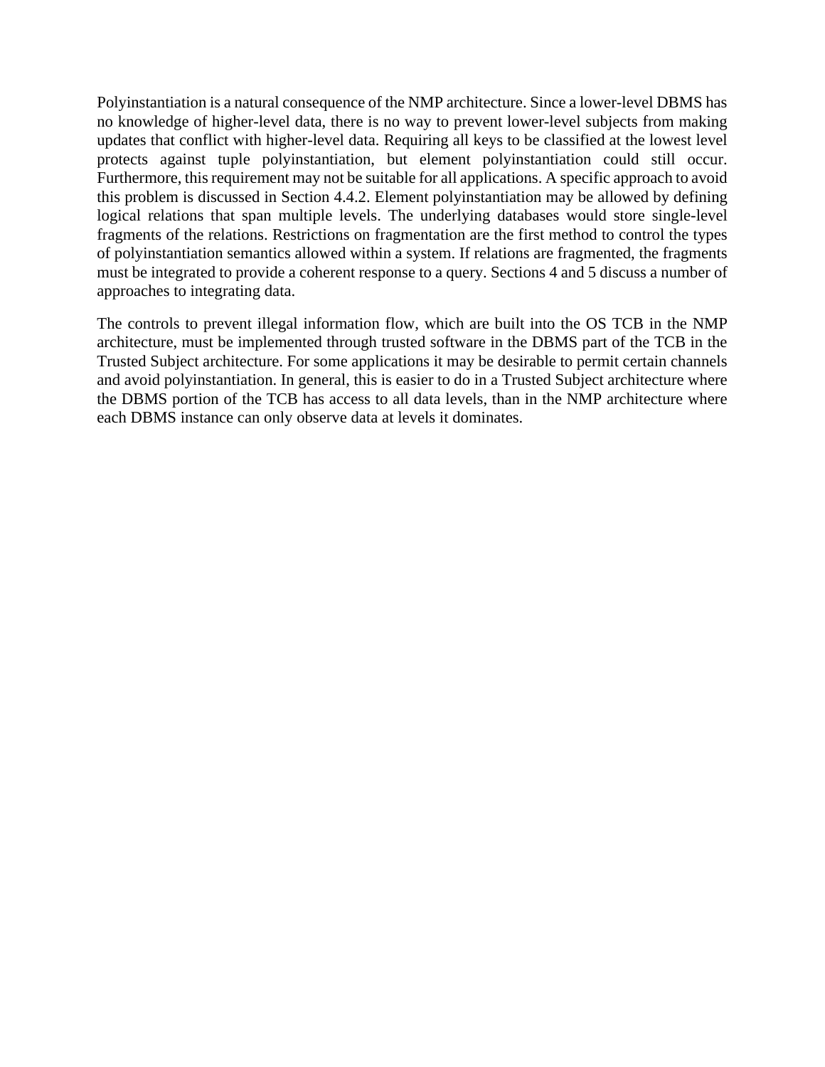Polyinstantiation is a natural consequence of the NMP architecture. Since a lower-level DBMS has no knowledge of higher-level data, there is no way to prevent lower-level subjects from making updates that conflict with higher-level data. Requiring all keys to be classified at the lowest level protects against tuple polyinstantiation, but element polyinstantiation could still occur. Furthermore, this requirement may not be suitable for all applications. A specific approach to avoid this problem is discussed in Section 4.4.2. Element polyinstantiation may be allowed by defining logical relations that span multiple levels. The underlying databases would store single-level fragments of the relations. Restrictions on fragmentation are the first method to control the types of polyinstantiation semantics allowed within a system. If relations are fragmented, the fragments must be integrated to provide a coherent response to a query. Sections 4 and 5 discuss a number of approaches to integrating data.

The controls to prevent illegal information flow, which are built into the OS TCB in the NMP architecture, must be implemented through trusted software in the DBMS part of the TCB in the Trusted Subject architecture. For some applications it may be desirable to permit certain channels and avoid polyinstantiation. In general, this is easier to do in a Trusted Subject architecture where the DBMS portion of the TCB has access to all data levels, than in the NMP architecture where each DBMS instance can only observe data at levels it dominates.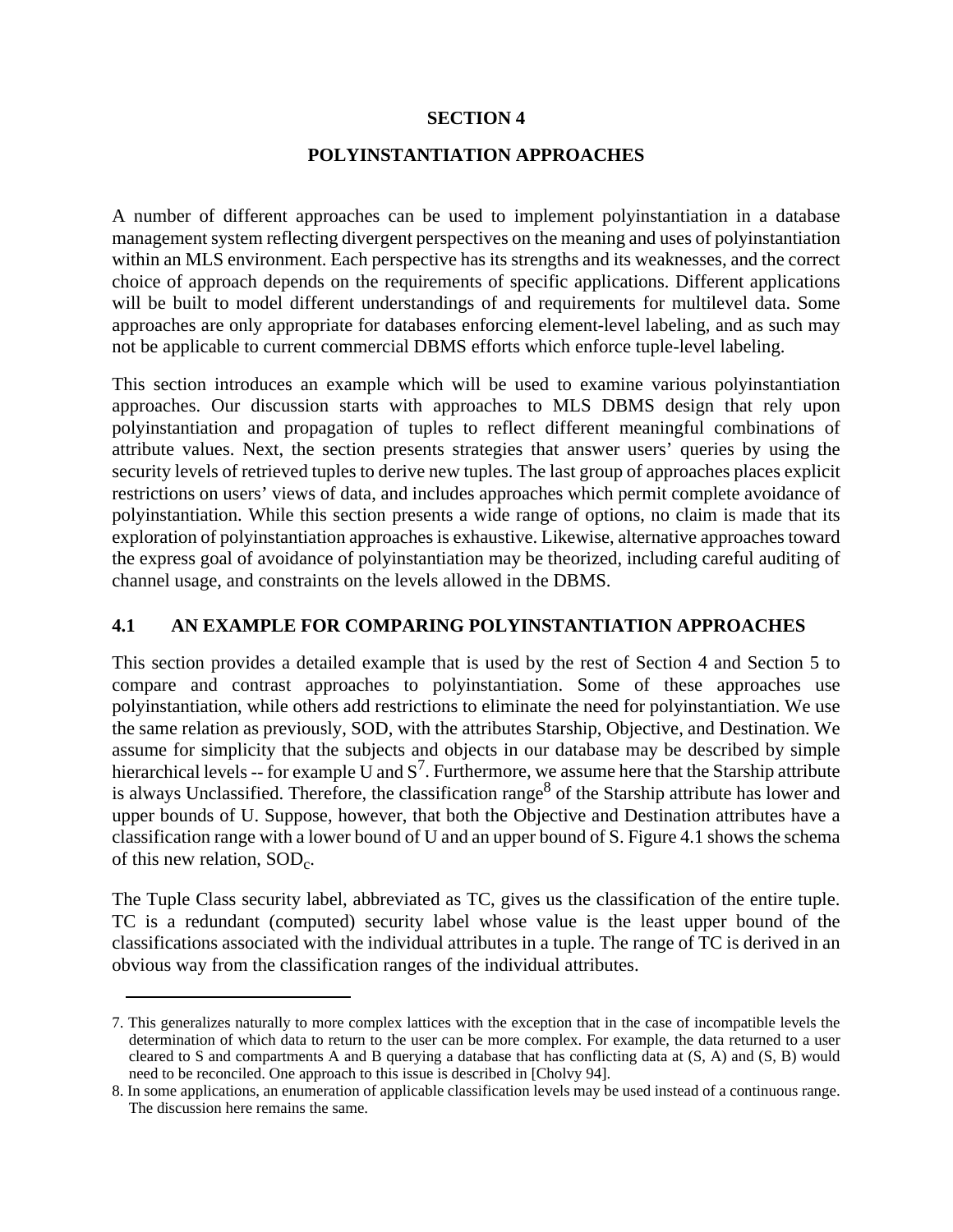# SECTION 4

# POLYINSTANTIATION APPROACHES

A number of different approaches can be used to implement polyinstantiation in a database management system reflecting divergent perspectives on the meaning and uses of polyinstantiation within an MLS environment. Each perspective has its strengths and its weaknesses, and the correct choice of approach depends on the requirements of specific applications. Different applications will be built to model different understandings of and requirements for multilevel data. Some approaches are only appropriate for databases enforcing element-level labeling, and as such may not be applicable to current commercial DBMS efforts which enforce tuple-level labeling.

This section introduces an example which will be used to examine various polyinstantiation approaches. Our discussion starts with approaches to MLS DBMS design that rely upon polyinstantiation and propagation of tuples to reflect different meaningful combinations of attribute values. Next, the section presents strategies that answer users' queries by using the security levels of retrieved tuples to derive new tuples. The last group of approaches places explicit restrictions on users' views of data, and includes approaches which permit complete avoidance of polyinstantiation. While this section presents a wide range of options, no claim is made that its exploration of polyinstantiation approaches is exhaustive. Likewise, alternative approaches toward the express goal of avoidance of polyinstantiation may be theorized, including careful auditing of channel usage, and constraints on the levels allowed in the DBMS.

## 4.1 AN EXAMPLE FOR COMPARING POLYINSTANTIATION APPROACHES

This section provides a detailed example that is used by the rest of Section 4 and Section 5 to compare and contrast approaches to polyinstantiation. Some of these approaches use polyinstantiation, while others add restrictions to eliminate the need for polyinstantiation. We use the same relation as previously, SOD, with the attributes Starship, Objective, and Destination. We assume for simplicity that the subjects and objects in our database may be described by simple hierarchical levels -- for example U and S[7]. Furthermore, we assume here that the Starship attribute is always Unclassified. Therefore, the classification range[8] of the Starship attribute has lower and upper bounds of U. Suppose, however, that both the Objective and Destination attributes have a classification range with a lower bound of U and an upper bound of S. Figure 4.1 shows the schema of this new relation, $SOD_c$.

The Tuple Class security label, abbreviated as TC, gives us the classification of the entire tuple. TC is a redundant (computed) security label whose value is the least upper bound of the classifications associated with the individual attributes in a tuple. The range of TC is derived in an obvious way from the classification ranges of the individual attributes.

---

7. This generalizes naturally to more complex lattices with the exception that in the case of incompatible levels the determination of which data to return to the user can be more complex. For example, the data returned to a user cleared to S and compartments A and B querying a database that has conflicting data at (S, A) and (S, B) would need to be reconciled. One approach to this issue is described in [Cholvy 94].

8. In some applications, an enumeration of applicable classification levels may be used instead of a continuous range. The discussion here remains the same.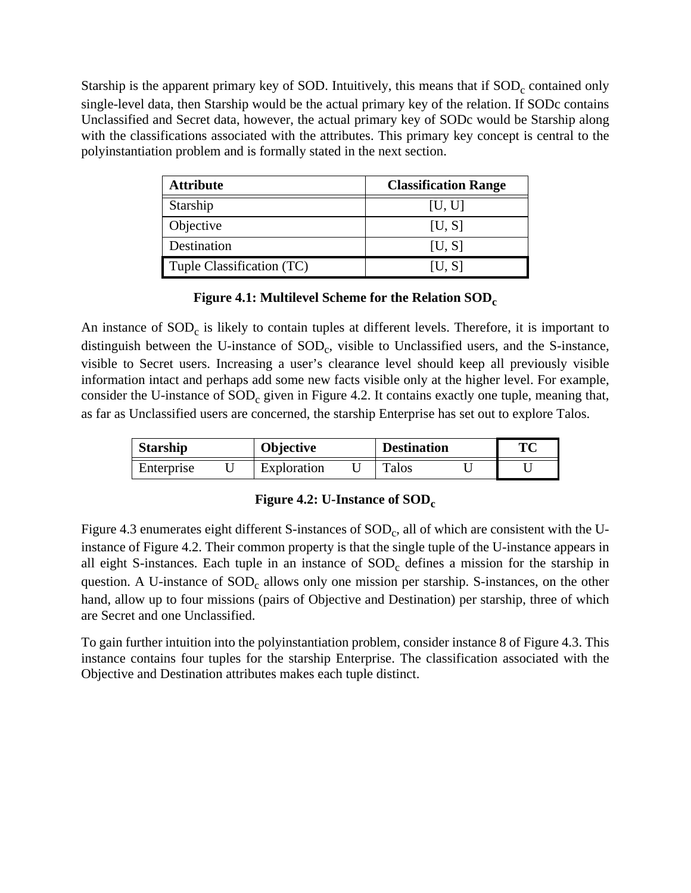Starship is the apparent primary key of SOD. Intuitively, this means that if $SOD_c$ contained only single-level data, then Starship would be the actual primary key of the relation. If SODc contains Unclassified and Secret data, however, the actual primary key of SODc would be Starship along with the classifications associated with the attributes. This primary key concept is central to the polyinstantiation problem and is formally stated in the next section.

| Attribute | Classification Range |
|---|---|
| Starship | [U, U] |
| Objective | [U, S] |
| Destination | [U, S] |
| Tuple Classification (TC) | [U, S] |

**Figure 4.1: Multilevel Scheme for the Relation $SOD_c$**

An instance of $SOD_c$ is likely to contain tuples at different levels. Therefore, it is important to distinguish between the U-instance of $SOD_c$, visible to Unclassified users, and the S-instance, visible to Secret users. Increasing a user's clearance level should keep all previously visible information intact and perhaps add some new facts visible only at the higher level. For example, consider the U-instance of $SOD_c$ given in Figure 4.2. It contains exactly one tuple, meaning that, as far as Unclassified users are concerned, the starship Enterprise has set out to explore Talos.

| Starship | | Objective | | Destination | | TC |
|---|---|---|---|---|---|---|
| Enterprise | U | Exploration | U | Talos | U | U |

**Figure 4.2: U-Instance of $SOD_c$**

Figure 4.3 enumerates eight different S-instances of $SOD_c$, all of which are consistent with the U-instance of Figure 4.2. Their common property is that the single tuple of the U-instance appears in all eight S-instances. Each tuple in an instance of $SOD_c$ defines a mission for the starship in question. A U-instance of $SOD_c$ allows only one mission per starship. S-instances, on the other hand, allow up to four missions (pairs of Objective and Destination) per starship, three of which are Secret and one Unclassified.

To gain further intuition into the polyinstantiation problem, consider instance 8 of Figure 4.3. This instance contains four tuples for the starship Enterprise. The classification associated with the Objective and Destination attributes makes each tuple distinct.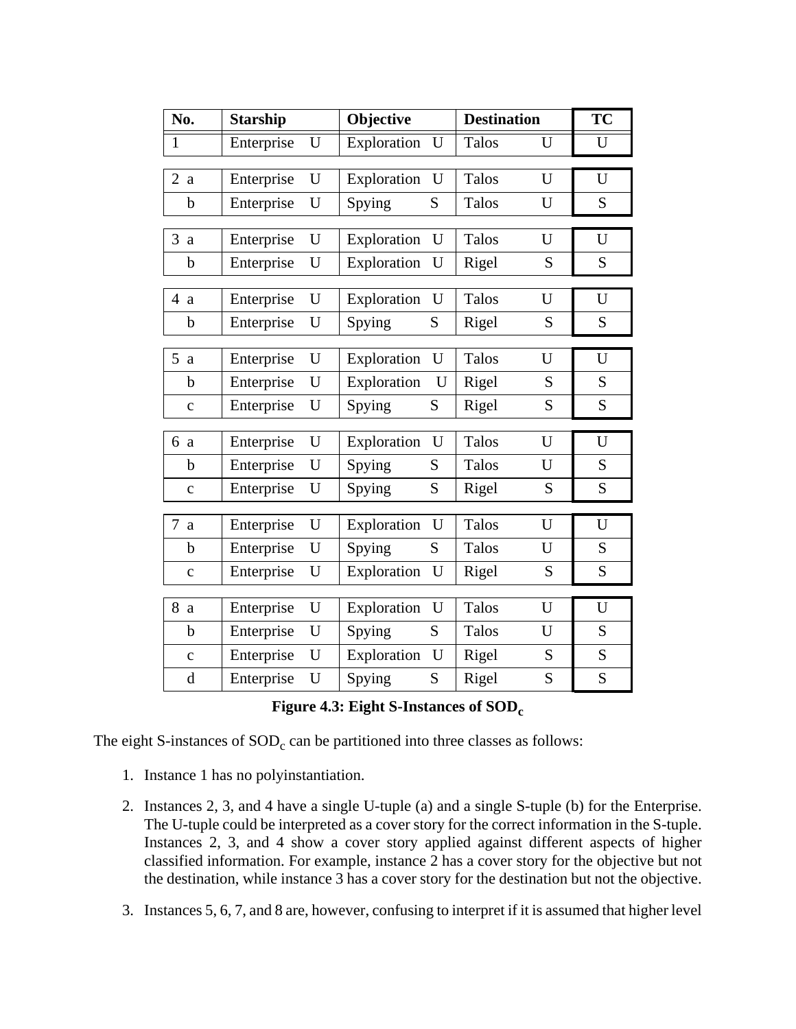| No. | Starship | | Objective | | Destination | | TC |
|---|---|---|---|---|---|---|---|
| 1 | Enterprise | U | Exploration | U | Talos | U | U |
| 2 a | Enterprise | U | Exploration | U | Talos | U | U |
| b | Enterprise | U | Spying | S | Talos | U | S |
| 3 a | Enterprise | U | Exploration | U | Talos | U | U |
| b | Enterprise | U | Exploration | U | Rigel | S | S |
| 4 a | Enterprise | U | Exploration | U | Talos | U | U |
| b | Enterprise | U | Spying | S | Rigel | S | S |
| 5 a | Enterprise | U | Exploration | U | Talos | U | U |
| b | Enterprise | U | Exploration | U | Rigel | S | S |
| c | Enterprise | U | Spying | S | Rigel | S | S |
| 6 a | Enterprise | U | Exploration | U | Talos | U | U |
| b | Enterprise | U | Spying | S | Talos | U | S |
| c | Enterprise | U | Spying | S | Rigel | S | S |
| 7 a | Enterprise | U | Exploration | U | Talos | U | U |
| b | Enterprise | U | Spying | S | Talos | U | S |
| c | Enterprise | U | Exploration | U | Rigel | S | S |
| 8 a | Enterprise | U | Exploration | U | Talos | U | U |
| b | Enterprise | U | Spying | S | Talos | U | S |
| c | Enterprise | U | Exploration | U | Rigel | S | S |
| d | Enterprise | U | Spying | S | Rigel | S | S |

**Figure 4.3: Eight S-Instances of $SOD_c$**

The eight S-instances of $SOD_c$ can be partitioned into three classes as follows:

1. Instance 1 has no polyinstantiation.

2. Instances 2, 3, and 4 have a single U-tuple (a) and a single S-tuple (b) for the Enterprise. The U-tuple could be interpreted as a cover story for the correct information in the S-tuple. Instances 2, 3, and 4 show a cover story applied against different aspects of higher classified information. For example, instance 2 has a cover story for the objective but not the destination, while instance 3 has a cover story for the destination but not the objective.

3. Instances 5, 6, 7, and 8 are, however, confusing to interpret if it is assumed that higher level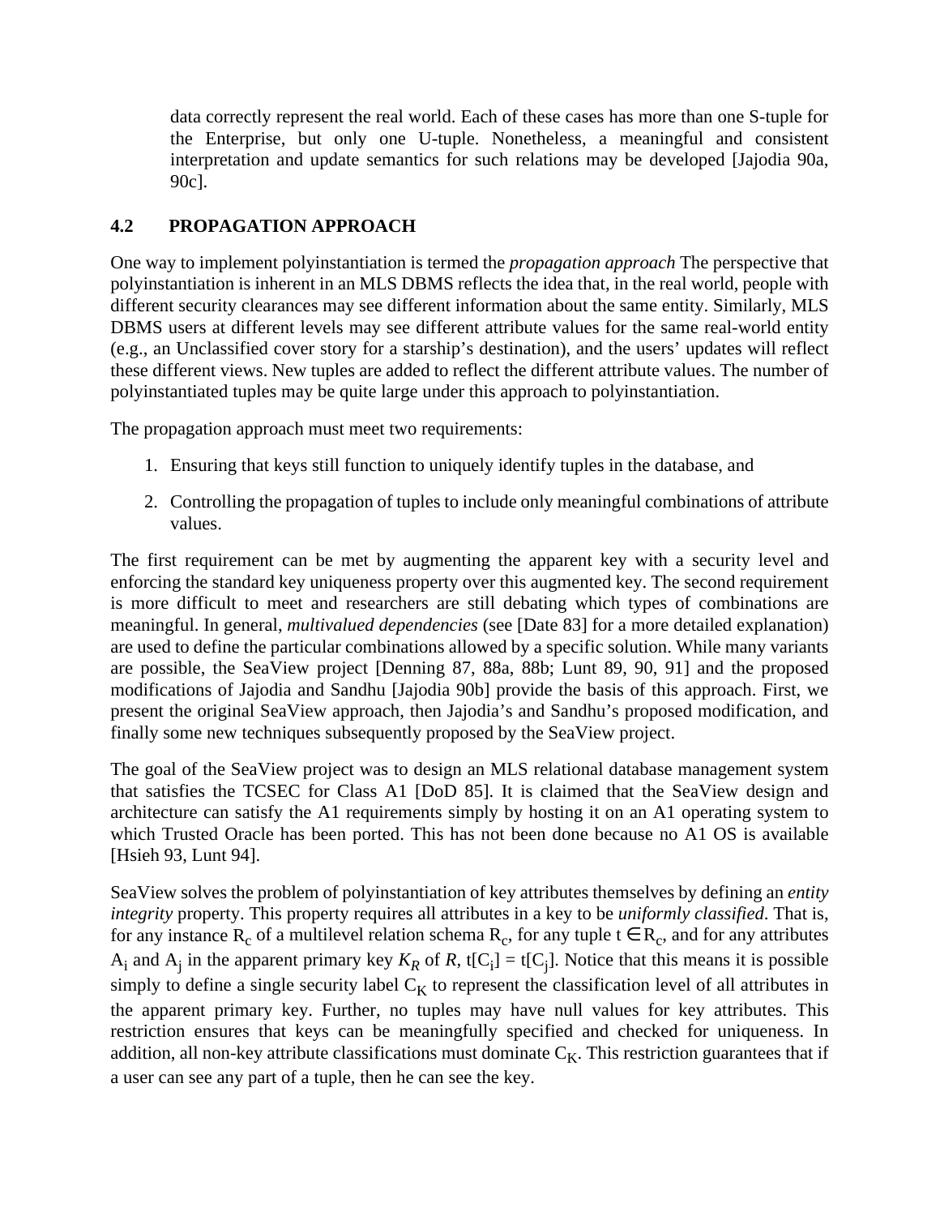data correctly represent the real world. Each of these cases has more than one S-tuple for the Enterprise, but only one U-tuple. Nonetheless, a meaningful and consistent interpretation and update semantics for such relations may be developed [Jajodia 90a, 90c].

## 4.2 PROPAGATION APPROACH

One way to implement polyinstantiation is termed the *propagation approach* The perspective that polyinstantiation is inherent in an MLS DBMS reflects the idea that, in the real world, people with different security clearances may see different information about the same entity. Similarly, MLS DBMS users at different levels may see different attribute values for the same real-world entity (e.g., an Unclassified cover story for a starship's destination), and the users' updates will reflect these different views. New tuples are added to reflect the different attribute values. The number of polyinstantiated tuples may be quite large under this approach to polyinstantiation.

The propagation approach must meet two requirements:

1. Ensuring that keys still function to uniquely identify tuples in the database, and
2. Controlling the propagation of tuples to include only meaningful combinations of attribute values.

The first requirement can be met by augmenting the apparent key with a security level and enforcing the standard key uniqueness property over this augmented key. The second requirement is more difficult to meet and researchers are still debating which types of combinations are meaningful. In general, *multivalued dependencies* (see [Date 83] for a more detailed explanation) are used to define the particular combinations allowed by a specific solution. While many variants are possible, the SeaView project [Denning 87, 88a, 88b; Lunt 89, 90, 91] and the proposed modifications of Jajodia and Sandhu [Jajodia 90b] provide the basis of this approach. First, we present the original SeaView approach, then Jajodia's and Sandhu's proposed modification, and finally some new techniques subsequently proposed by the SeaView project.

The goal of the SeaView project was to design an MLS relational database management system that satisfies the TCSEC for Class A1 [DoD 85]. It is claimed that the SeaView design and architecture can satisfy the A1 requirements simply by hosting it on an A1 operating system to which Trusted Oracle has been ported. This has not been done because no A1 OS is available [Hsieh 93, Lunt 94].

SeaView solves the problem of polyinstantiation of key attributes themselves by defining an *entity integrity* property. This property requires all attributes in a key to be *uniformly classified*. That is, for any instance $R_c$ of a multilevel relation schema $R_c$, for any tuple $t \in R_c$, and for any attributes $A_i$ and $A_j$ in the apparent primary key $K_R$ of $R$, $t[C_i] = t[C_j]$. Notice that this means it is possible simply to define a single security label $C_K$ to represent the classification level of all attributes in the apparent primary key. Further, no tuples may have null values for key attributes. This restriction ensures that keys can be meaningfully specified and checked for uniqueness. In addition, all non-key attribute classifications must dominate $C_K$. This restriction guarantees that if a user can see any part of a tuple, then he can see the key.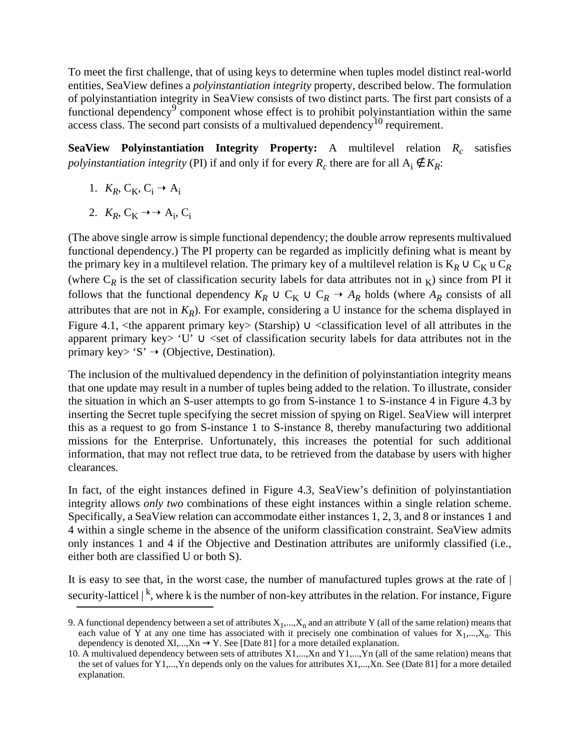To meet the first challenge, that of using keys to determine when tuples model distinct real-world entities, SeaView defines a *polyinstantiation integrity* property, described below. The formulation of polyinstantiation integrity in SeaView consists of two distinct parts. The first part consists of a functional dependency[9] component whose effect is to prohibit polyinstantiation within the same access class. The second part consists of a multivalued dependency[10] requirement.

**SeaView Polyinstantiation Integrity Property:** A multilevel relation $R_c$ satisfies *polyinstantiation integrity* (PI) if and only if for every $R_c$ there are for all $A_i \notin K_R$:

1. $K_R, C_K, C_i \rightarrow A_i$
2. $K_R, C_K \rightarrow\rightarrow A_i, C_i$

(The above single arrow is simple functional dependency; the double arrow represents multivalued functional dependency.) The PI property can be regarded as implicitly defining what is meant by the primary key in a multilevel relation. The primary key of a multilevel relation is $K_R \cup C_K$ u $C_R$ (where $C_R$ is the set of classification security labels for data attributes not in $_K$) since from PI it follows that the functional dependency $K_R \cup C_K \cup C_R \rightarrow A_R$ holds (where $A_R$ consists of all attributes that are not in $K_R$). For example, considering a U instance for the schema displayed in Figure 4.1, <the apparent primary key> (Starship) ∪ <classification level of all attributes in the apparent primary key> 'U' ∪ <set of classification security labels for data attributes not in the primary key> 'S' → (Objective, Destination).

The inclusion of the multivalued dependency in the definition of polyinstantiation integrity means that one update may result in a number of tuples being added to the relation. To illustrate, consider the situation in which an S-user attempts to go from S-instance 1 to S-instance 4 in Figure 4.3 by inserting the Secret tuple specifying the secret mission of spying on Rigel. SeaView will interpret this as a request to go from S-instance 1 to S-instance 8, thereby manufacturing two additional missions for the Enterprise. Unfortunately, this increases the potential for such additional information, that may not reflect true data, to be retrieved from the database by users with higher clearances.

In fact, of the eight instances defined in Figure 4.3, SeaView's definition of polyinstantiation integrity allows *only two* combinations of these eight instances within a single relation scheme. Specifically, a SeaView relation can accommodate either instances 1, 2, 3, and 8 or instances 1 and 4 within a single scheme in the absence of the uniform classification constraint. SeaView admits only instances 1 and 4 if the Objective and Destination attributes are uniformly classified (i.e., either both are classified U or both S).

It is easy to see that, in the worst case, the number of manufactured tuples grows at the rate of $|\text{security-lattice}|^k$, where k is the number of non-key attributes in the relation. For instance, Figure

9. A functional dependency between a set of attributes $X_1,...,X_n$ and an attribute Y (all of the same relation) means that each value of Y at any one time has associated with it precisely one combination of values for $X_1,...,X_n$. This dependency is denoted Xl,...,Xn → Y. See [Date 81] for a more detailed explanation.

10. A multivalued dependency between sets of attributes X1,...,Xn and Y1,...,Yn (all of the same relation) means that the set of values for Y1,...,Yn depends only on the values for attributes X1,...,Xn. See (Date 81] for a more detailed explanation.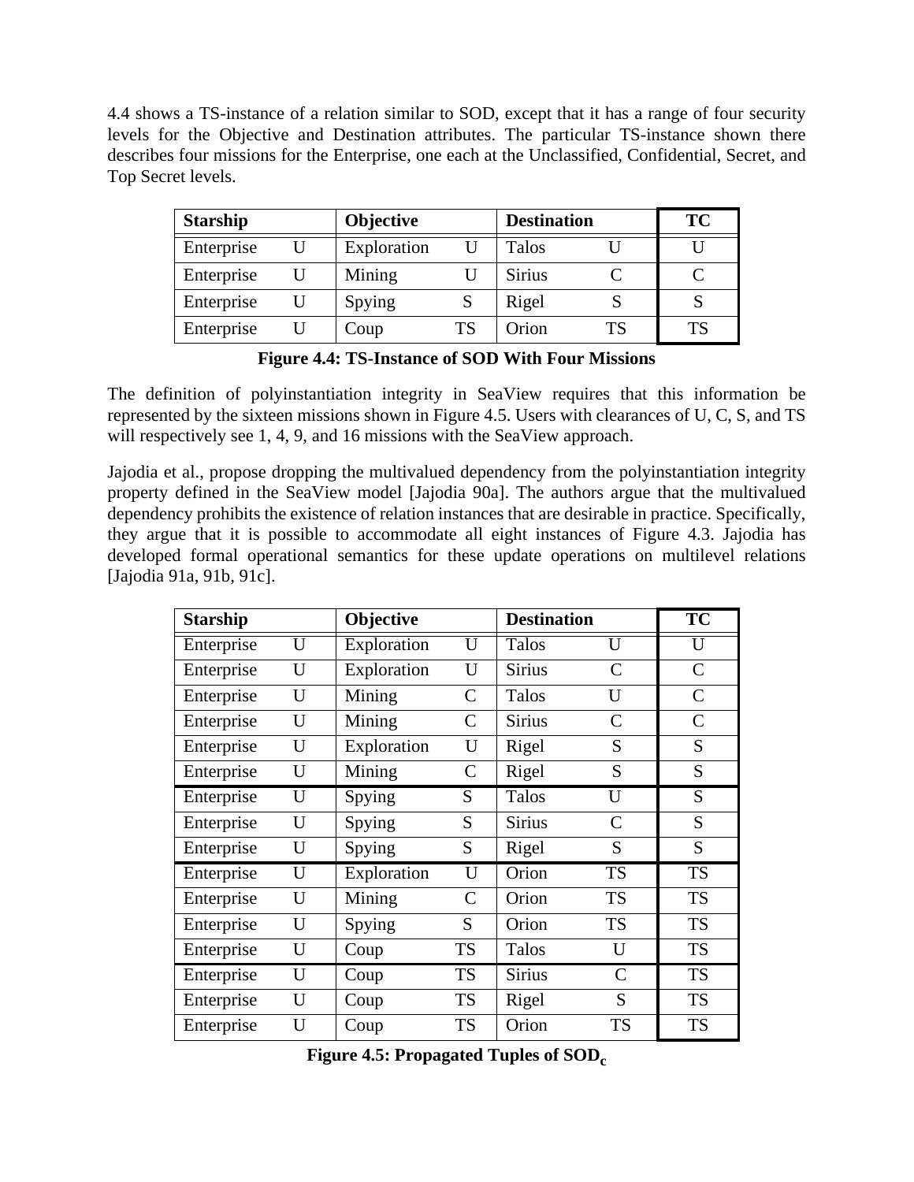4.4 shows a TS-instance of a relation similar to SOD, except that it has a range of four security levels for the Objective and Destination attributes. The particular TS-instance shown there describes four missions for the Enterprise, one each at the Unclassified, Confidential, Secret, and Top Secret levels.

| Starship | | Objective | | Destination | | TC |
|---|---|---|---|---|---|---|
| Enterprise | U | Exploration | U | Talos | U | U |
| Enterprise | U | Mining | U | Sirius | C | C |
| Enterprise | U | Spying | S | Rigel | S | S |
| Enterprise | U | Coup | TS | Orion | TS | TS |

**Figure 4.4: TS-Instance of SOD With Four Missions**

The definition of polyinstantiation integrity in SeaView requires that this information be represented by the sixteen missions shown in Figure 4.5. Users with clearances of U, C, S, and TS will respectively see 1, 4, 9, and 16 missions with the SeaView approach.

Jajodia et al., propose dropping the multivalued dependency from the polyinstantiation integrity property defined in the SeaView model [Jajodia 90a]. The authors argue that the multivalued dependency prohibits the existence of relation instances that are desirable in practice. Specifically, they argue that it is possible to accommodate all eight instances of Figure 4.3. Jajodia has developed formal operational semantics for these update operations on multilevel relations [Jajodia 91a, 91b, 91c].

| Starship | | Objective | | Destination | | TC |
|---|---|---|---|---|---|---|
| Enterprise | U | Exploration | U | Talos | U | U |
| Enterprise | U | Exploration | U | Sirius | C | C |
| Enterprise | U | Mining | C | Talos | U | C |
| Enterprise | U | Mining | C | Sirius | C | C |
| Enterprise | U | Exploration | U | Rigel | S | S |
| Enterprise | U | Mining | C | Rigel | S | S |
| Enterprise | U | Spying | S | Talos | U | S |
| Enterprise | U | Spying | S | Sirius | C | S |
| Enterprise | U | Spying | S | Rigel | S | S |
| Enterprise | U | Exploration | U | Orion | TS | TS |
| Enterprise | U | Mining | C | Orion | TS | TS |
| Enterprise | U | Spying | S | Orion | TS | TS |
| Enterprise | U | Coup | TS | Talos | U | TS |
| Enterprise | U | Coup | TS | Sirius | C | TS |
| Enterprise | U | Coup | TS | Rigel | S | TS |
| Enterprise | U | Coup | TS | Orion | TS | TS |

**Figure 4.5: Propagated Tuples of $SOD_c$**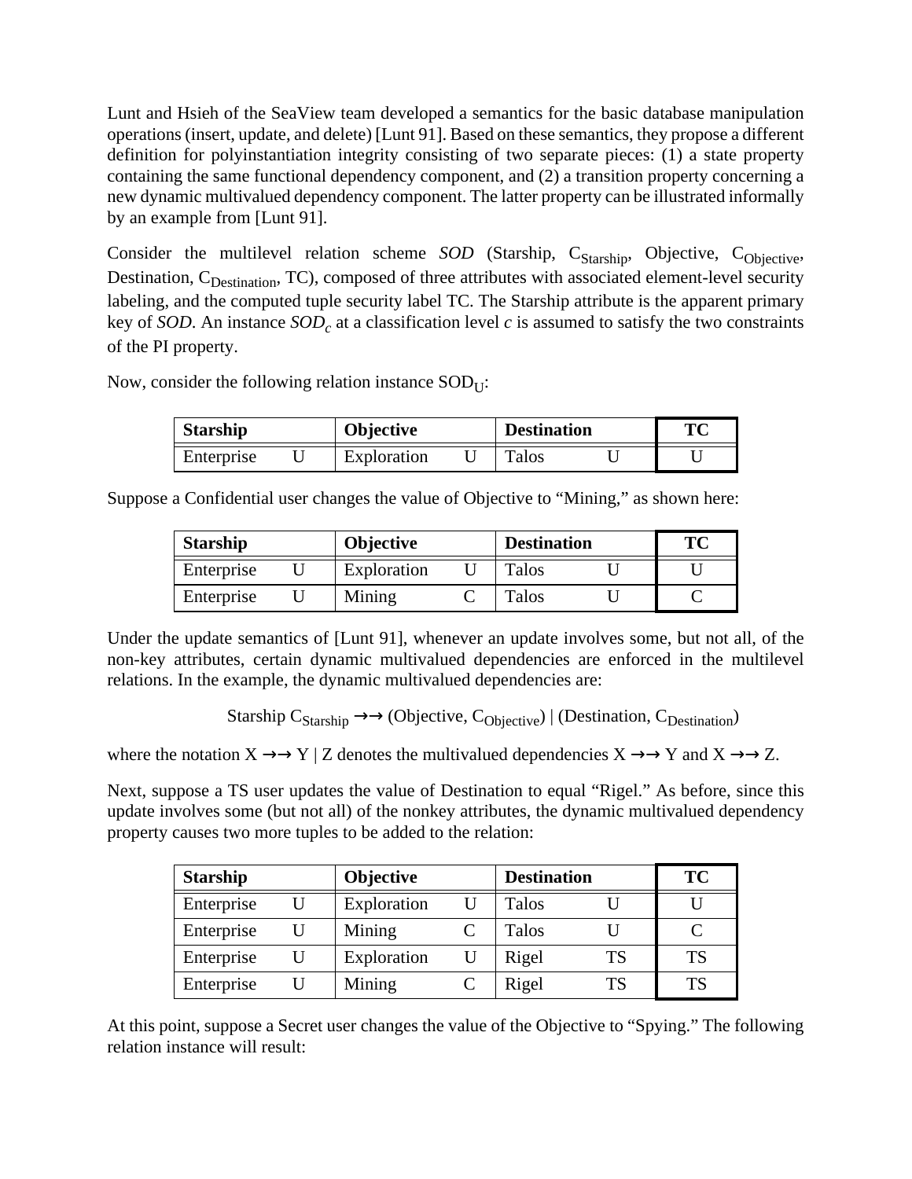Lunt and Hsieh of the SeaView team developed a semantics for the basic database manipulation operations (insert, update, and delete) [Lunt 91]. Based on these semantics, they propose a different definition for polyinstantiation integrity consisting of two separate pieces: (1) a state property containing the same functional dependency component, and (2) a transition property concerning a new dynamic multivalued dependency component. The latter property can be illustrated informally by an example from [Lunt 91].

Consider the multilevel relation scheme *SOD* (Starship, $C_{Starship}$, Objective, $C_{Objective}$, Destination, $C_{Destination}$, TC), composed of three attributes with associated element-level security labeling, and the computed tuple security label TC. The Starship attribute is the apparent primary key of *SOD*. An instance $SOD_c$ at a classification level *c* is assumed to satisfy the two constraints of the PI property.

Now, consider the following relation instance $SOD_U$:

| Starship | | Objective | | Destination | | TC |
|---|---|---|---|---|---|---|
| Enterprise | U | Exploration | U | Talos | U | U |

Suppose a Confidential user changes the value of Objective to "Mining," as shown here:

| Starship | | Objective | | Destination | | TC |
|---|---|---|---|---|---|---|
| Enterprise | U | Exploration | U | Talos | U | U |
| Enterprise | U | Mining | C | Talos | U | C |

Under the update semantics of [Lunt 91], whenever an update involves some, but not all, of the non-key attributes, certain dynamic multivalued dependencies are enforced in the multilevel relations. In the example, the dynamic multivalued dependencies are:

$$\text{Starship } C_{Starship} \rightarrow\rightarrow (\text{Objective}, C_{Objective}) \mid (\text{Destination}, C_{Destination})$$

where the notation $X \rightarrow\rightarrow Y \mid Z$ denotes the multivalued dependencies $X \rightarrow\rightarrow Y$ and $X \rightarrow\rightarrow Z$.

Next, suppose a TS user updates the value of Destination to equal "Rigel." As before, since this update involves some (but not all) of the nonkey attributes, the dynamic multivalued dependency property causes two more tuples to be added to the relation:

| Starship | | Objective | | Destination | | TC |
|---|---|---|---|---|---|---|
| Enterprise | U | Exploration | U | Talos | U | U |
| Enterprise | U | Mining | C | Talos | U | C |
| Enterprise | U | Exploration | U | Rigel | TS | TS |
| Enterprise | U | Mining | C | Rigel | TS | TS |

At this point, suppose a Secret user changes the value of the Objective to "Spying." The following relation instance will result: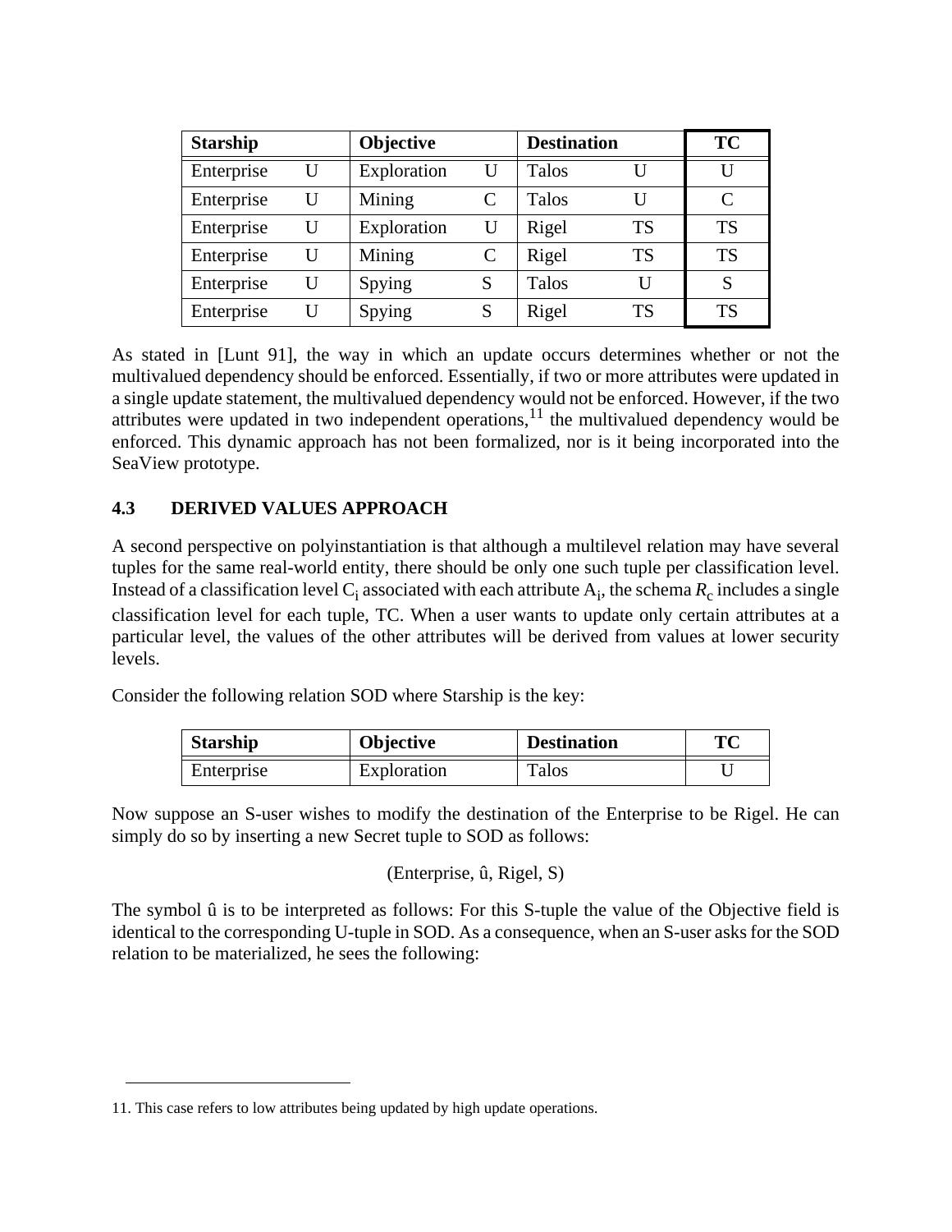| Starship | | Objective | | Destination | | TC |
|---|---|---|---|---|---|---|
| Enterprise | U | Exploration | U | Talos | U | U |
| Enterprise | U | Mining | C | Talos | U | C |
| Enterprise | U | Exploration | U | Rigel | TS | TS |
| Enterprise | U | Mining | C | Rigel | TS | TS |
| Enterprise | U | Spying | S | Talos | U | S |
| Enterprise | U | Spying | S | Rigel | TS | TS |

As stated in [Lunt 91], the way in which an update occurs determines whether or not the multivalued dependency should be enforced. Essentially, if two or more attributes were updated in a single update statement, the multivalued dependency would not be enforced. However, if the two attributes were updated in two independent operations,[11] the multivalued dependency would be enforced. This dynamic approach has not been formalized, nor is it being incorporated into the SeaView prototype.

### 4.3 DERIVED VALUES APPROACH

A second perspective on polyinstantiation is that although a multilevel relation may have several tuples for the same real-world entity, there should be only one such tuple per classification level. Instead of a classification level $C_i$ associated with each attribute $A_i$, the schema $R_c$ includes a single classification level for each tuple, TC. When a user wants to update only certain attributes at a particular level, the values of the other attributes will be derived from values at lower security levels.

Consider the following relation SOD where Starship is the key:

| Starship | Objective | Destination | TC |
|---|---|---|---|
| Enterprise | Exploration | Talos | U |

Now suppose an S-user wishes to modify the destination of the Enterprise to be Rigel. He can simply do so by inserting a new Secret tuple to SOD as follows:

(Enterprise, û, Rigel, S)

The symbol û is to be interpreted as follows: For this S-tuple the value of the Objective field is identical to the corresponding U-tuple in SOD. As a consequence, when an S-user asks for the SOD relation to be materialized, he sees the following:

11. This case refers to low attributes being updated by high update operations.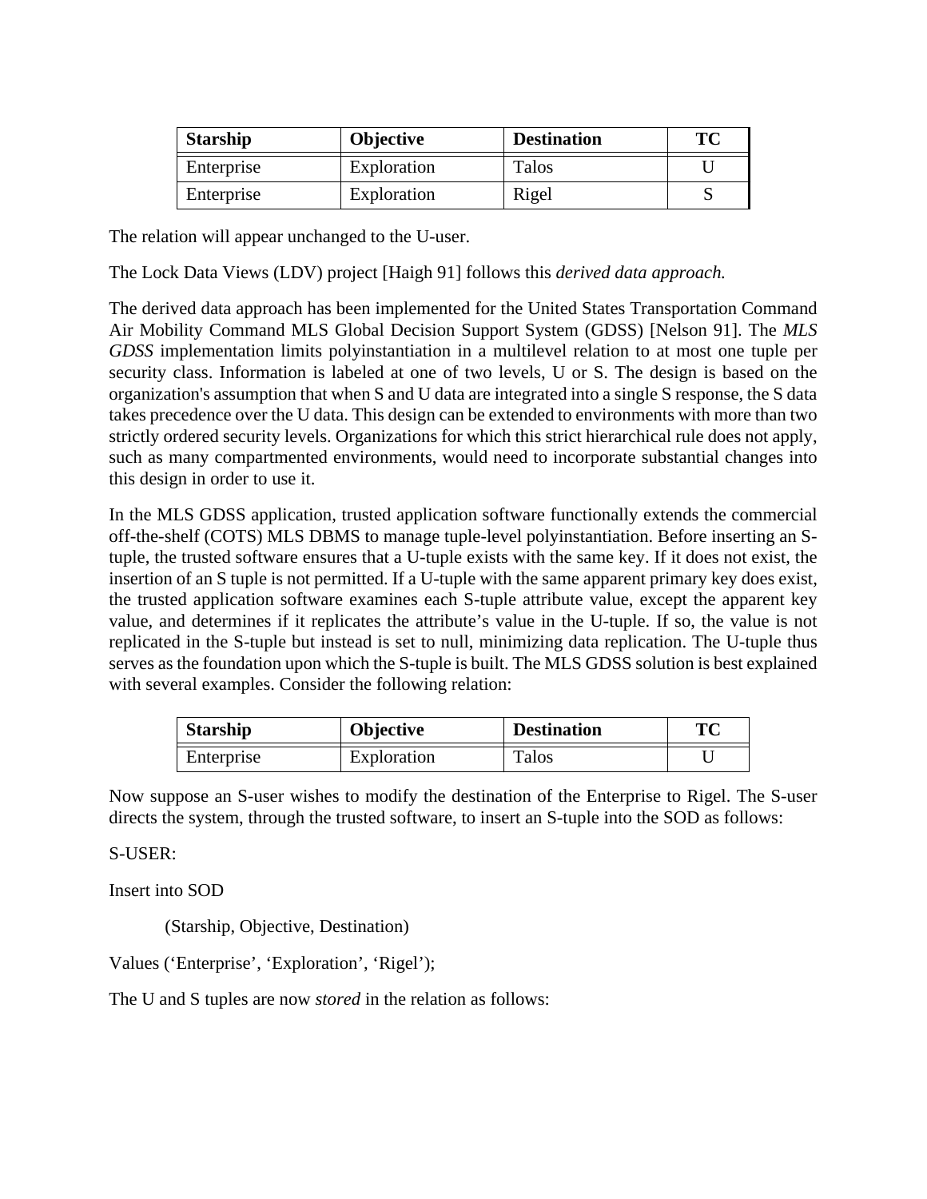| Starship | Objective | Destination | TC |
|---|---|---|---|
| Enterprise | Exploration | Talos | U |
| Enterprise | Exploration | Rigel | S |

The relation will appear unchanged to the U-user.

The Lock Data Views (LDV) project [Haigh 91] follows this *derived data approach.*

The derived data approach has been implemented for the United States Transportation Command Air Mobility Command MLS Global Decision Support System (GDSS) [Nelson 91]. The *MLS GDSS* implementation limits polyinstantiation in a multilevel relation to at most one tuple per security class. Information is labeled at one of two levels, U or S. The design is based on the organization's assumption that when S and U data are integrated into a single S response, the S data takes precedence over the U data. This design can be extended to environments with more than two strictly ordered security levels. Organizations for which this strict hierarchical rule does not apply, such as many compartmented environments, would need to incorporate substantial changes into this design in order to use it.

In the MLS GDSS application, trusted application software functionally extends the commercial off-the-shelf (COTS) MLS DBMS to manage tuple-level polyinstantiation. Before inserting an S-tuple, the trusted software ensures that a U-tuple exists with the same key. If it does not exist, the insertion of an S tuple is not permitted. If a U-tuple with the same apparent primary key does exist, the trusted application software examines each S-tuple attribute value, except the apparent key value, and determines if it replicates the attribute's value in the U-tuple. If so, the value is not replicated in the S-tuple but instead is set to null, minimizing data replication. The U-tuple thus serves as the foundation upon which the S-tuple is built. The MLS GDSS solution is best explained with several examples. Consider the following relation:

| Starship | Objective | Destination | TC |
|---|---|---|---|
| Enterprise | Exploration | Talos | U |

Now suppose an S-user wishes to modify the destination of the Enterprise to Rigel. The S-user directs the system, through the trusted software, to insert an S-tuple into the SOD as follows:

S-USER:

```
Insert into SOD
        (Starship, Objective, Destination)
Values ('Enterprise', 'Exploration', 'Rigel');
```

The U and S tuples are now *stored* in the relation as follows: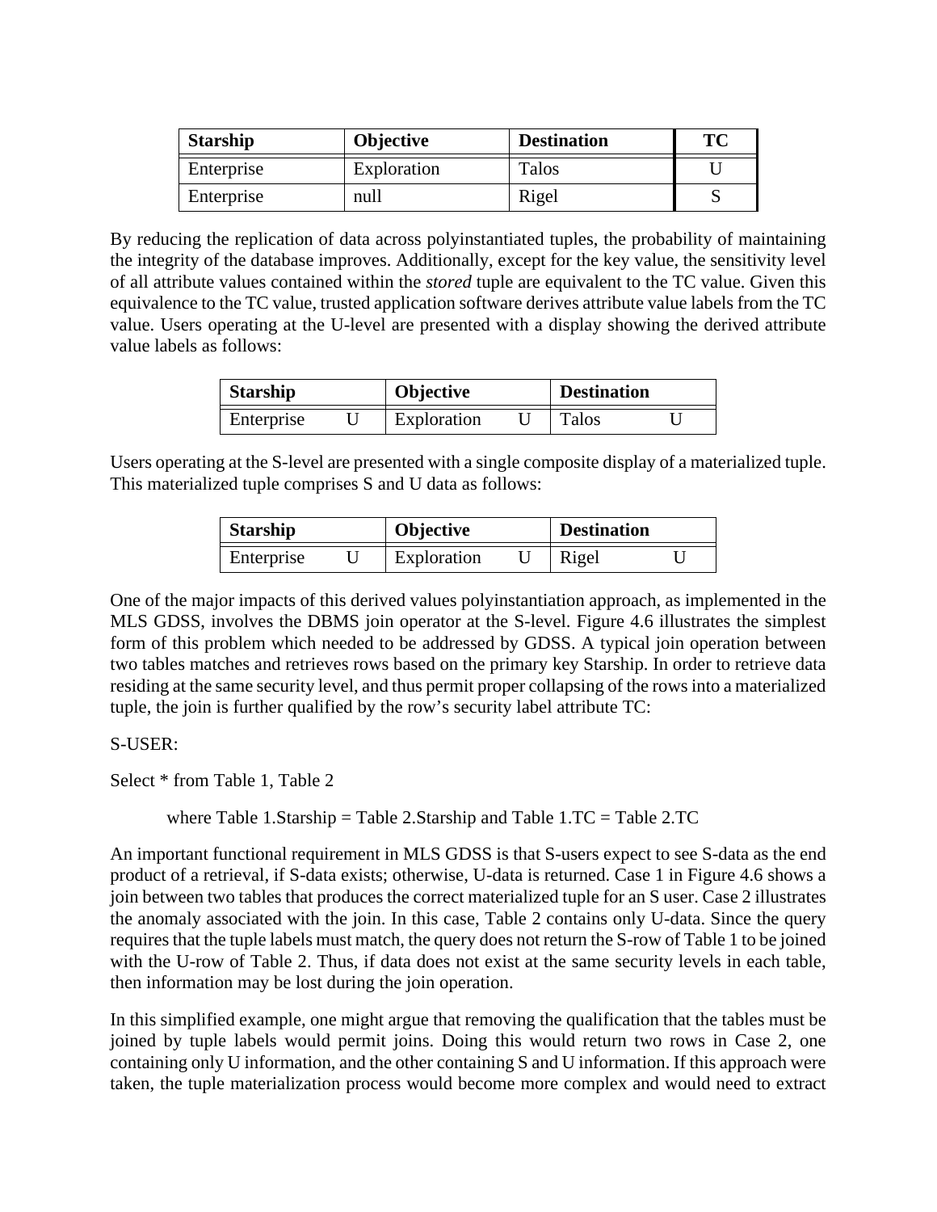| Starship | Objective | Destination | TC |
| --- | --- | --- | --- |
| Enterprise | Exploration | Talos | U |
| Enterprise | null | Rigel | S |

By reducing the replication of data across polyinstantiated tuples, the probability of maintaining the integrity of the database improves. Additionally, except for the key value, the sensitivity level of all attribute values contained within the *stored* tuple are equivalent to the TC value. Given this equivalence to the TC value, trusted application software derives attribute value labels from the TC value. Users operating at the U-level are presented with a display showing the derived attribute value labels as follows:

| Starship | | Objective | | Destination | |
| --- | --- | --- | --- | --- | --- |
| Enterprise | U | Exploration | U | Talos | U |

Users operating at the S-level are presented with a single composite display of a materialized tuple. This materialized tuple comprises S and U data as follows:

| Starship | | Objective | | Destination | |
| --- | --- | --- | --- | --- | --- |
| Enterprise | U | Exploration | U | Rigel | U |

One of the major impacts of this derived values polyinstantiation approach, as implemented in the MLS GDSS, involves the DBMS join operator at the S-level. Figure 4.6 illustrates the simplest form of this problem which needed to be addressed by GDSS. A typical join operation between two tables matches and retrieves rows based on the primary key Starship. In order to retrieve data residing at the same security level, and thus permit proper collapsing of the rows into a materialized tuple, the join is further qualified by the row's security label attribute TC:

S-USER:

Select * from Table 1, Table 2

where Table 1.Starship = Table 2.Starship and Table 1.TC = Table 2.TC

An important functional requirement in MLS GDSS is that S-users expect to see S-data as the end product of a retrieval, if S-data exists; otherwise, U-data is returned. Case 1 in Figure 4.6 shows a join between two tables that produces the correct materialized tuple for an S user. Case 2 illustrates the anomaly associated with the join. In this case, Table 2 contains only U-data. Since the query requires that the tuple labels must match, the query does not return the S-row of Table 1 to be joined with the U-row of Table 2. Thus, if data does not exist at the same security levels in each table, then information may be lost during the join operation.

In this simplified example, one might argue that removing the qualification that the tables must be joined by tuple labels would permit joins. Doing this would return two rows in Case 2, one containing only U information, and the other containing S and U information. If this approach were taken, the tuple materialization process would become more complex and would need to extract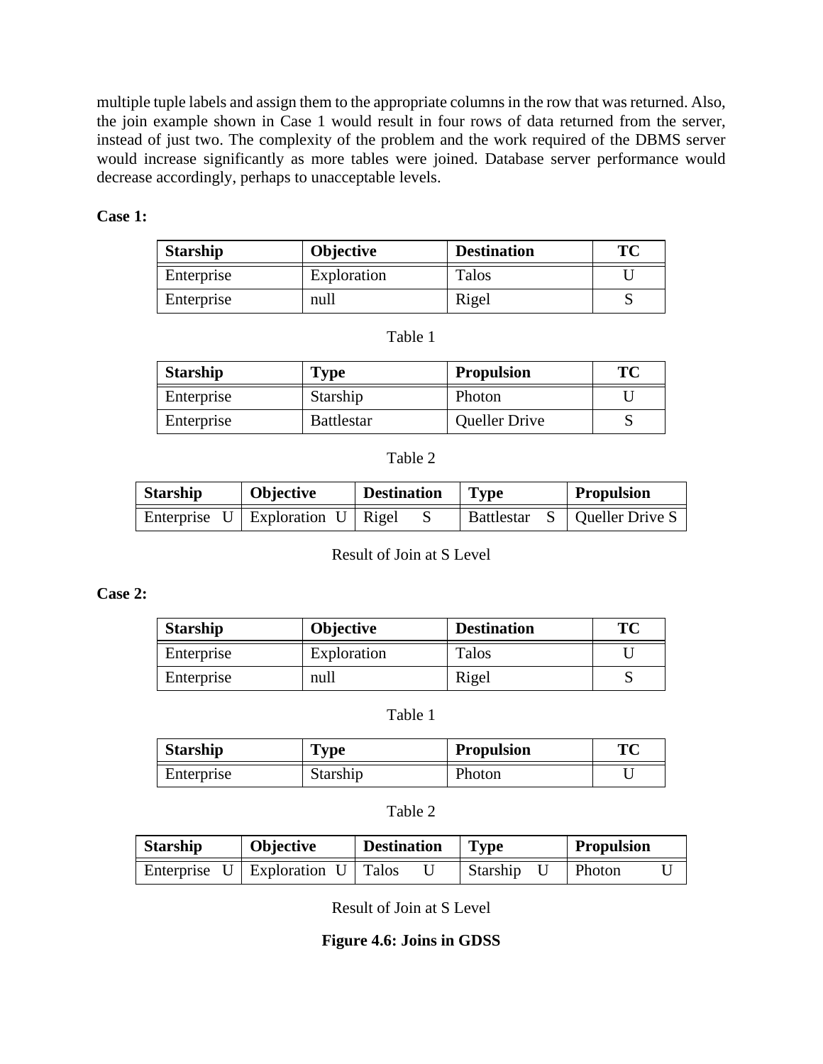multiple tuple labels and assign them to the appropriate columns in the row that was returned. Also, the join example shown in Case 1 would result in four rows of data returned from the server, instead of just two. The complexity of the problem and the work required of the DBMS server would increase significantly as more tables were joined. Database server performance would decrease accordingly, perhaps to unacceptable levels.

**Case 1:**

| Starship | Objective | Destination | TC |
|---|---|---|---|
| Enterprise | Exploration | Talos | U |
| Enterprise | null | Rigel | S |

Table 1

| Starship | Type | Propulsion | TC |
|---|---|---|---|
| Enterprise | Starship | Photon | U |
| Enterprise | Battlestar | Queller Drive | S |

Table 2

| Starship | Objective | Destination | Type | Propulsion |
|---|---|---|---|---|
| Enterprise U | Exploration U | Rigel S | Battlestar S | Queller Drive S |

Result of Join at S Level

**Case 2:**

| Starship | Objective | Destination | TC |
|---|---|---|---|
| Enterprise | Exploration | Talos | U |
| Enterprise | null | Rigel | S |

Table 1

| Starship | Type | Propulsion | TC |
|---|---|---|---|
| Enterprise | Starship | Photon | U |

Table 2

| Starship | Objective | Destination | Type | Propulsion |
|---|---|---|---|---|
| Enterprise U | Exploration U | Talos U | Starship U | Photon U |

Result of Join at S Level

**Figure 4.6: Joins in GDSS**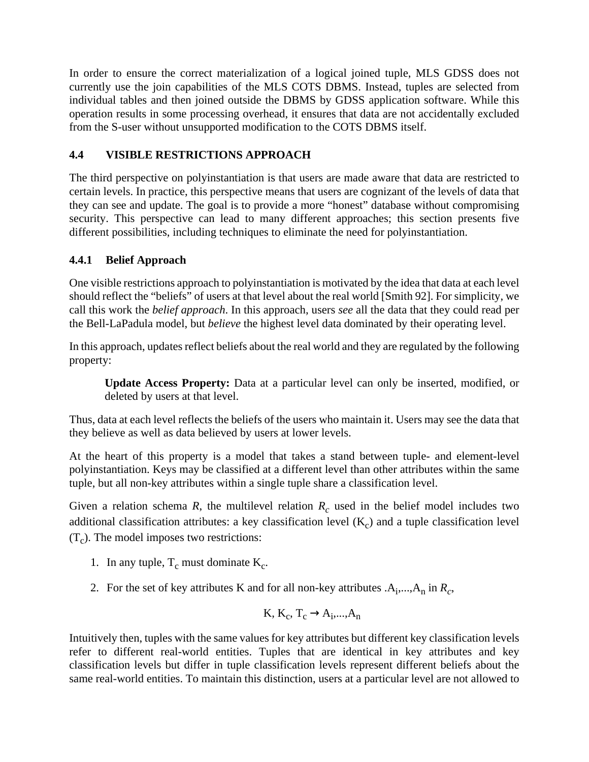In order to ensure the correct materialization of a logical joined tuple, MLS GDSS does not currently use the join capabilities of the MLS COTS DBMS. Instead, tuples are selected from individual tables and then joined outside the DBMS by GDSS application software. While this operation results in some processing overhead, it ensures that data are not accidentally excluded from the S-user without unsupported modification to the COTS DBMS itself.

### 4.4 VISIBLE RESTRICTIONS APPROACH

The third perspective on polyinstantiation is that users are made aware that data are restricted to certain levels. In practice, this perspective means that users are cognizant of the levels of data that they can see and update. The goal is to provide a more "honest" database without compromising security. This perspective can lead to many different approaches; this section presents five different possibilities, including techniques to eliminate the need for polyinstantiation.

#### 4.4.1 Belief Approach

One visible restrictions approach to polyinstantiation is motivated by the idea that data at each level should reflect the "beliefs" of users at that level about the real world [Smith 92]. For simplicity, we call this work the *belief approach*. In this approach, users *see* all the data that they could read per the Bell-LaPadula model, but *believe* the highest level data dominated by their operating level.

In this approach, updates reflect beliefs about the real world and they are regulated by the following property:

> **Update Access Property:** Data at a particular level can only be inserted, modified, or deleted by users at that level.

Thus, data at each level reflects the beliefs of the users who maintain it. Users may see the data that they believe as well as data believed by users at lower levels.

At the heart of this property is a model that takes a stand between tuple- and element-level polyinstantiation. Keys may be classified at a different level than other attributes within the same tuple, but all non-key attributes within a single tuple share a classification level.

Given a relation schema *R*, the multilevel relation $R_c$ used in the belief model includes two additional classification attributes: a key classification level ($K_c$) and a tuple classification level ($T_c$). The model imposes two restrictions:

1. In any tuple, $T_c$ must dominate $K_c$.
2. For the set of key attributes K and for all non-key attributes .$A_i$,...,$A_n$ in $R_c$,

$$K, K_c, T_c \rightarrow A_i,...,A_n$$

Intuitively then, tuples with the same values for key attributes but different key classification levels refer to different real-world entities. Tuples that are identical in key attributes and key classification levels but differ in tuple classification levels represent different beliefs about the same real-world entities. To maintain this distinction, users at a particular level are not allowed to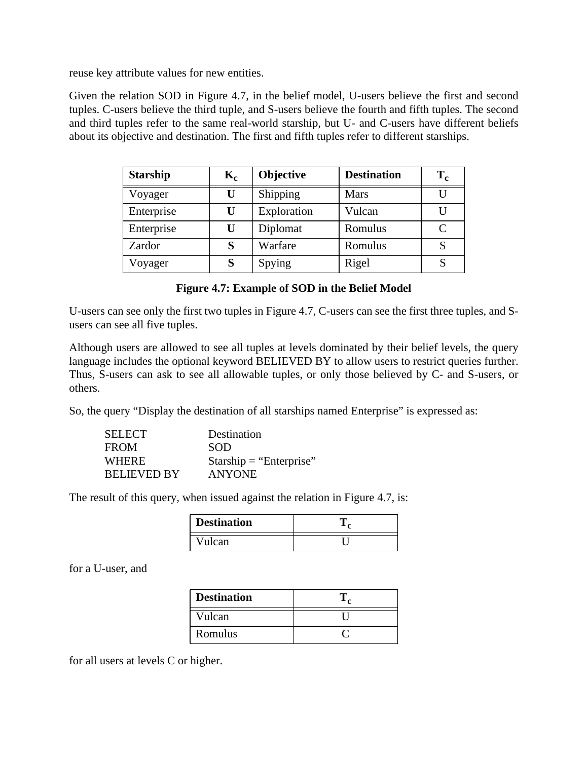reuse key attribute values for new entities.

Given the relation SOD in Figure 4.7, in the belief model, U-users believe the first and second tuples. C-users believe the third tuple, and S-users believe the fourth and fifth tuples. The second and third tuples refer to the same real-world starship, but U- and C-users have different beliefs about its objective and destination. The first and fifth tuples refer to different starships.

| **Starship** | $\mathbf{K_c}$ | **Objective** | **Destination** | $\mathbf{T_c}$ |
|---|---|---|---|---|
| Voyager | **U** | Shipping | Mars | U |
| Enterprise | **U** | Exploration | Vulcan | U |
| Enterprise | **U** | Diplomat | Romulus | C |
| Zardor | **S** | Warfare | Romulus | S |
| Voyager | **S** | Spying | Rigel | S |

**Figure 4.7: Example of SOD in the Belief Model**

U-users can see only the first two tuples in Figure 4.7, C-users can see the first three tuples, and S-users can see all five tuples.

Although users are allowed to see all tuples at levels dominated by their belief levels, the query language includes the optional keyword BELIEVED BY to allow users to restrict queries further. Thus, S-users can ask to see all allowable tuples, or only those believed by C- and S-users, or others.

So, the query "Display the destination of all starships named Enterprise" is expressed as:

```
SELECT        Destination
FROM          SOD
WHERE         Starship = "Enterprise"
BELIEVED BY   ANYONE
```

The result of this query, when issued against the relation in Figure 4.7, is:

| **Destination** | $\mathbf{T_c}$ |
|---|---|
| Vulcan | U |

for a U-user, and

| **Destination** | $\mathbf{T_c}$ |
|---|---|
| Vulcan | U |
| Romulus | C |

for all users at levels C or higher.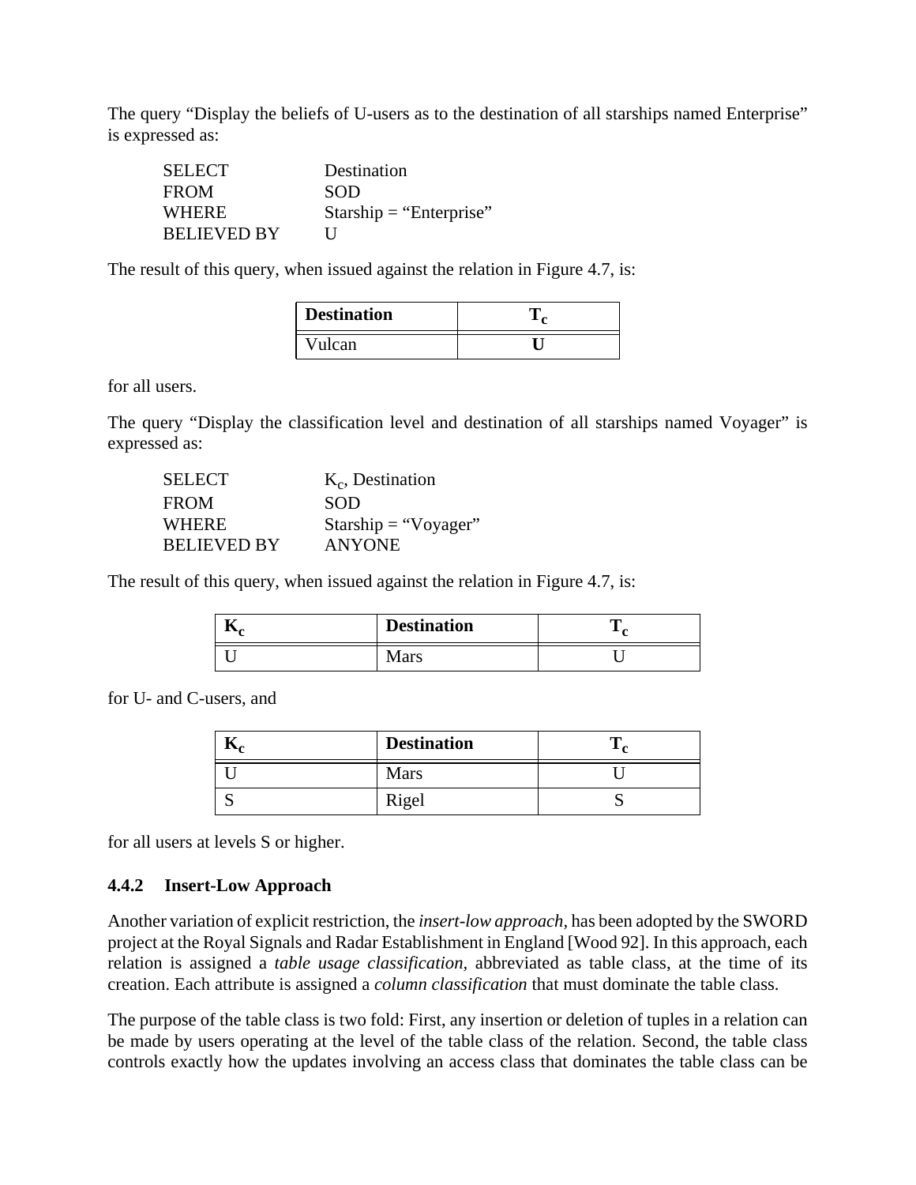The query “Display the beliefs of U-users as to the destination of all starships named Enterprise” is expressed as:

```
SELECT          Destination
FROM            SOD
WHERE           Starship = “Enterprise”
BELIEVED BY     U
```

The result of this query, when issued against the relation in Figure 4.7, is:

| **Destination** | $T_c$ |
|---|---|
| Vulcan | **U** |

for all users.

The query “Display the classification level and destination of all starships named Voyager” is expressed as:

```
SELECT          K_C, Destination
FROM            SOD
WHERE           Starship = “Voyager”
BELIEVED BY     ANYONE
```

The result of this query, when issued against the relation in Figure 4.7, is:

| $K_c$ | **Destination** | $T_c$ |
|---|---|---|
| U | Mars | U |

for U- and C-users, and

| $K_c$ | **Destination** | $T_c$ |
|---|---|---|
| U | Mars | U |
| S | Rigel | S |

for all users at levels S or higher.

### 4.4.2 Insert-Low Approach

Another variation of explicit restriction, the *insert-low approach*, has been adopted by the SWORD project at the Royal Signals and Radar Establishment in England [Wood 92]. In this approach, each relation is assigned a *table usage classification*, abbreviated as table class, at the time of its creation. Each attribute is assigned a *column classification* that must dominate the table class.

The purpose of the table class is two fold: First, any insertion or deletion of tuples in a relation can be made by users operating at the level of the table class of the relation. Second, the table class controls exactly how the updates involving an access class that dominates the table class can be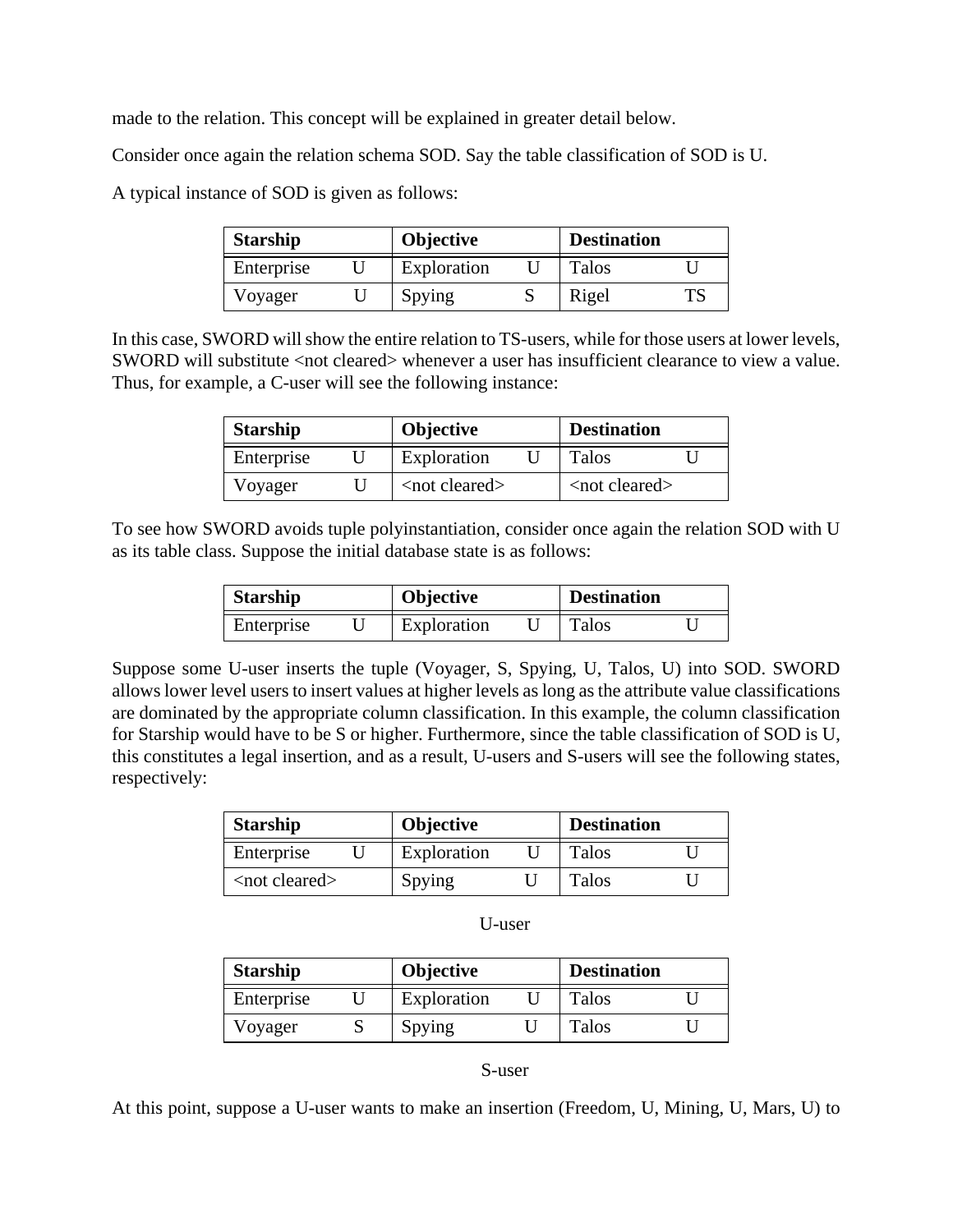made to the relation. This concept will be explained in greater detail below.

Consider once again the relation schema SOD. Say the table classification of SOD is U.

A typical instance of SOD is given as follows:

| Starship | | Objective | | Destination | |
|---|---|---|---|---|---|
| Enterprise | U | Exploration | U | Talos | U |
| Voyager | U | Spying | S | Rigel | TS |

In this case, SWORD will show the entire relation to TS-users, while for those users at lower levels, SWORD will substitute <not cleared> whenever a user has insufficient clearance to view a value. Thus, for example, a C-user will see the following instance:

| Starship | | Objective | | Destination | |
|---|---|---|---|---|---|
| Enterprise | U | Exploration | U | Talos | U |
| Voyager | U | <not cleared> | | <not cleared> | |

To see how SWORD avoids tuple polyinstantiation, consider once again the relation SOD with U as its table class. Suppose the initial database state is as follows:

| Starship | | Objective | | Destination | |
|---|---|---|---|---|---|
| Enterprise | U | Exploration | U | Talos | U |

Suppose some U-user inserts the tuple (Voyager, S, Spying, U, Talos, U) into SOD. SWORD allows lower level users to insert values at higher levels as long as the attribute value classifications are dominated by the appropriate column classification. In this example, the column classification for Starship would have to be S or higher. Furthermore, since the table classification of SOD is U, this constitutes a legal insertion, and as a result, U-users and S-users will see the following states, respectively:

| Starship | | Objective | | Destination | |
|---|---|---|---|---|---|
| Enterprise | U | Exploration | U | Talos | U |
| <not cleared> | | Spying | U | Talos | U |

U-user

| Starship | | Objective | | Destination | |
|---|---|---|---|---|---|
| Enterprise | U | Exploration | U | Talos | U |
| Voyager | S | Spying | U | Talos | U |

S-user

At this point, suppose a U-user wants to make an insertion (Freedom, U, Mining, U, Mars, U) to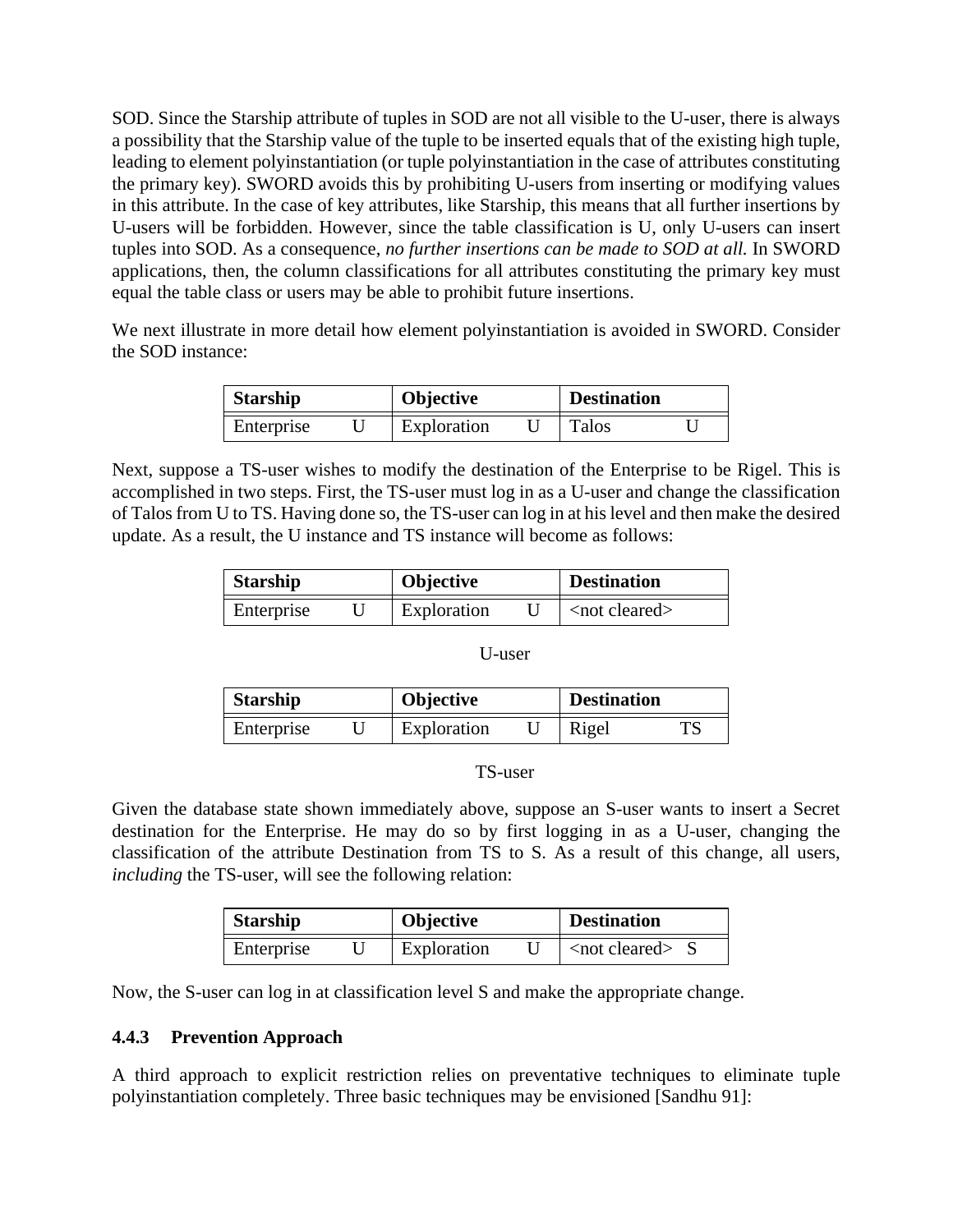SOD. Since the Starship attribute of tuples in SOD are not all visible to the U-user, there is always a possibility that the Starship value of the tuple to be inserted equals that of the existing high tuple, leading to element polyinstantiation (or tuple polyinstantiation in the case of attributes constituting the primary key). SWORD avoids this by prohibiting U-users from inserting or modifying values in this attribute. In the case of key attributes, like Starship, this means that all further insertions by U-users will be forbidden. However, since the table classification is U, only U-users can insert tuples into SOD. As a consequence, *no further insertions can be made to SOD at all.* In SWORD applications, then, the column classifications for all attributes constituting the primary key must equal the table class or users may be able to prohibit future insertions.

We next illustrate in more detail how element polyinstantiation is avoided in SWORD. Consider the SOD instance:

| Starship | | Objective | | Destination | |
|---|---|---|---|---|---|
| Enterprise | U | Exploration | U | Talos | U |

Next, suppose a TS-user wishes to modify the destination of the Enterprise to be Rigel. This is accomplished in two steps. First, the TS-user must log in as a U-user and change the classification of Talos from U to TS. Having done so, the TS-user can log in at his level and then make the desired update. As a result, the U instance and TS instance will become as follows:

| Starship | | Objective | | Destination | |
|---|---|---|---|---|---|
| Enterprise | U | Exploration | U | <not cleared> | |

U-user

| Starship | | Objective | | Destination | |
|---|---|---|---|---|---|
| Enterprise | U | Exploration | U | Rigel | TS |

TS-user

Given the database state shown immediately above, suppose an S-user wants to insert a Secret destination for the Enterprise. He may do so by first logging in as a U-user, changing the classification of the attribute Destination from TS to S. As a result of this change, all users, *including* the TS-user, will see the following relation:

| Starship | | Objective | | Destination | |
|---|---|---|---|---|---|
| Enterprise | U | Exploration | U | <not cleared> | S |

Now, the S-user can log in at classification level S and make the appropriate change.

### 4.4.3 Prevention Approach

A third approach to explicit restriction relies on preventative techniques to eliminate tuple polyinstantiation completely. Three basic techniques may be envisioned [Sandhu 91]: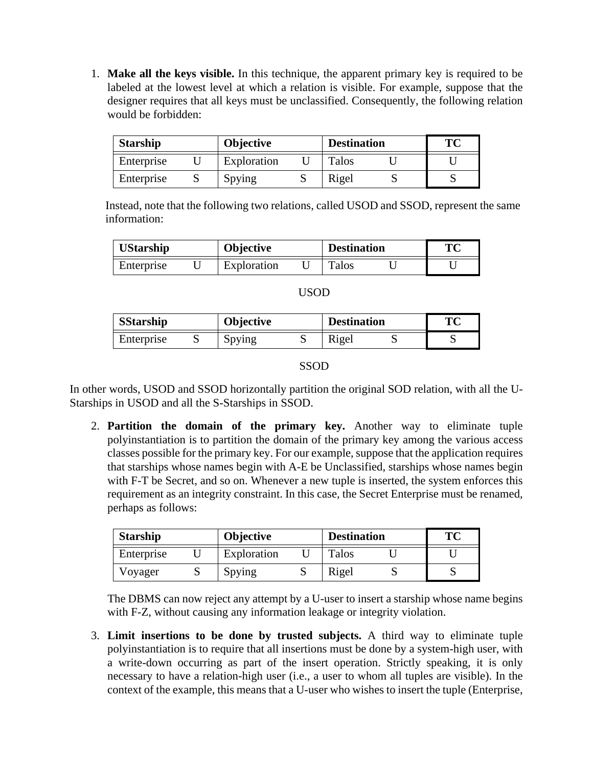1. **Make all the keys visible.** In this technique, the apparent primary key is required to be labeled at the lowest level at which a relation is visible. For example, suppose that the designer requires that all keys must be unclassified. Consequently, the following relation would be forbidden:

| Starship | | Objective | | Destination | | TC |
|---|---|---|---|---|---|---|
| Enterprise | U | Exploration | U | Talos | U | U |
| Enterprise | S | Spying | S | Rigel | S | S |

Instead, note that the following two relations, called USOD and SSOD, represent the same information:

| UStarship | | Objective | | Destination | | TC |
|---|---|---|---|---|---|---|
| Enterprise | U | Exploration | U | Talos | U | U |

USOD

| SStarship | | Objective | | Destination | | TC |
|---|---|---|---|---|---|---|
| Enterprise | S | Spying | S | Rigel | S | S |

SSOD

In other words, USOD and SSOD horizontally partition the original SOD relation, with all the U-Starships in USOD and all the S-Starships in SSOD.

2. **Partition the domain of the primary key.** Another way to eliminate tuple polyinstantiation is to partition the domain of the primary key among the various access classes possible for the primary key. For our example, suppose that the application requires that starships whose names begin with A-E be Unclassified, starships whose names begin with F-T be Secret, and so on. Whenever a new tuple is inserted, the system enforces this requirement as an integrity constraint. In this case, the Secret Enterprise must be renamed, perhaps as follows:

| Starship | | Objective | | Destination | | TC |
|---|---|---|---|---|---|---|
| Enterprise | U | Exploration | U | Talos | U | U |
| Voyager | S | Spying | S | Rigel | S | S |

The DBMS can now reject any attempt by a U-user to insert a starship whose name begins with F-Z, without causing any information leakage or integrity violation.

3. **Limit insertions to be done by trusted subjects.** A third way to eliminate tuple polyinstantiation is to require that all insertions must be done by a system-high user, with a write-down occurring as part of the insert operation. Strictly speaking, it is only necessary to have a relation-high user (i.e., a user to whom all tuples are visible). In the context of the example, this means that a U-user who wishes to insert the tuple (Enterprise,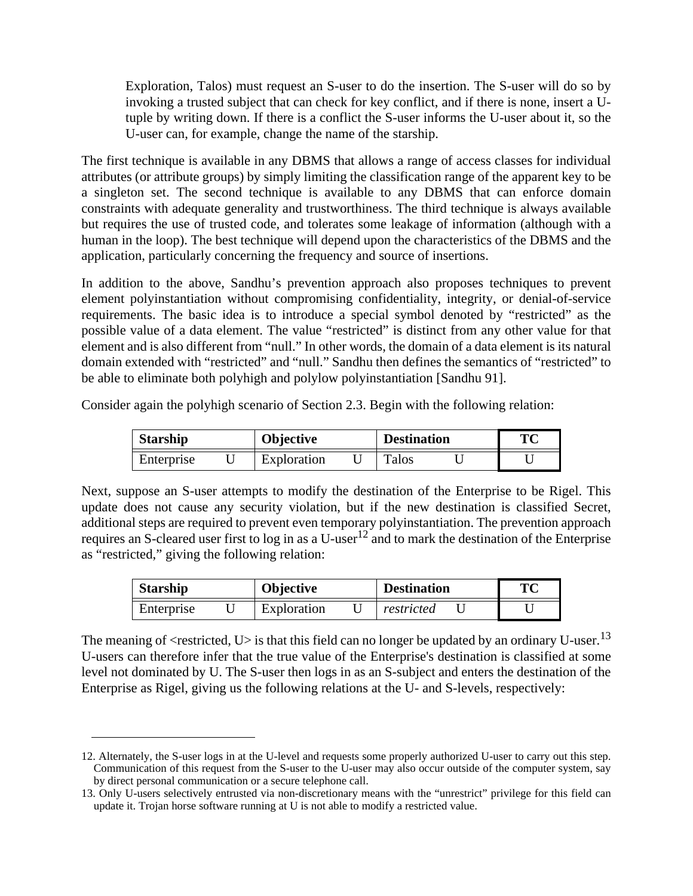Exploration, Talos) must request an S-user to do the insertion. The S-user will do so by invoking a trusted subject that can check for key conflict, and if there is none, insert a U-tuple by writing down. If there is a conflict the S-user informs the U-user about it, so the U-user can, for example, change the name of the starship.

The first technique is available in any DBMS that allows a range of access classes for individual attributes (or attribute groups) by simply limiting the classification range of the apparent key to be a singleton set. The second technique is available to any DBMS that can enforce domain constraints with adequate generality and trustworthiness. The third technique is always available but requires the use of trusted code, and tolerates some leakage of information (although with a human in the loop). The best technique will depend upon the characteristics of the DBMS and the application, particularly concerning the frequency and source of insertions.

In addition to the above, Sandhu's prevention approach also proposes techniques to prevent element polyinstantiation without compromising confidentiality, integrity, or denial-of-service requirements. The basic idea is to introduce a special symbol denoted by "restricted" as the possible value of a data element. The value "restricted" is distinct from any other value for that element and is also different from "null." In other words, the domain of a data element is its natural domain extended with "restricted" and "null." Sandhu then defines the semantics of "restricted" to be able to eliminate both polyhigh and polylow polyinstantiation [Sandhu 91].

Consider again the polyhigh scenario of Section 2.3. Begin with the following relation:

| **Starship** | | **Objective** | | **Destination** | | **TC** |
|---|---|---|---|---|---|---|
| Enterprise | U | Exploration | U | Talos | U | U |

Next, suppose an S-user attempts to modify the destination of the Enterprise to be Rigel. This update does not cause any security violation, but if the new destination is classified Secret, additional steps are required to prevent even temporary polyinstantiation. The prevention approach requires an S-cleared user first to log in as a U-user[12] and to mark the destination of the Enterprise as "restricted," giving the following relation:

| **Starship** | | **Objective** | | **Destination** | | **TC** |
|---|---|---|---|---|---|---|
| Enterprise | U | Exploration | U | *restricted* | U | U |

The meaning of <restricted, U> is that this field can no longer be updated by an ordinary U-user.[13] U-users can therefore infer that the true value of the Enterprise's destination is classified at some level not dominated by U. The S-user then logs in as an S-subject and enters the destination of the Enterprise as Rigel, giving us the following relations at the U- and S-levels, respectively:

---

12. Alternately, the S-user logs in at the U-level and requests some properly authorized U-user to carry out this step. Communication of this request from the S-user to the U-user may also occur outside of the computer system, say by direct personal communication or a secure telephone call.

13. Only U-users selectively entrusted via non-discretionary means with the "unrestrict" privilege for this field can update it. Trojan horse software running at U is not able to modify a restricted value.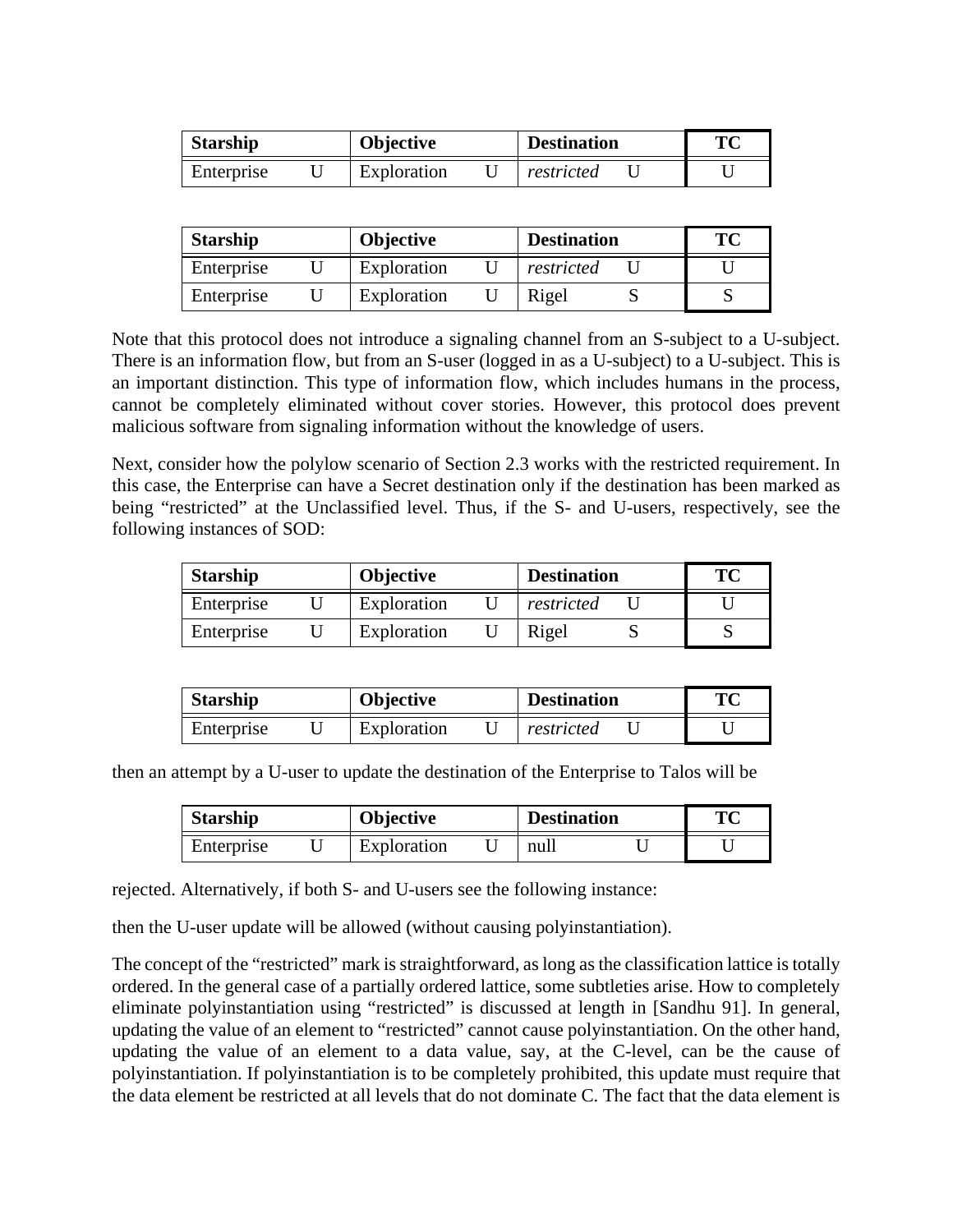| Starship | | Objective | | Destination | | TC |
|---|---|---|---|---|---|---|
| Enterprise | U | Exploration | U | *restricted* | U | U |

| Starship | | Objective | | Destination | | TC |
|---|---|---|---|---|---|---|
| Enterprise | U | Exploration | U | *restricted* | U | U |
| Enterprise | U | Exploration | U | Rigel | S | S |

Note that this protocol does not introduce a signaling channel from an S-subject to a U-subject. There is an information flow, but from an S-user (logged in as a U-subject) to a U-subject. This is an important distinction. This type of information flow, which includes humans in the process, cannot be completely eliminated without cover stories. However, this protocol does prevent malicious software from signaling information without the knowledge of users.

Next, consider how the polylow scenario of Section 2.3 works with the restricted requirement. In this case, the Enterprise can have a Secret destination only if the destination has been marked as being "restricted" at the Unclassified level. Thus, if the S- and U-users, respectively, see the following instances of SOD:

| Starship | | Objective | | Destination | | TC |
|---|---|---|---|---|---|---|
| Enterprise | U | Exploration | U | *restricted* | U | U |
| Enterprise | U | Exploration | U | Rigel | S | S |

| Starship | | Objective | | Destination | | TC |
|---|---|---|---|---|---|---|
| Enterprise | U | Exploration | U | *restricted* | U | U |

then an attempt by a U-user to update the destination of the Enterprise to Talos will be

| Starship | | Objective | | Destination | | TC |
|---|---|---|---|---|---|---|
| Enterprise | U | Exploration | U | null | U | U |

rejected. Alternatively, if both S- and U-users see the following instance:

then the U-user update will be allowed (without causing polyinstantiation).

The concept of the "restricted" mark is straightforward, as long as the classification lattice is totally ordered. In the general case of a partially ordered lattice, some subtleties arise. How to completely eliminate polyinstantiation using "restricted" is discussed at length in [Sandhu 91]. In general, updating the value of an element to "restricted" cannot cause polyinstantiation. On the other hand, updating the value of an element to a data value, say, at the C-level, can be the cause of polyinstantiation. If polyinstantiation is to be completely prohibited, this update must require that the data element be restricted at all levels that do not dominate C. The fact that the data element is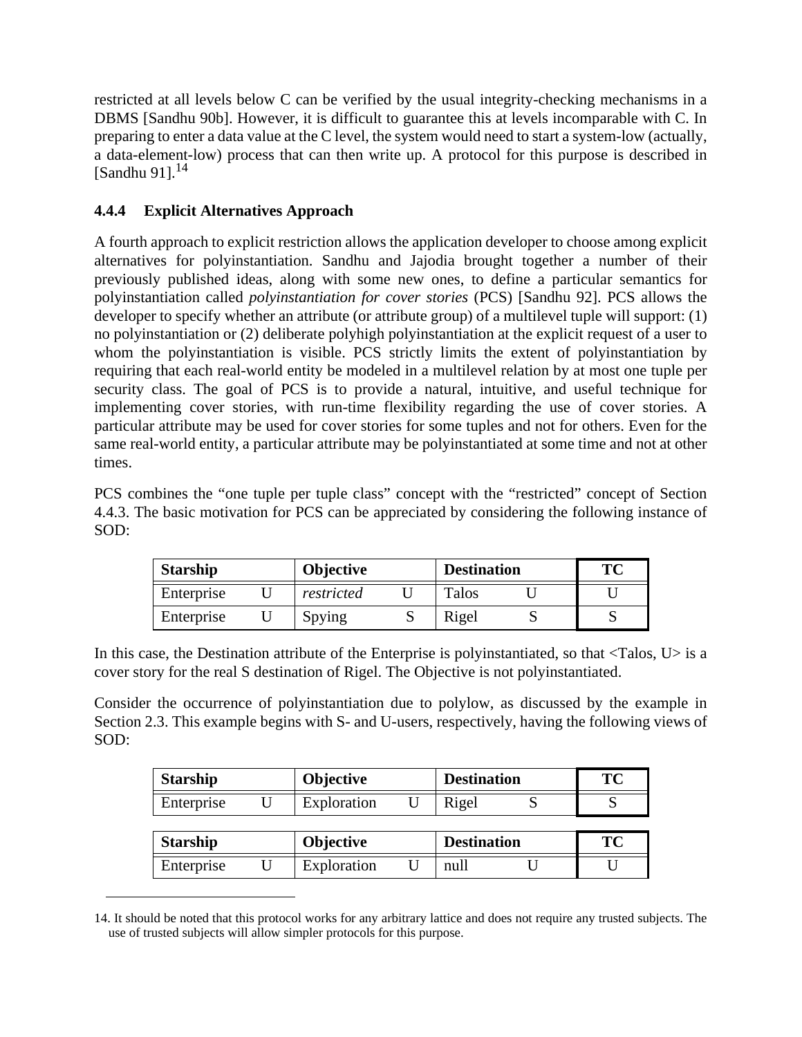restricted at all levels below C can be verified by the usual integrity-checking mechanisms in a DBMS [Sandhu 90b]. However, it is difficult to guarantee this at levels incomparable with C. In preparing to enter a data value at the C level, the system would need to start a system-low (actually, a data-element-low) process that can then write up. A protocol for this purpose is described in [Sandhu 91].[14]

### 4.4.4 Explicit Alternatives Approach

A fourth approach to explicit restriction allows the application developer to choose among explicit alternatives for polyinstantiation. Sandhu and Jajodia brought together a number of their previously published ideas, along with some new ones, to define a particular semantics for polyinstantiation called *polyinstantiation for cover stories* (PCS) [Sandhu 92]. PCS allows the developer to specify whether an attribute (or attribute group) of a multilevel tuple will support: (1) no polyinstantiation or (2) deliberate polyhigh polyinstantiation at the explicit request of a user to whom the polyinstantiation is visible. PCS strictly limits the extent of polyinstantiation by requiring that each real-world entity be modeled in a multilevel relation by at most one tuple per security class. The goal of PCS is to provide a natural, intuitive, and useful technique for implementing cover stories, with run-time flexibility regarding the use of cover stories. A particular attribute may be used for cover stories for some tuples and not for others. Even for the same real-world entity, a particular attribute may be polyinstantiated at some time and not at other times.

PCS combines the "one tuple per tuple class" concept with the "restricted" concept of Section 4.4.3. The basic motivation for PCS can be appreciated by considering the following instance of SOD:

| Starship | | Objective | | Destination | | TC |
|---|---|---|---|---|---|---|
| Enterprise | U | *restricted* | U | Talos | U | U |
| Enterprise | U | Spying | S | Rigel | S | S |

In this case, the Destination attribute of the Enterprise is polyinstantiated, so that <Talos, U> is a cover story for the real S destination of Rigel. The Objective is not polyinstantiated.

Consider the occurrence of polyinstantiation due to polylow, as discussed by the example in Section 2.3. This example begins with S- and U-users, respectively, having the following views of SOD:

| Starship | | Objective | | Destination | | TC |
|---|---|---|---|---|---|---|
| Enterprise | U | Exploration | U | Rigel | S | S |

| Starship | | Objective | | Destination | | TC |
|---|---|---|---|---|---|---|
| Enterprise | U | Exploration | U | null | U | U |

14. It should be noted that this protocol works for any arbitrary lattice and does not require any trusted subjects. The use of trusted subjects will allow simpler protocols for this purpose.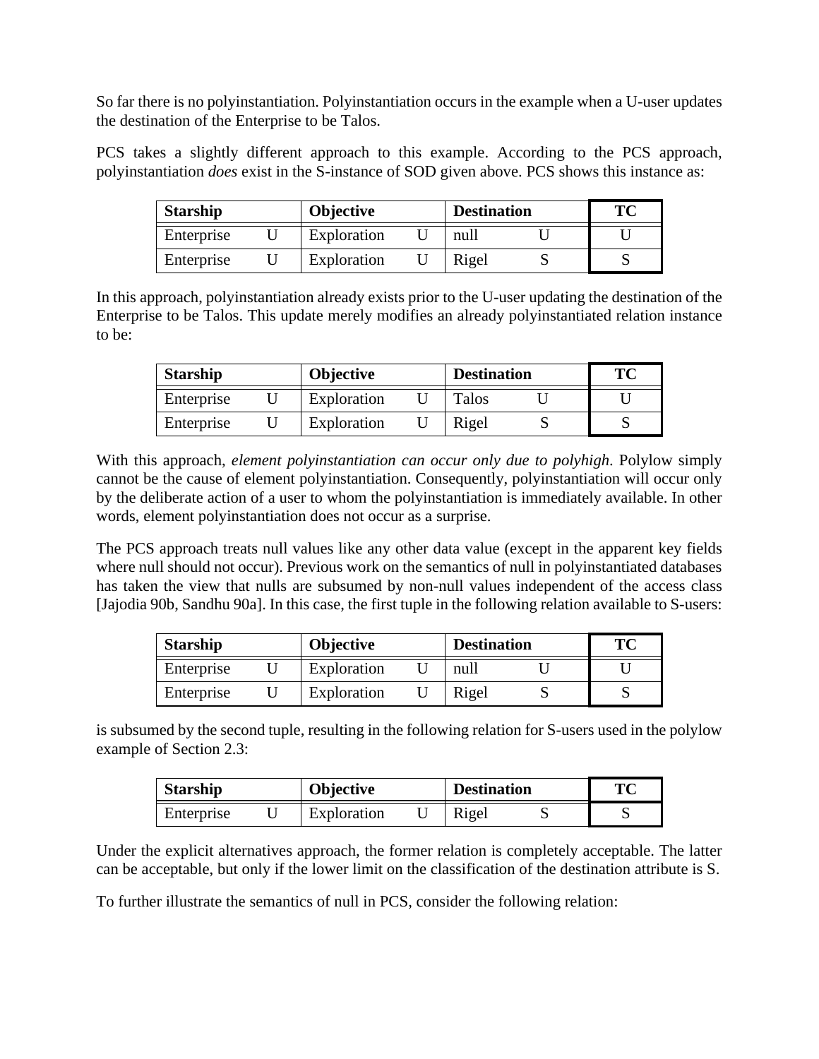So far there is no polyinstantiation. Polyinstantiation occurs in the example when a U-user updates the destination of the Enterprise to be Talos.

PCS takes a slightly different approach to this example. According to the PCS approach, polyinstantiation *does* exist in the S-instance of SOD given above. PCS shows this instance as:

| Starship | | Objective | | Destination | | TC |
|---|---|---|---|---|---|---|
| Enterprise | U | Exploration | U | null | U | U |
| Enterprise | U | Exploration | U | Rigel | S | S |

In this approach, polyinstantiation already exists prior to the U-user updating the destination of the Enterprise to be Talos. This update merely modifies an already polyinstantiated relation instance to be:

| Starship | | Objective | | Destination | | TC |
|---|---|---|---|---|---|---|
| Enterprise | U | Exploration | U | Talos | U | U |
| Enterprise | U | Exploration | U | Rigel | S | S |

With this approach, *element polyinstantiation can occur only due to polyhigh*. Polylow simply cannot be the cause of element polyinstantiation. Consequently, polyinstantiation will occur only by the deliberate action of a user to whom the polyinstantiation is immediately available. In other words, element polyinstantiation does not occur as a surprise.

The PCS approach treats null values like any other data value (except in the apparent key fields where null should not occur). Previous work on the semantics of null in polyinstantiated databases has taken the view that nulls are subsumed by non-null values independent of the access class [Jajodia 90b, Sandhu 90a]. In this case, the first tuple in the following relation available to S-users:

| Starship | | Objective | | Destination | | TC |
|---|---|---|---|---|---|---|
| Enterprise | U | Exploration | U | null | U | U |
| Enterprise | U | Exploration | U | Rigel | S | S |

is subsumed by the second tuple, resulting in the following relation for S-users used in the polylow example of Section 2.3:

| Starship | | Objective | | Destination | | TC |
|---|---|---|---|---|---|---|
| Enterprise | U | Exploration | U | Rigel | S | S |

Under the explicit alternatives approach, the former relation is completely acceptable. The latter can be acceptable, but only if the lower limit on the classification of the destination attribute is S.

To further illustrate the semantics of null in PCS, consider the following relation: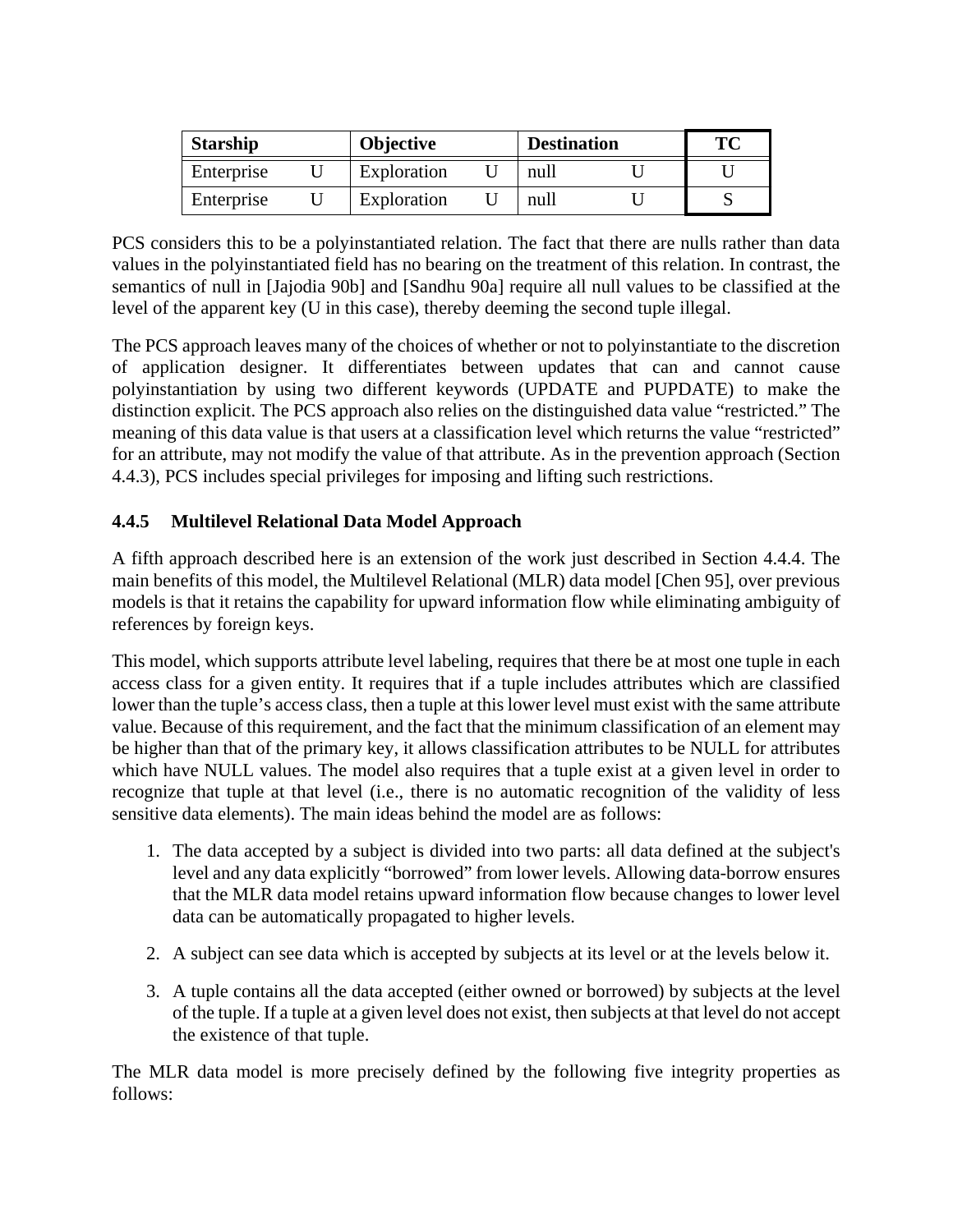| Starship | | Objective | | Destination | | TC |
|---|---|---|---|---|---|---|
| Enterprise | U | Exploration | U | null | U | U |
| Enterprise | U | Exploration | U | null | U | S |

PCS considers this to be a polyinstantiated relation. The fact that there are nulls rather than data values in the polyinstantiated field has no bearing on the treatment of this relation. In contrast, the semantics of null in [Jajodia 90b] and [Sandhu 90a] require all null values to be classified at the level of the apparent key (U in this case), thereby deeming the second tuple illegal.

The PCS approach leaves many of the choices of whether or not to polyinstantiate to the discretion of application designer. It differentiates between updates that can and cannot cause polyinstantiation by using two different keywords (UPDATE and PUPDATE) to make the distinction explicit. The PCS approach also relies on the distinguished data value "restricted." The meaning of this data value is that users at a classification level which returns the value "restricted" for an attribute, may not modify the value of that attribute. As in the prevention approach (Section 4.4.3), PCS includes special privileges for imposing and lifting such restrictions.

### 4.4.5 Multilevel Relational Data Model Approach

A fifth approach described here is an extension of the work just described in Section 4.4.4. The main benefits of this model, the Multilevel Relational (MLR) data model [Chen 95], over previous models is that it retains the capability for upward information flow while eliminating ambiguity of references by foreign keys.

This model, which supports attribute level labeling, requires that there be at most one tuple in each access class for a given entity. It requires that if a tuple includes attributes which are classified lower than the tuple's access class, then a tuple at this lower level must exist with the same attribute value. Because of this requirement, and the fact that the minimum classification of an element may be higher than that of the primary key, it allows classification attributes to be NULL for attributes which have NULL values. The model also requires that a tuple exist at a given level in order to recognize that tuple at that level (i.e., there is no automatic recognition of the validity of less sensitive data elements). The main ideas behind the model are as follows:

1. The data accepted by a subject is divided into two parts: all data defined at the subject's level and any data explicitly "borrowed" from lower levels. Allowing data-borrow ensures that the MLR data model retains upward information flow because changes to lower level data can be automatically propagated to higher levels.
2. A subject can see data which is accepted by subjects at its level or at the levels below it.
3. A tuple contains all the data accepted (either owned or borrowed) by subjects at the level of the tuple. If a tuple at a given level does not exist, then subjects at that level do not accept the existence of that tuple.

The MLR data model is more precisely defined by the following five integrity properties as follows: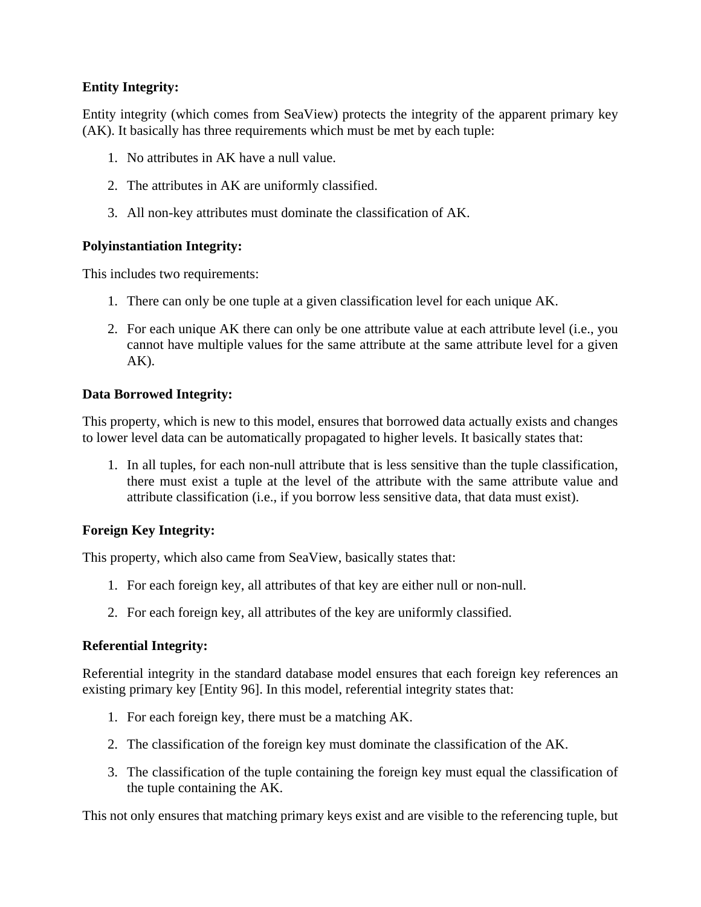**Entity Integrity:**

Entity integrity (which comes from SeaView) protects the integrity of the apparent primary key (AK). It basically has three requirements which must be met by each tuple:

1. No attributes in AK have a null value.
2. The attributes in AK are uniformly classified.
3. All non-key attributes must dominate the classification of AK.

**Polyinstantiation Integrity:**

This includes two requirements:

1. There can only be one tuple at a given classification level for each unique AK.
2. For each unique AK there can only be one attribute value at each attribute level (i.e., you cannot have multiple values for the same attribute at the same attribute level for a given AK).

**Data Borrowed Integrity:**

This property, which is new to this model, ensures that borrowed data actually exists and changes to lower level data can be automatically propagated to higher levels. It basically states that:

1. In all tuples, for each non-null attribute that is less sensitive than the tuple classification, there must exist a tuple at the level of the attribute with the same attribute value and attribute classification (i.e., if you borrow less sensitive data, that data must exist).

**Foreign Key Integrity:**

This property, which also came from SeaView, basically states that:

1. For each foreign key, all attributes of that key are either null or non-null.
2. For each foreign key, all attributes of the key are uniformly classified.

**Referential Integrity:**

Referential integrity in the standard database model ensures that each foreign key references an existing primary key [Entity 96]. In this model, referential integrity states that:

1. For each foreign key, there must be a matching AK.
2. The classification of the foreign key must dominate the classification of the AK.
3. The classification of the tuple containing the foreign key must equal the classification of the tuple containing the AK.

This not only ensures that matching primary keys exist and are visible to the referencing tuple, but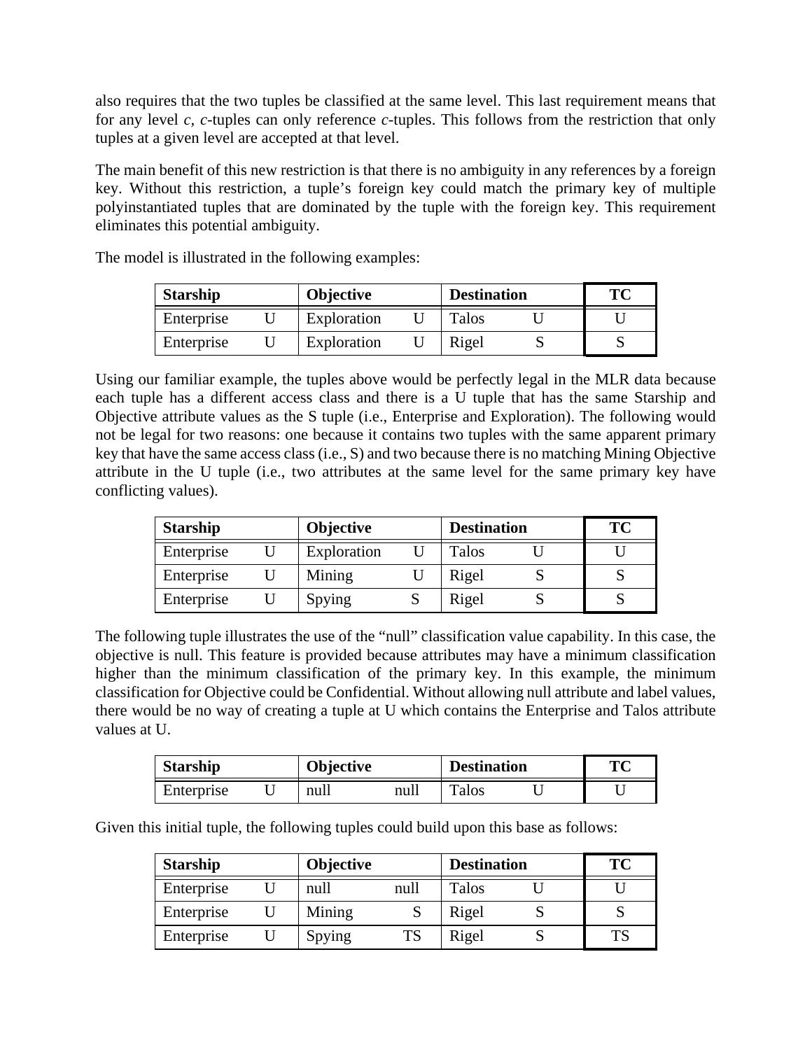also requires that the two tuples be classified at the same level. This last requirement means that for any level *c*, *c*-tuples can only reference *c*-tuples. This follows from the restriction that only tuples at a given level are accepted at that level.

The main benefit of this new restriction is that there is no ambiguity in any references by a foreign key. Without this restriction, a tuple's foreign key could match the primary key of multiple polyinstantiated tuples that are dominated by the tuple with the foreign key. This requirement eliminates this potential ambiguity.

The model is illustrated in the following examples:

| **Starship** | | **Objective** | | **Destination** | | **TC** |
|---|---|---|---|---|---|---|
| Enterprise | U | Exploration | U | Talos | U | U |
| Enterprise | U | Exploration | U | Rigel | S | S |

Using our familiar example, the tuples above would be perfectly legal in the MLR data because each tuple has a different access class and there is a U tuple that has the same Starship and Objective attribute values as the S tuple (i.e., Enterprise and Exploration). The following would not be legal for two reasons: one because it contains two tuples with the same apparent primary key that have the same access class (i.e., S) and two because there is no matching Mining Objective attribute in the U tuple (i.e., two attributes at the same level for the same primary key have conflicting values).

| **Starship** | | **Objective** | | **Destination** | | **TC** |
|---|---|---|---|---|---|---|
| Enterprise | U | Exploration | U | Talos | U | U |
| Enterprise | U | Mining | U | Rigel | S | S |
| Enterprise | U | Spying | S | Rigel | S | S |

The following tuple illustrates the use of the "null" classification value capability. In this case, the objective is null. This feature is provided because attributes may have a minimum classification higher than the minimum classification of the primary key. In this example, the minimum classification for Objective could be Confidential. Without allowing null attribute and label values, there would be no way of creating a tuple at U which contains the Enterprise and Talos attribute values at U.

| **Starship** | | **Objective** | | **Destination** | | **TC** |
|---|---|---|---|---|---|---|
| Enterprise | U | null | null | Talos | U | U |

Given this initial tuple, the following tuples could build upon this base as follows:

| **Starship** | | **Objective** | | **Destination** | | **TC** |
|---|---|---|---|---|---|---|
| Enterprise | U | null | null | Talos | U | U |
| Enterprise | U | Mining | S | Rigel | S | S |
| Enterprise | U | Spying | TS | Rigel | S | TS |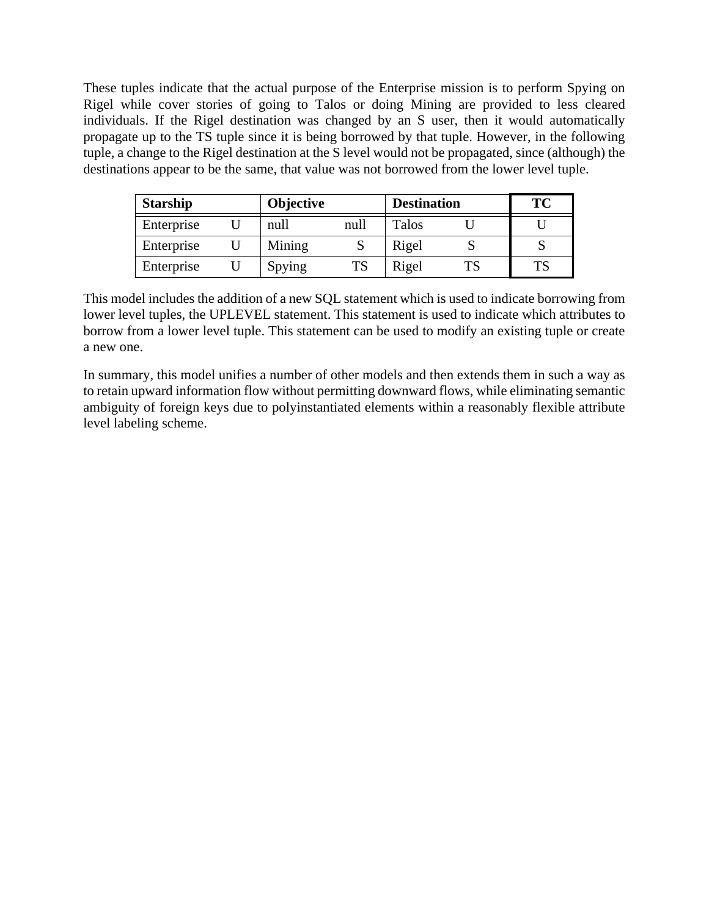These tuples indicate that the actual purpose of the Enterprise mission is to perform Spying on Rigel while cover stories of going to Talos or doing Mining are provided to less cleared individuals. If the Rigel destination was changed by an S user, then it would automatically propagate up to the TS tuple since it is being borrowed by that tuple. However, in the following tuple, a change to the Rigel destination at the S level would not be propagated, since (although) the destinations appear to be the same, that value was not borrowed from the lower level tuple.

| Starship | | Objective | | Destination | | TC |
|---|---|---|---|---|---|---|
| Enterprise | U | null | null | Talos | U | U |
| Enterprise | U | Mining | S | Rigel | S | S |
| Enterprise | U | Spying | TS | Rigel | TS | TS |

This model includes the addition of a new SQL statement which is used to indicate borrowing from lower level tuples, the UPLEVEL statement. This statement is used to indicate which attributes to borrow from a lower level tuple. This statement can be used to modify an existing tuple or create a new one.

In summary, this model unifies a number of other models and then extends them in such a way as to retain upward information flow without permitting downward flows, while eliminating semantic ambiguity of foreign keys due to polyinstantiated elements within a reasonably flexible attribute level labeling scheme.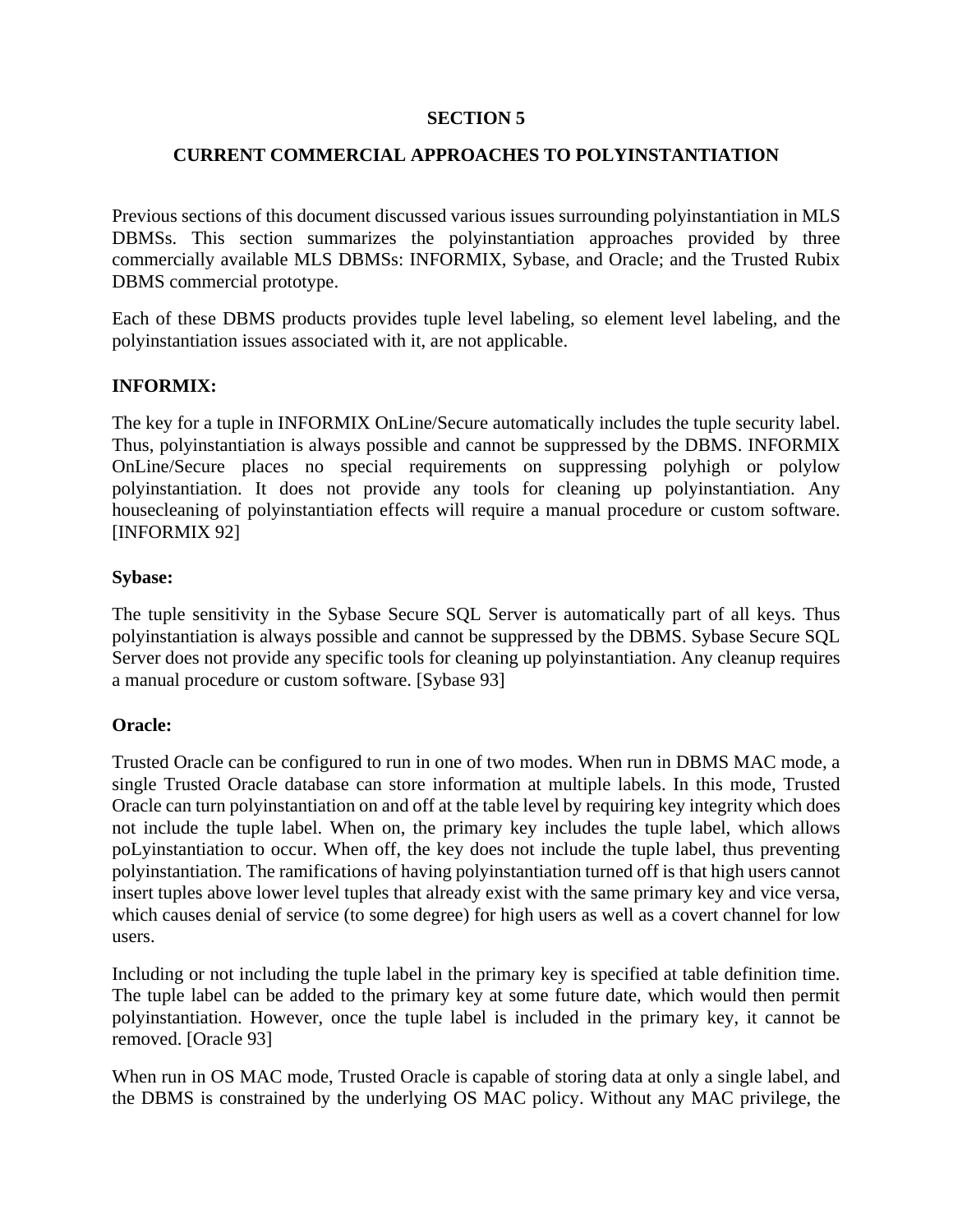# SECTION 5

## CURRENT COMMERCIAL APPROACHES TO POLYINSTANTIATION

Previous sections of this document discussed various issues surrounding polyinstantiation in MLS DBMSs. This section summarizes the polyinstantiation approaches provided by three commercially available MLS DBMSs: INFORMIX, Sybase, and Oracle; and the Trusted Rubix DBMS commercial prototype.

Each of these DBMS products provides tuple level labeling, so element level labeling, and the polyinstantiation issues associated with it, are not applicable.

**INFORMIX:**

The key for a tuple in INFORMIX OnLine/Secure automatically includes the tuple security label. Thus, polyinstantiation is always possible and cannot be suppressed by the DBMS. INFORMIX OnLine/Secure places no special requirements on suppressing polyhigh or polylow polyinstantiation. It does not provide any tools for cleaning up polyinstantiation. Any housecleaning of polyinstantiation effects will require a manual procedure or custom software. [INFORMIX 92]

**Sybase:**

The tuple sensitivity in the Sybase Secure SQL Server is automatically part of all keys. Thus polyinstantiation is always possible and cannot be suppressed by the DBMS. Sybase Secure SQL Server does not provide any specific tools for cleaning up polyinstantiation. Any cleanup requires a manual procedure or custom software. [Sybase 93]

**Oracle:**

Trusted Oracle can be configured to run in one of two modes. When run in DBMS MAC mode, a single Trusted Oracle database can store information at multiple labels. In this mode, Trusted Oracle can turn polyinstantiation on and off at the table level by requiring key integrity which does not include the tuple label. When on, the primary key includes the tuple label, which allows poLyinstantiation to occur. When off, the key does not include the tuple label, thus preventing polyinstantiation. The ramifications of having polyinstantiation turned off is that high users cannot insert tuples above lower level tuples that already exist with the same primary key and vice versa, which causes denial of service (to some degree) for high users as well as a covert channel for low users.

Including or not including the tuple label in the primary key is specified at table definition time. The tuple label can be added to the primary key at some future date, which would then permit polyinstantiation. However, once the tuple label is included in the primary key, it cannot be removed. [Oracle 93]

When run in OS MAC mode, Trusted Oracle is capable of storing data at only a single label, and the DBMS is constrained by the underlying OS MAC policy. Without any MAC privilege, the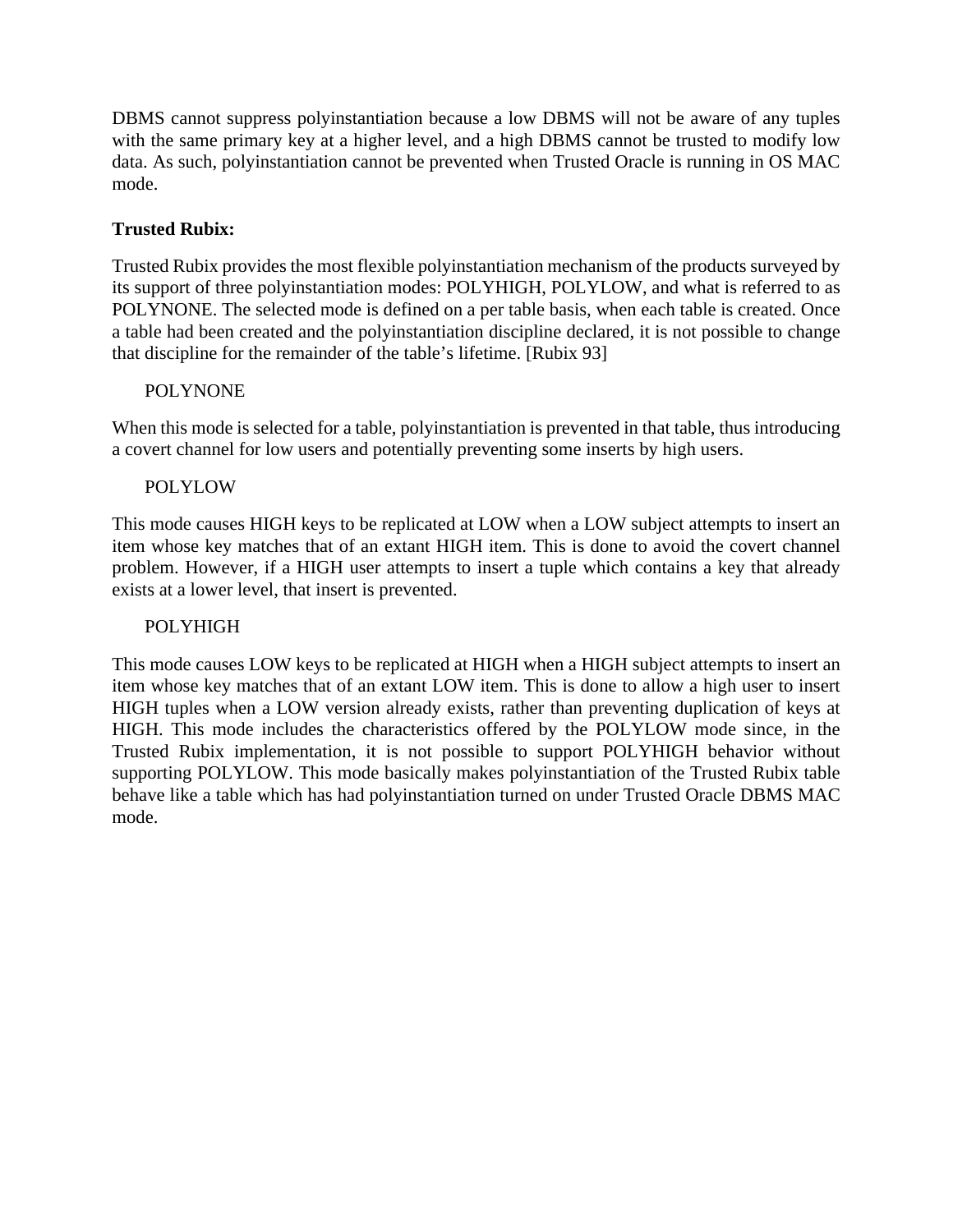DBMS cannot suppress polyinstantiation because a low DBMS will not be aware of any tuples with the same primary key at a higher level, and a high DBMS cannot be trusted to modify low data. As such, polyinstantiation cannot be prevented when Trusted Oracle is running in OS MAC mode.

**Trusted Rubix:**

Trusted Rubix provides the most flexible polyinstantiation mechanism of the products surveyed by its support of three polyinstantiation modes: POLYHIGH, POLYLOW, and what is referred to as POLYNONE. The selected mode is defined on a per table basis, when each table is created. Once a table had been created and the polyinstantiation discipline declared, it is not possible to change that discipline for the remainder of the table's lifetime. [Rubix 93]

POLYNONE

When this mode is selected for a table, polyinstantiation is prevented in that table, thus introducing a covert channel for low users and potentially preventing some inserts by high users.

POLYLOW

This mode causes HIGH keys to be replicated at LOW when a LOW subject attempts to insert an item whose key matches that of an extant HIGH item. This is done to avoid the covert channel problem. However, if a HIGH user attempts to insert a tuple which contains a key that already exists at a lower level, that insert is prevented.

POLYHIGH

This mode causes LOW keys to be replicated at HIGH when a HIGH subject attempts to insert an item whose key matches that of an extant LOW item. This is done to allow a high user to insert HIGH tuples when a LOW version already exists, rather than preventing duplication of keys at HIGH. This mode includes the characteristics offered by the POLYLOW mode since, in the Trusted Rubix implementation, it is not possible to support POLYHIGH behavior without supporting POLYLOW. This mode basically makes polyinstantiation of the Trusted Rubix table behave like a table which has had polyinstantiation turned on under Trusted Oracle DBMS MAC mode.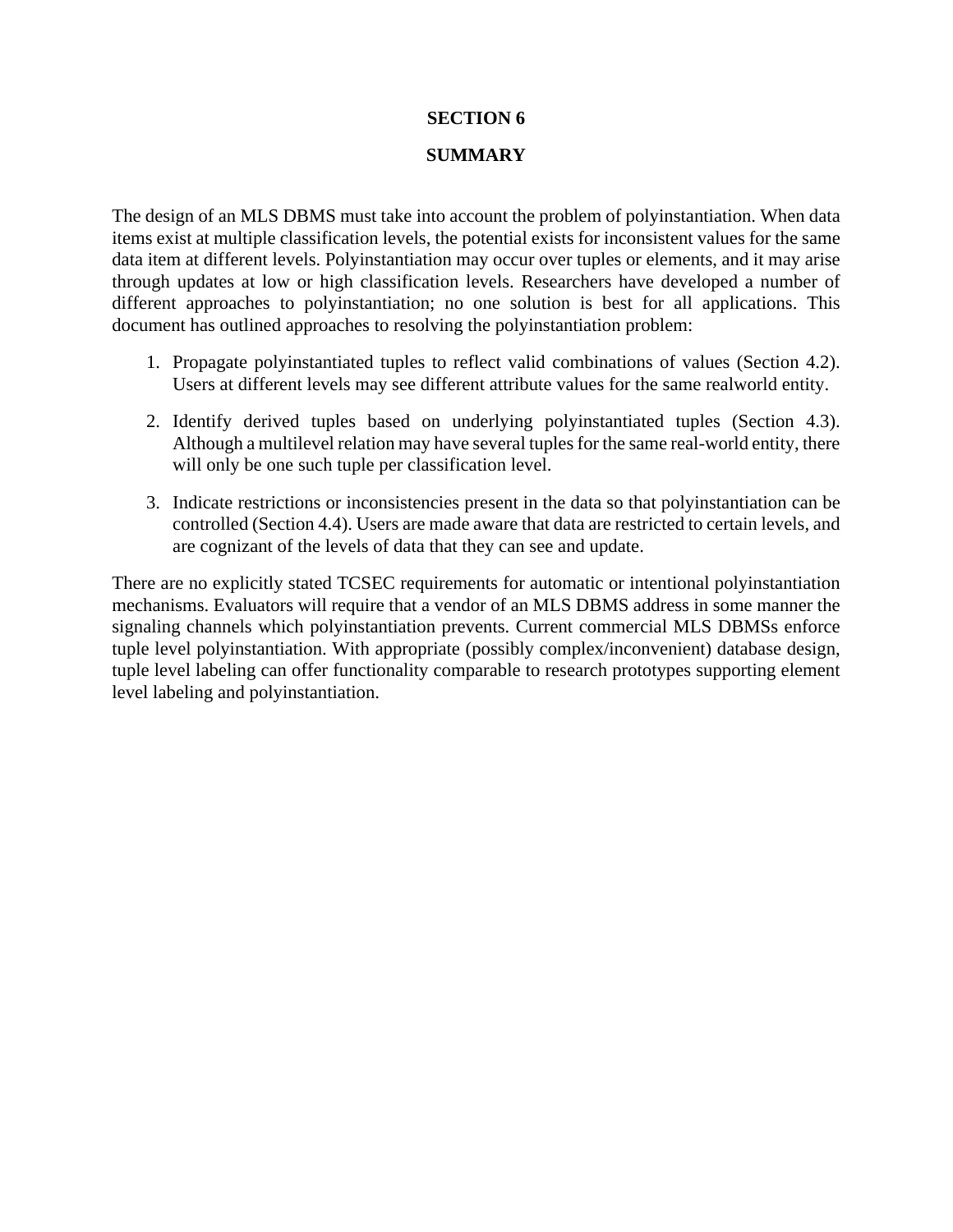# SECTION 6

# SUMMARY

The design of an MLS DBMS must take into account the problem of polyinstantiation. When data items exist at multiple classification levels, the potential exists for inconsistent values for the same data item at different levels. Polyinstantiation may occur over tuples or elements, and it may arise through updates at low or high classification levels. Researchers have developed a number of different approaches to polyinstantiation; no one solution is best for all applications. This document has outlined approaches to resolving the polyinstantiation problem:

1. Propagate polyinstantiated tuples to reflect valid combinations of values (Section 4.2). Users at different levels may see different attribute values for the same realworld entity.

2. Identify derived tuples based on underlying polyinstantiated tuples (Section 4.3). Although a multilevel relation may have several tuples for the same real-world entity, there will only be one such tuple per classification level.

3. Indicate restrictions or inconsistencies present in the data so that polyinstantiation can be controlled (Section 4.4). Users are made aware that data are restricted to certain levels, and are cognizant of the levels of data that they can see and update.

There are no explicitly stated TCSEC requirements for automatic or intentional polyinstantiation mechanisms. Evaluators will require that a vendor of an MLS DBMS address in some manner the signaling channels which polyinstantiation prevents. Current commercial MLS DBMSs enforce tuple level polyinstantiation. With appropriate (possibly complex/inconvenient) database design, tuple level labeling can offer functionality comparable to research prototypes supporting element level labeling and polyinstantiation.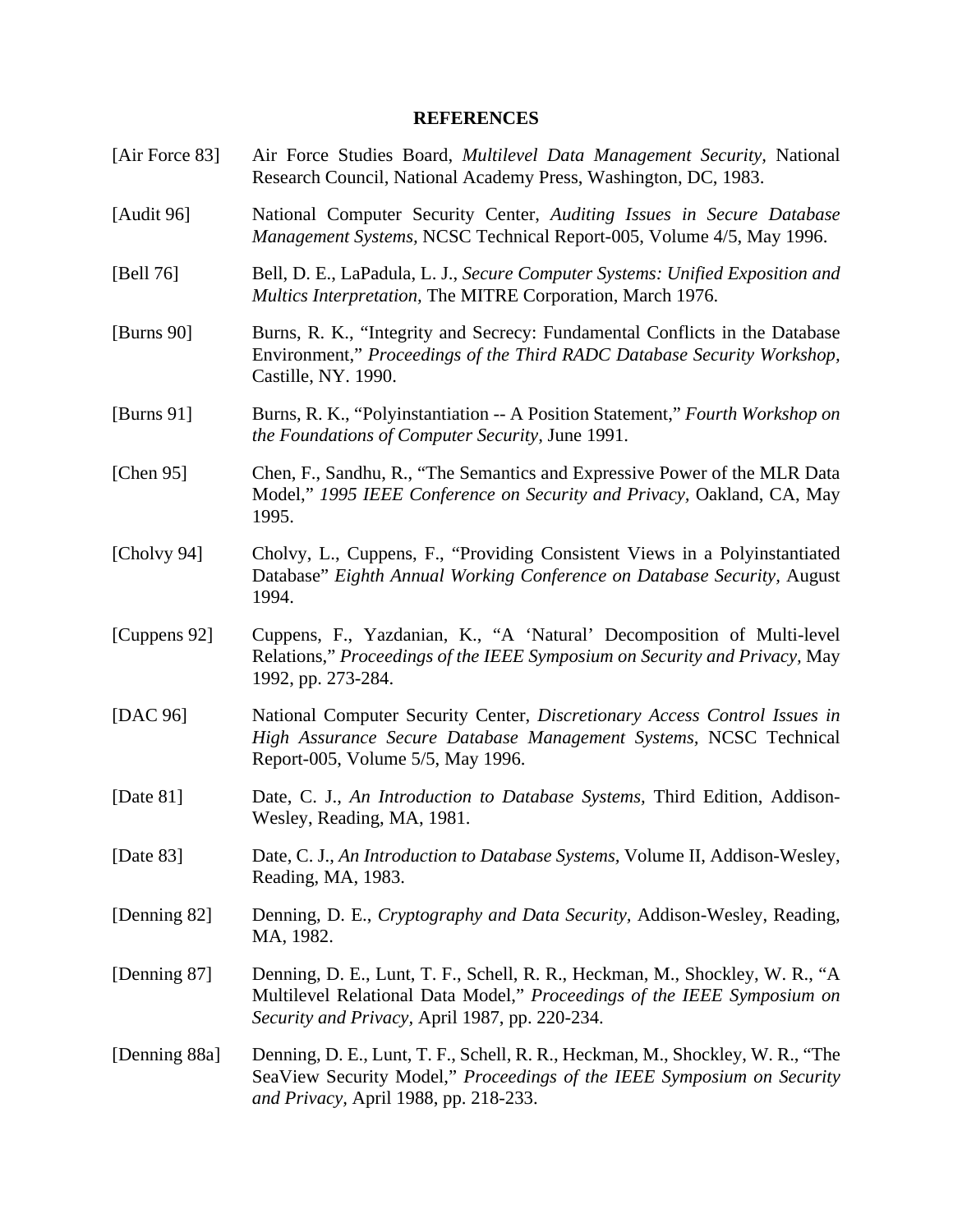## REFERENCES

[Air Force 83] Air Force Studies Board, *Multilevel Data Management Security,* National Research Council, National Academy Press, Washington, DC, 1983.

[Audit 96] National Computer Security Center, *Auditing Issues in Secure Database Management Systems,* NCSC Technical Report-005, Volume 4/5, May 1996.

[Bell 76] Bell, D. E., LaPadula, L. J., *Secure Computer Systems: Unified Exposition and Multics Interpretation,* The MITRE Corporation, March 1976.

[Burns 90] Burns, R. K., "Integrity and Secrecy: Fundamental Conflicts in the Database Environment," *Proceedings of the Third RADC Database Security Workshop,* Castille, NY. 1990.

[Burns 91] Burns, R. K., "Polyinstantiation -- A Position Statement," *Fourth Workshop on the Foundations of Computer Security*, June 1991.

[Chen 95] Chen, F., Sandhu, R., "The Semantics and Expressive Power of the MLR Data Model," *1995 IEEE Conference on Security and Privacy,* Oakland, CA, May 1995.

[Cholvy 94] Cholvy, L., Cuppens, F., "Providing Consistent Views in a Polyinstantiated Database" *Eighth Annual Working Conference on Database Security,* August 1994.

[Cuppens 92] Cuppens, F., Yazdanian, K., "A 'Natural' Decomposition of Multi-level Relations," *Proceedings of the IEEE Symposium on Security and Privacy,* May 1992, pp. 273-284.

[DAC 96] National Computer Security Center, *Discretionary Access Control Issues in High Assurance Secure Database Management Systems,* NCSC Technical Report-005, Volume 5/5, May 1996.

[Date 81] Date, C. J., *An Introduction to Database Systems,* Third Edition, Addison-Wesley, Reading, MA, 1981.

[Date 83] Date, C. J., *An Introduction to Database Systems,* Volume II, Addison-Wesley, Reading, MA, 1983.

[Denning 82] Denning, D. E., *Cryptography and Data Security,* Addison-Wesley, Reading, MA, 1982.

[Denning 87] Denning, D. E., Lunt, T. F., Schell, R. R., Heckman, M., Shockley, W. R., "A Multilevel Relational Data Model," *Proceedings of the IEEE Symposium on Security and Privacy,* April 1987, pp. 220-234.

[Denning 88a] Denning, D. E., Lunt, T. F., Schell, R. R., Heckman, M., Shockley, W. R., "The SeaView Security Model," *Proceedings of the IEEE Symposium on Security and Privacy,* April 1988, pp. 218-233.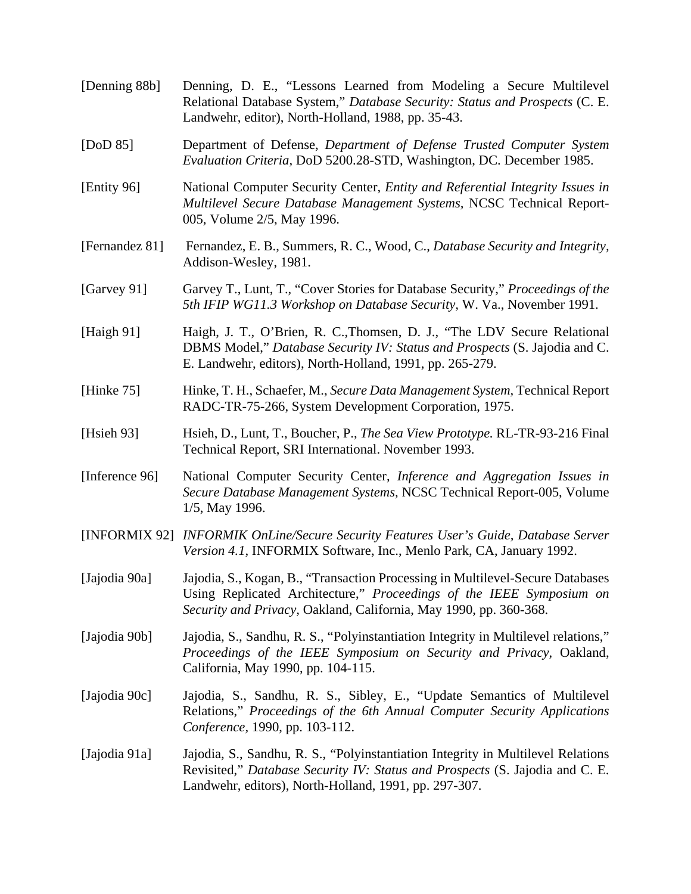[Denning 88b] Denning, D. E., "Lessons Learned from Modeling a Secure Multilevel Relational Database System," *Database Security: Status and Prospects* (C. E. Landwehr, editor), North-Holland, 1988, pp. 35-43.

[DoD 85] Department of Defense, *Department of Defense Trusted Computer System Evaluation Criteria,* DoD 5200.28-STD, Washington, DC. December 1985.

[Entity 96] National Computer Security Center, *Entity and Referential Integrity Issues in Multilevel Secure Database Management Systems,* NCSC Technical Report-005, Volume 2/5, May 1996.

[Fernandez 81] Fernandez, E. B., Summers, R. C., Wood, C., *Database Security and Integrity*, Addison-Wesley, 1981.

[Garvey 91] Garvey T., Lunt, T., "Cover Stories for Database Security," *Proceedings of the 5th IFIP WG11.3 Workshop on Database Security,* W. Va., November 1991.

[Haigh 91] Haigh, J. T., O'Brien, R. C.,Thomsen, D. J., "The LDV Secure Relational DBMS Model," *Database Security IV: Status and Prospects* (S. Jajodia and C. E. Landwehr, editors), North-Holland, 1991, pp. 265-279.

[Hinke 75] Hinke, T. H., Schaefer, M., *Secure Data Management System,* Technical Report RADC-TR-75-266, System Development Corporation, 1975.

[Hsieh 93] Hsieh, D., Lunt, T., Boucher, P., *The Sea View Prototype.* RL-TR-93-216 Final Technical Report, SRI International. November 1993.

[Inference 96] National Computer Security Center, *Inference and Aggregation Issues in Secure Database Management Systems,* NCSC Technical Report-005, Volume 1/5, May 1996.

[INFORMIX 92] *INFORMIK OnLine/Secure Security Features User's Guide, Database Server Version 4.1,* INFORMIX Software, Inc., Menlo Park, CA, January 1992.

[Jajodia 90a] Jajodia, S., Kogan, B., "Transaction Processing in Multilevel-Secure Databases Using Replicated Architecture," *Proceedings of the IEEE Symposium on Security and Privacy,* Oakland, California, May 1990, pp. 360-368.

[Jajodia 90b] Jajodia, S., Sandhu, R. S., "Polyinstantiation Integrity in Multilevel relations," *Proceedings of the IEEE Symposium on Security and Privacy,* Oakland, California, May 1990, pp. 104-115.

[Jajodia 90c] Jajodia, S., Sandhu, R. S., Sibley, E., "Update Semantics of Multilevel Relations," *Proceedings of the 6th Annual Computer Security Applications Conference,* 1990, pp. 103-112.

[Jajodia 91a] Jajodia, S., Sandhu, R. S., "Polyinstantiation Integrity in Multilevel Relations Revisited," *Database Security IV: Status and Prospects* (S. Jajodia and C. E. Landwehr, editors), North-Holland, 1991, pp. 297-307.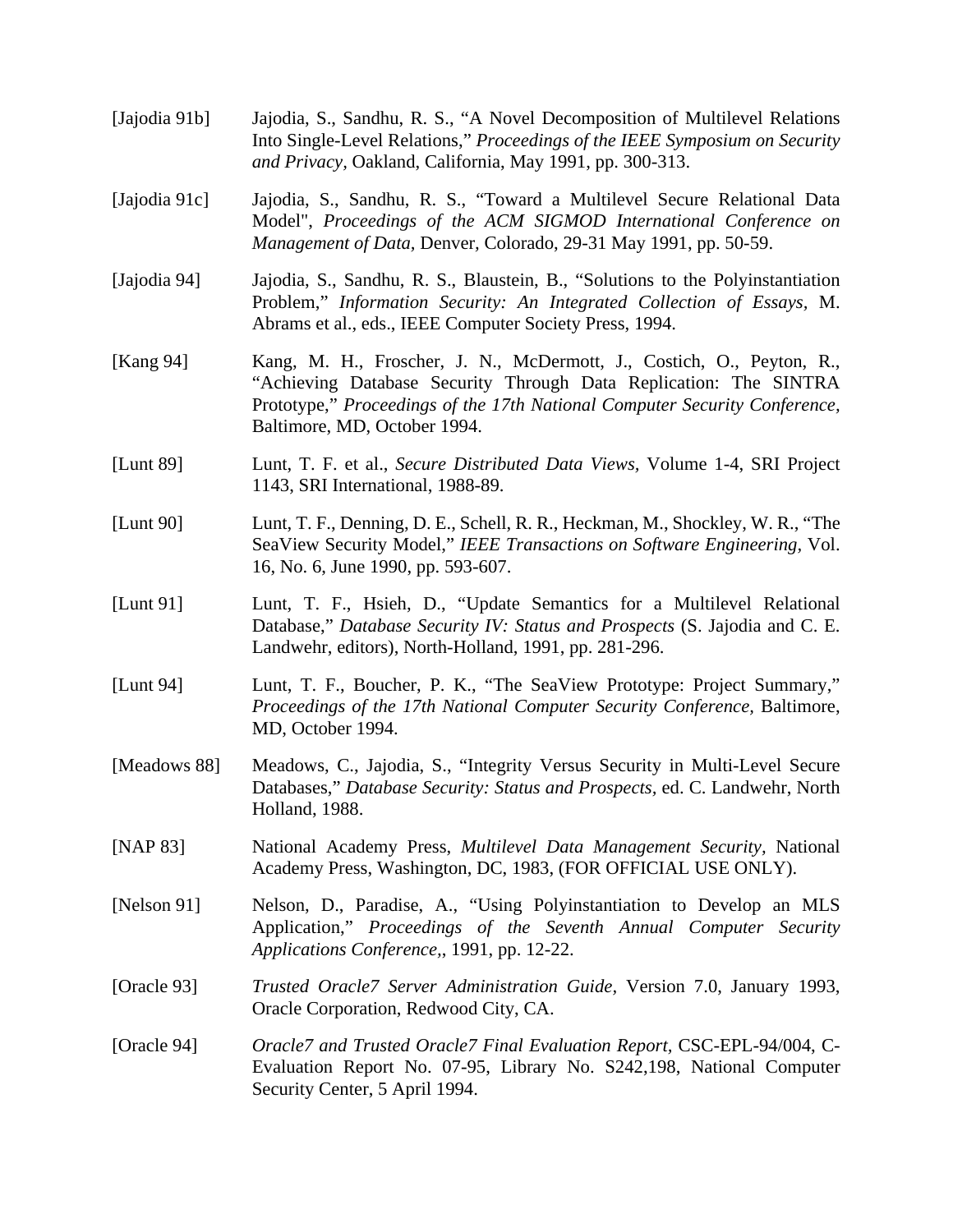[Jajodia 91b] Jajodia, S., Sandhu, R. S., “A Novel Decomposition of Multilevel Relations Into Single-Level Relations,” *Proceedings of the IEEE Symposium on Security and Privacy,* Oakland, California, May 1991, pp. 300-313.

[Jajodia 91c] Jajodia, S., Sandhu, R. S., “Toward a Multilevel Secure Relational Data Model", *Proceedings of the ACM SIGMOD International Conference on Management of Data,* Denver, Colorado, 29-31 May 1991, pp. 50-59.

[Jajodia 94] Jajodia, S., Sandhu, R. S., Blaustein, B., “Solutions to the Polyinstantiation Problem,” *Information Security: An Integrated Collection of Essays,* M. Abrams et al., eds., IEEE Computer Society Press, 1994.

[Kang 94] Kang, M. H., Froscher, J. N., McDermott, J., Costich, O., Peyton, R., “Achieving Database Security Through Data Replication: The SINTRA Prototype,” *Proceedings of the 17th National Computer Security Conference,* Baltimore, MD, October 1994.

[Lunt 89] Lunt, T. F. et al., *Secure Distributed Data Views,* Volume 1-4, SRI Project 1143, SRI International, 1988-89.

[Lunt 90] Lunt, T. F., Denning, D. E., Schell, R. R., Heckman, M., Shockley, W. R., “The SeaView Security Model,” *IEEE Transactions on Software Engineering,* Vol. 16, No. 6, June 1990, pp. 593-607.

[Lunt 91] Lunt, T. F., Hsieh, D., “Update Semantics for a Multilevel Relational Database,” *Database Security IV: Status and Prospects* (S. Jajodia and C. E. Landwehr, editors), North-Holland, 1991, pp. 281-296.

[Lunt 94] Lunt, T. F., Boucher, P. K., “The SeaView Prototype: Project Summary,” *Proceedings of the 17th National Computer Security Conference,* Baltimore, MD, October 1994.

[Meadows 88] Meadows, C., Jajodia, S., “Integrity Versus Security in Multi-Level Secure Databases,” *Database Security: Status and Prospects,* ed. C. Landwehr, North Holland, 1988.

[NAP 83] National Academy Press, *Multilevel Data Management Security,* National Academy Press, Washington, DC, 1983, (FOR OFFICIAL USE ONLY).

[Nelson 91] Nelson, D., Paradise, A., “Using Polyinstantiation to Develop an MLS Application,” *Proceedings of the Seventh Annual Computer Security Applications Conference,*, 1991, pp. 12-22.

[Oracle 93] *Trusted Oracle7 Server Administration Guide,* Version 7.0, January 1993, Oracle Corporation, Redwood City, CA.

[Oracle 94] *Oracle7 and Trusted Oracle7 Final Evaluation Report,* CSC-EPL-94/004, C-Evaluation Report No. 07-95, Library No. S242,198, National Computer Security Center, 5 April 1994.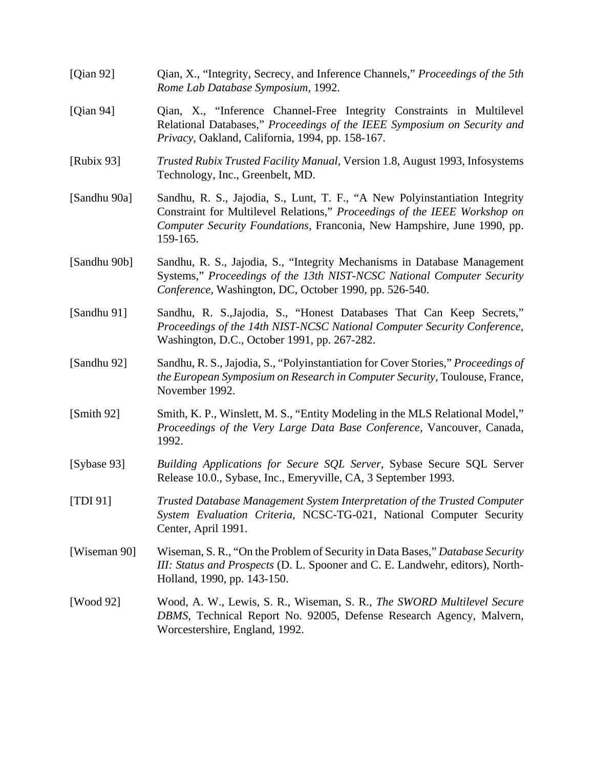[Qian 92] Qian, X., "Integrity, Secrecy, and Inference Channels," *Proceedings of the 5th Rome Lab Database Symposium*, 1992.

[Qian 94] Qian, X., "Inference Channel-Free Integrity Constraints in Multilevel Relational Databases," *Proceedings of the IEEE Symposium on Security and Privacy*, Oakland, California, 1994, pp. 158-167.

[Rubix 93] *Trusted Rubix Trusted Facility Manual*, Version 1.8, August 1993, Infosystems Technology, Inc., Greenbelt, MD.

[Sandhu 90a] Sandhu, R. S., Jajodia, S., Lunt, T. F., "A New Polyinstantiation Integrity Constraint for Multilevel Relations," *Proceedings of the IEEE Workshop on Computer Security Foundations*, Franconia, New Hampshire, June 1990, pp. 159-165.

[Sandhu 90b] Sandhu, R. S., Jajodia, S., "Integrity Mechanisms in Database Management Systems," *Proceedings of the 13th NIST-NCSC National Computer Security Conference*, Washington, DC, October 1990, pp. 526-540.

[Sandhu 91] Sandhu, R. S.,Jajodia, S., "Honest Databases That Can Keep Secrets," *Proceedings of the 14th NIST-NCSC National Computer Security Conference*, Washington, D.C., October 1991, pp. 267-282.

[Sandhu 92] Sandhu, R. S., Jajodia, S., "Polyinstantiation for Cover Stories," *Proceedings of the European Symposium on Research in Computer Security*, Toulouse, France, November 1992.

[Smith 92] Smith, K. P., Winslett, M. S., "Entity Modeling in the MLS Relational Model," *Proceedings of the Very Large Data Base Conference*, Vancouver, Canada, 1992.

[Sybase 93] *Building Applications for Secure SQL Server*, Sybase Secure SQL Server Release 10.0., Sybase, Inc., Emeryville, CA, 3 September 1993.

[TDI 91] *Trusted Database Management System Interpretation of the Trusted Computer System Evaluation Criteria*, NCSC-TG-021, National Computer Security Center, April 1991.

[Wiseman 90] Wiseman, S. R., "On the Problem of Security in Data Bases," *Database Security III: Status and Prospects* (D. L. Spooner and C. E. Landwehr, editors), North-Holland, 1990, pp. 143-150.

[Wood 92] Wood, A. W., Lewis, S. R., Wiseman, S. R., *The SWORD Multilevel Secure DBMS*, Technical Report No. 92005, Defense Research Agency, Malvern, Worcestershire, England, 1992.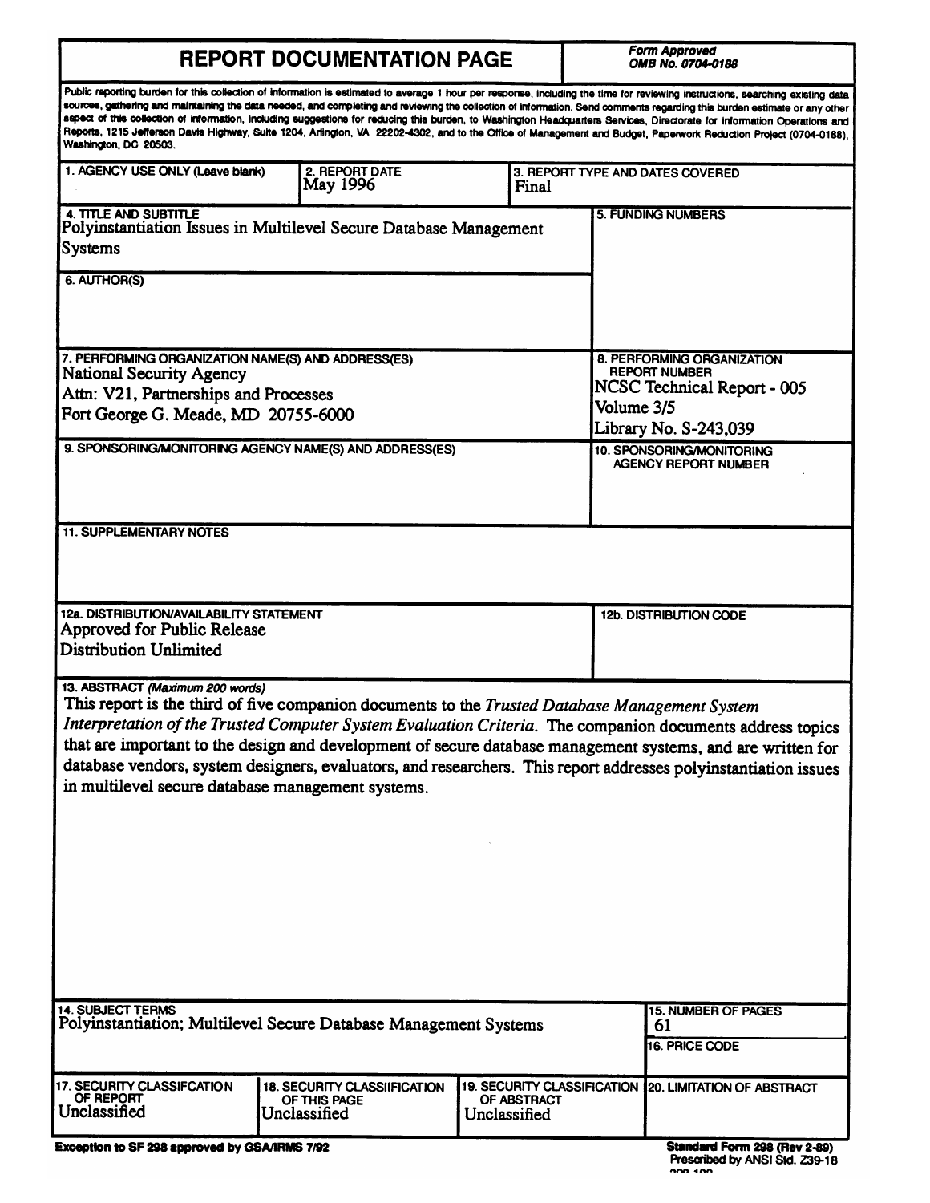# REPORT DOCUMENTATION PAGE

*Form Approved*
*OMB No. 0704-0188*

Public reporting burden for this collection of information is estimated to average 1 hour per response, including the time for reviewing instructions, searching existing data sources, gathering and maintaining the data needed, and completing and reviewing the collection of information. Send comments regarding this burden estimate or any other aspect of this collection of information, including suggestions for reducing this burden, to Washington Headquarters Services, Directorate for Information Operations and Reports, 1215 Jefferson Davis Highway, Suite 1204, Arlington, VA 22202-4302, and to the Office of Management and Budget, Paperwork Reduction Project (0704-0188), Washington, DC 20503.

| 1. AGENCY USE ONLY (Leave blank) | 2. REPORT DATE | 3. REPORT TYPE AND DATES COVERED |
|---|---|---|
| | May 1996 | Final |

**4. TITLE AND SUBTITLE**
Polyinstantiation Issues in Multilevel Secure Database Management Systems

**5. FUNDING NUMBERS**

**6. AUTHOR(S)**

**7. PERFORMING ORGANIZATION NAME(S) AND ADDRESS(ES)**
National Security Agency
Attn: V21, Partnerships and Processes
Fort George G. Meade, MD 20755-6000

**8. PERFORMING ORGANIZATION REPORT NUMBER**
NCSC Technical Report - 005
Volume 3/5
Library No. S-243,039

**9. SPONSORING/MONITORING AGENCY NAME(S) AND ADDRESS(ES)**

**10. SPONSORING/MONITORING AGENCY REPORT NUMBER**

**11. SUPPLEMENTARY NOTES**

**12a. DISTRIBUTION/AVAILABILITY STATEMENT**
Approved for Public Release
Distribution Unlimited

**12b. DISTRIBUTION CODE**

**13. ABSTRACT** *(Maximum 200 words)*
This report is the third of five companion documents to the *Trusted Database Management System Interpretation of the Trusted Computer System Evaluation Criteria*. The companion documents address topics that are important to the design and development of secure database management systems, and are written for database vendors, system designers, evaluators, and researchers. This report addresses polyinstantiation issues in multilevel secure database management systems.

**14. SUBJECT TERMS**
Polyinstantiation; Multilevel Secure Database Management Systems

**15. NUMBER OF PAGES**
61

**16. PRICE CODE**

| 17. SECURITY CLASSIFCATION OF REPORT | 18. SECURITY CLASSIIFICATION OF THIS PAGE | 19. SECURITY CLASSIFICATION OF ABSTRACT | 20. LIMITATION OF ABSTRACT |
|---|---|---|---|
| Unclassified | Unclassified | Unclassified | |

Exception to SF 298 approved by GSA/IRMS 7/92

Standard Form 298 (Rev 2-89)
Prescribed by ANSI Std. Z39-18
298-102